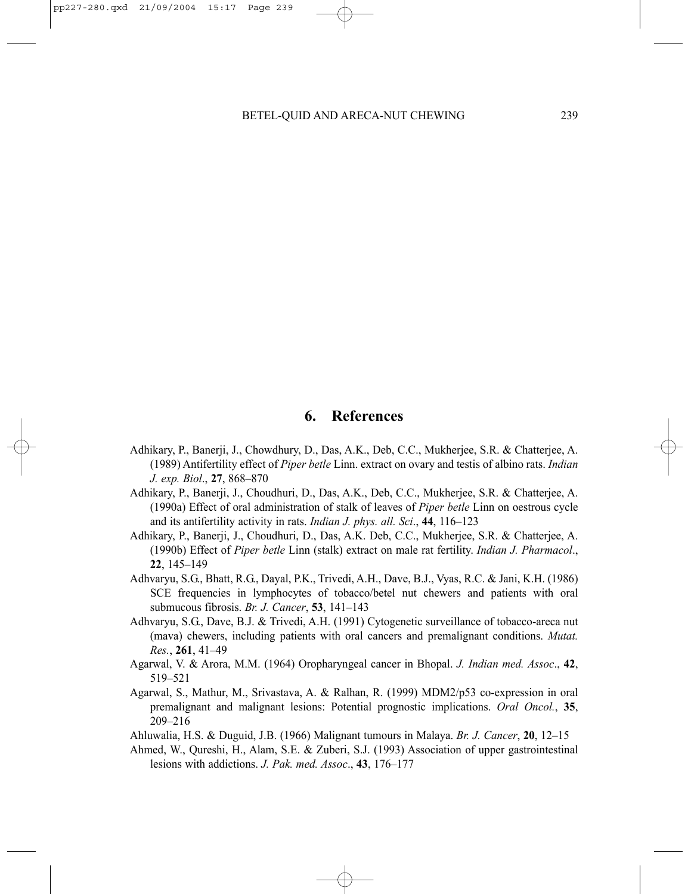## 6. References

Adhikary, P., Banerji, J., Chowdhury, D., Das, A.K., Deb, C.C., Mukherjee, S.R. & Chatterjee, A. (1989) Antifertility effect of *Piper betle* Linn. extract on ovary and testis of albino rats. *Indian J. exp. Biol*., **27**, 868–870

Adhikary, P., Banerji, J., Choudhuri, D., Das, A.K., Deb, C.C., Mukherjee, S.R. & Chatterjee, A. (1990a) Effect of oral administration of stalk of leaves of *Piper betle* Linn on oestrous cycle and its antifertility activity in rats. *Indian J. phys. all. Sci*., **44**, 116–123

Adhikary, P., Banerji, J., Choudhuri, D., Das, A.K. Deb, C.C., Mukherjee, S.R. & Chatterjee, A. (1990b) Effect of *Piper betle* Linn (stalk) extract on male rat fertility. *Indian J. Pharmacol*., **22**, 145–149

Adhvaryu, S.G., Bhatt, R.G., Dayal, P.K., Trivedi, A.H., Dave, B.J., Vyas, R.C. & Jani, K.H. (1986) SCE frequencies in lymphocytes of tobacco/betel nut chewers and patients with oral submucous fibrosis. *Br. J. Cancer*, **53**, 141–143

Adhvaryu, S.G., Dave, B.J. & Trivedi, A.H. (1991) Cytogenetic surveillance of tobacco-areca nut (mava) chewers, including patients with oral cancers and premalignant conditions. *Mutat. Res.*, **261**, 41–49

Agarwal, V. & Arora, M.M. (1964) Oropharyngeal cancer in Bhopal. *J. Indian med. Assoc*., **42**, 519–521

Agarwal, S., Mathur, M., Srivastava, A. & Ralhan, R. (1999) MDM2/p53 co-expression in oral premalignant and malignant lesions: Potential prognostic implications. *Oral Oncol.*, **35**, 209–216

Ahluwalia, H.S. & Duguid, J.B. (1966) Malignant tumours in Malaya. *Br. J. Cancer*, **20**, 12–15

Ahmed, W., Qureshi, H., Alam, S.E. & Zuberi, S.J. (1993) Association of upper gastrointestinal lesions with addictions. *J. Pak. med. Assoc*., **43**, 176–177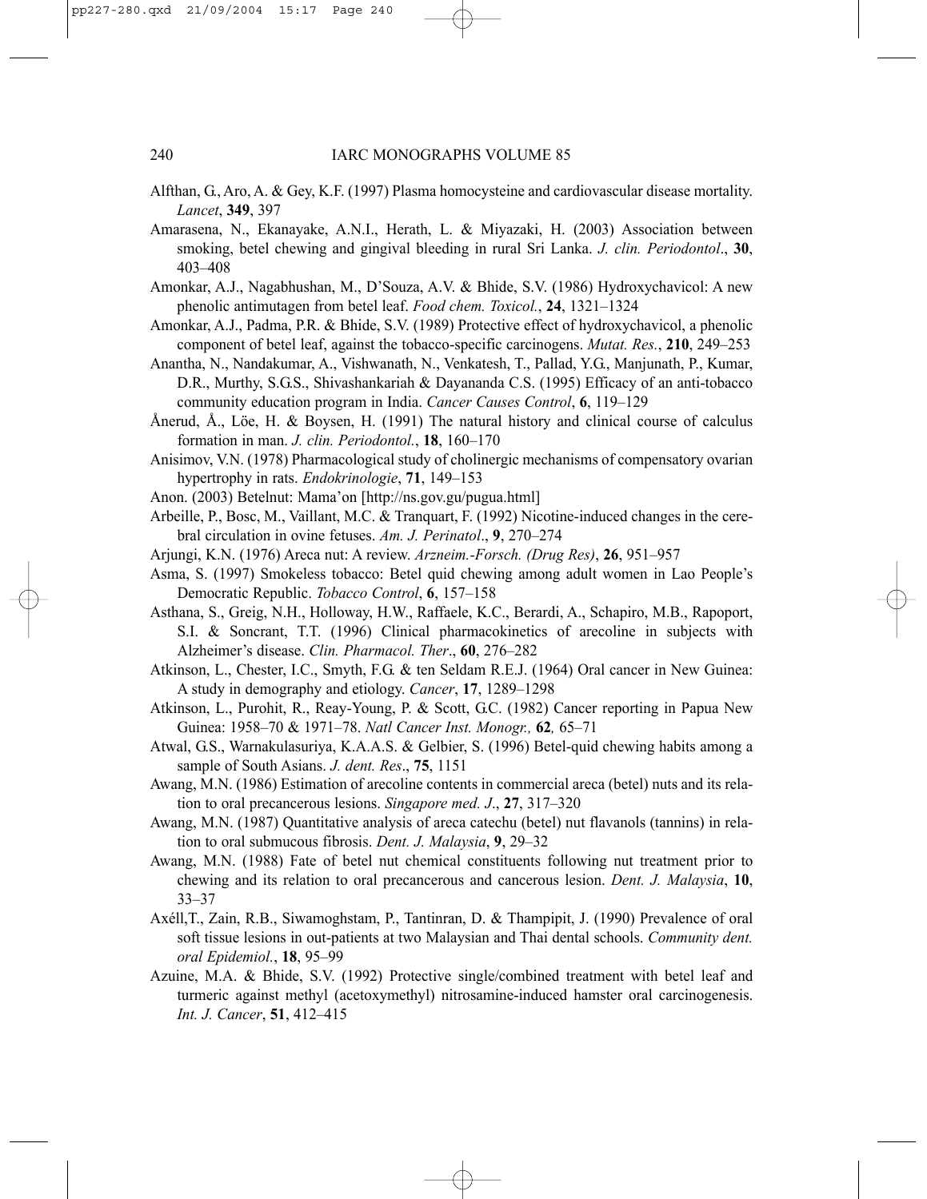Alfthan, G., Aro, A. & Gey, K.F. (1997) Plasma homocysteine and cardiovascular disease mortality. *Lancet*, **349**, 397

Amarasena, N., Ekanayake, A.N.I., Herath, L. & Miyazaki, H. (2003) Association between smoking, betel chewing and gingival bleeding in rural Sri Lanka. *J. clin. Periodontol*., **30**, 403–408

Amonkar, A.J., Nagabhushan, M., D'Souza, A.V. & Bhide, S.V. (1986) Hydroxychavicol: A new phenolic antimutagen from betel leaf. *Food chem. Toxicol.*, **24**, 1321–1324

Amonkar, A.J., Padma, P.R. & Bhide, S.V. (1989) Protective effect of hydroxychavicol, a phenolic component of betel leaf, against the tobacco-specific carcinogens. *Mutat. Res.*, **210**, 249–253

Anantha, N., Nandakumar, A., Vishwanath, N., Venkatesh, T., Pallad, Y.G., Manjunath, P., Kumar, D.R., Murthy, S.G.S., Shivashankariah & Dayananda C.S. (1995) Efficacy of an anti-tobacco community education program in India. *Cancer Causes Control*, **6**, 119–129

Ånerud, Å., Löe, H. & Boysen, H. (1991) The natural history and clinical course of calculus formation in man. *J. clin. Periodontol.*, **18**, 160–170

Anisimov, V.N. (1978) Pharmacological study of cholinergic mechanisms of compensatory ovarian hypertrophy in rats. *Endokrinologie*, **71**, 149–153

Anon. (2003) Betelnut: Mama'on [http://ns.gov.gu/pugua.html]

Arbeille, P., Bosc, M., Vaillant, M.C. & Tranquart, F. (1992) Nicotine-induced changes in the cerebral circulation in ovine fetuses. *Am. J. Perinatol*., **9**, 270–274

Arjungi, K.N. (1976) Areca nut: A review. *Arzneim.-Forsch. (Drug Res)*, **26**, 951–957

Asma, S. (1997) Smokeless tobacco: Betel quid chewing among adult women in Lao People's Democratic Republic. *Tobacco Control*, **6**, 157–158

Asthana, S., Greig, N.H., Holloway, H.W., Raffaele, K.C., Berardi, A., Schapiro, M.B., Rapoport, S.I. & Soncrant, T.T. (1996) Clinical pharmacokinetics of arecoline in subjects with Alzheimer's disease. *Clin. Pharmacol. Ther*., **60**, 276–282

Atkinson, L., Chester, I.C., Smyth, F.G. & ten Seldam R.E.J. (1964) Oral cancer in New Guinea: A study in demography and etiology. *Cancer*, **17**, 1289–1298

Atkinson, L., Purohit, R., Reay-Young, P. & Scott, G.C. (1982) Cancer reporting in Papua New Guinea: 1958–70 & 1971–78. *Natl Cancer Inst. Monogr.,* **62***,* 65–71

Atwal, G.S., Warnakulasuriya, K.A.A.S. & Gelbier, S. (1996) Betel-quid chewing habits among a sample of South Asians. *J. dent. Res*., **75**, 1151

Awang, M.N. (1986) Estimation of arecoline contents in commercial areca (betel) nuts and its relation to oral precancerous lesions. *Singapore med. J*., **27**, 317–320

Awang, M.N. (1987) Quantitative analysis of areca catechu (betel) nut flavanols (tannins) in relation to oral submucous fibrosis. *Dent. J. Malaysia*, **9**, 29–32

Awang, M.N. (1988) Fate of betel nut chemical constituents following nut treatment prior to chewing and its relation to oral precancerous and cancerous lesion. *Dent. J. Malaysia*, **10**, 33–37

Axéll,T., Zain, R.B., Siwamoghstam, P., Tantinran, D. & Thampipit, J. (1990) Prevalence of oral soft tissue lesions in out-patients at two Malaysian and Thai dental schools. *Community dent. oral Epidemiol.*, **18**, 95–99

Azuine, M.A. & Bhide, S.V. (1992) Protective single/combined treatment with betel leaf and turmeric against methyl (acetoxymethyl) nitrosamine-induced hamster oral carcinogenesis. *Int. J. Cancer*, **51**, 412–415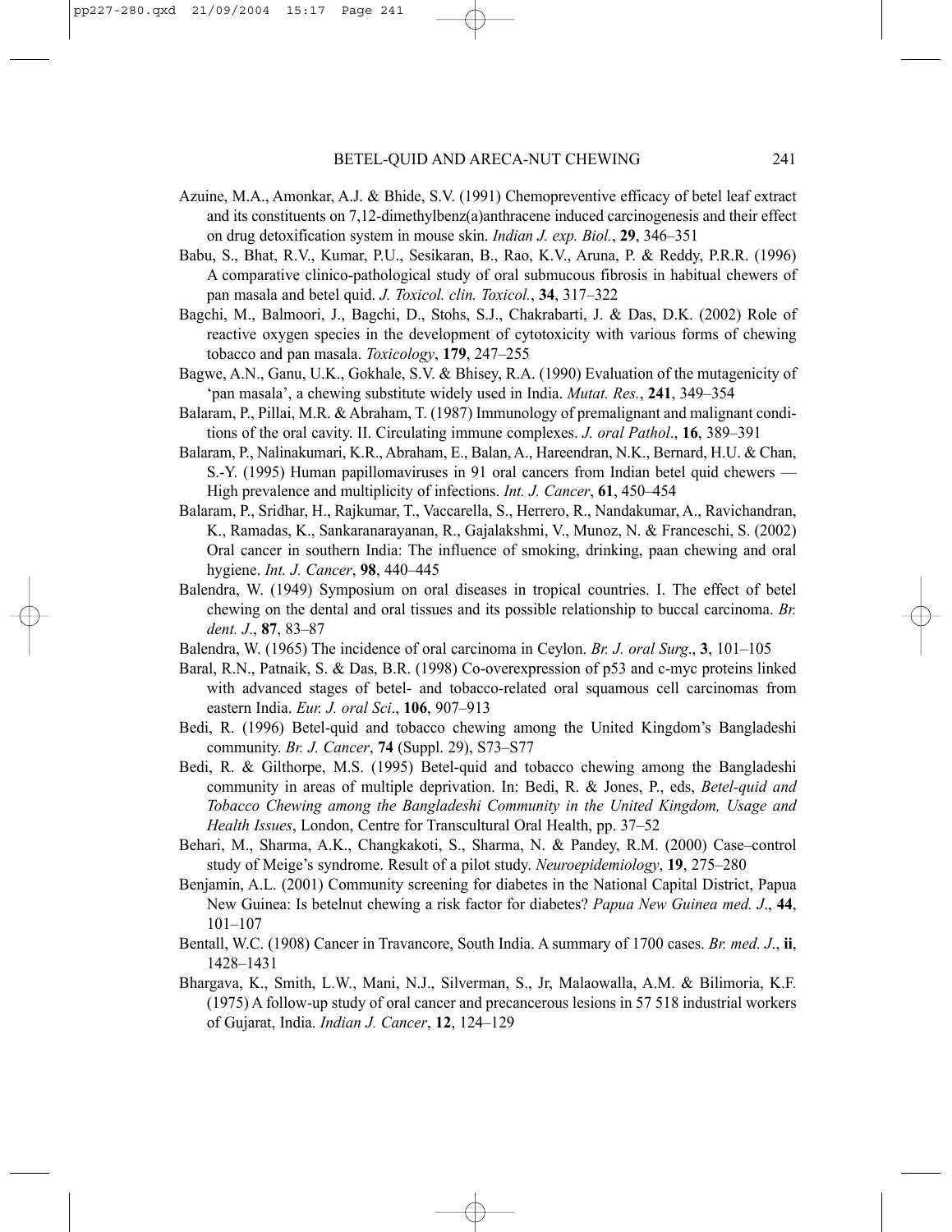Azuine, M.A., Amonkar, A.J. & Bhide, S.V. (1991) Chemopreventive efficacy of betel leaf extract and its constituents on 7,12-dimethylbenz(a)anthracene induced carcinogenesis and their effect on drug detoxification system in mouse skin. *Indian J. exp. Biol.*, **29**, 346–351

Babu, S., Bhat, R.V., Kumar, P.U., Sesikaran, B., Rao, K.V., Aruna, P. & Reddy, P.R.R. (1996) A comparative clinico-pathological study of oral submucous fibrosis in habitual chewers of pan masala and betel quid. *J. Toxicol. clin. Toxicol.*, **34**, 317–322

Bagchi, M., Balmoori, J., Bagchi, D., Stohs, S.J., Chakrabarti, J. & Das, D.K. (2002) Role of reactive oxygen species in the development of cytotoxicity with various forms of chewing tobacco and pan masala. *Toxicology*, **179**, 247–255

Bagwe, A.N., Ganu, U.K., Gokhale, S.V. & Bhisey, R.A. (1990) Evaluation of the mutagenicity of 'pan masala', a chewing substitute widely used in India. *Mutat. Res.*, **241**, 349–354

Balaram, P., Pillai, M.R. & Abraham, T. (1987) Immunology of premalignant and malignant conditions of the oral cavity. II. Circulating immune complexes. *J. oral Pathol*., **16**, 389–391

Balaram, P., Nalinakumari, K.R., Abraham, E., Balan, A., Hareendran, N.K., Bernard, H.U. & Chan, S.-Y. (1995) Human papillomaviruses in 91 oral cancers from Indian betel quid chewers — High prevalence and multiplicity of infections. *Int. J. Cancer*, **61**, 450–454

Balaram, P., Sridhar, H., Rajkumar, T., Vaccarella, S., Herrero, R., Nandakumar, A., Ravichandran, K., Ramadas, K., Sankaranarayanan, R., Gajalakshmi, V., Munoz, N. & Franceschi, S. (2002) Oral cancer in southern India: The influence of smoking, drinking, paan chewing and oral hygiene. *Int. J. Cancer*, **98**, 440–445

Balendra, W. (1949) Symposium on oral diseases in tropical countries. I. The effect of betel chewing on the dental and oral tissues and its possible relationship to buccal carcinoma. *Br. dent. J*., **87**, 83–87

Balendra, W. (1965) The incidence of oral carcinoma in Ceylon. *Br. J. oral Surg*., **3**, 101–105

Baral, R.N., Patnaik, S. & Das, B.R. (1998) Co-overexpression of p53 and c-myc proteins linked with advanced stages of betel- and tobacco-related oral squamous cell carcinomas from eastern India. *Eur. J. oral Sci*., **106**, 907–913

Bedi, R. (1996) Betel-quid and tobacco chewing among the United Kingdom's Bangladeshi community. *Br. J. Cancer*, **74** (Suppl. 29), S73–S77

Bedi, R. & Gilthorpe, M.S. (1995) Betel-quid and tobacco chewing among the Bangladeshi community in areas of multiple deprivation. In: Bedi, R. & Jones, P., eds, *Betel-quid and Tobacco Chewing among the Bangladeshi Community in the United Kingdom, Usage and Health Issues*, London, Centre for Transcultural Oral Health, pp. 37–52

Behari, M., Sharma, A.K., Changkakoti, S., Sharma, N. & Pandey, R.M. (2000) Case–control study of Meige's syndrome. Result of a pilot study. *Neuroepidemiology*, **19**, 275–280

Benjamin, A.L. (2001) Community screening for diabetes in the National Capital District, Papua New Guinea: Is betelnut chewing a risk factor for diabetes? *Papua New Guinea med. J*., **44**, 101–107

Bentall, W.C. (1908) Cancer in Travancore, South India. A summary of 1700 cases. *Br. med. J*., **ii**, 1428–1431

Bhargava, K., Smith, L.W., Mani, N.J., Silverman, S., Jr, Malaowalla, A.M. & Bilimoria, K.F. (1975) A follow-up study of oral cancer and precancerous lesions in 57 518 industrial workers of Gujarat, India. *Indian J. Cancer*, **12**, 124–129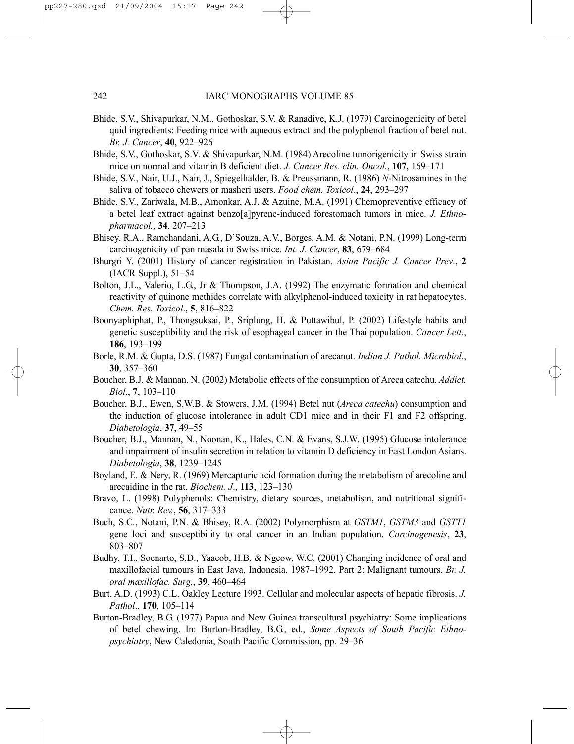Bhide, S.V., Shivapurkar, N.M., Gothoskar, S.V. & Ranadive, K.J. (1979) Carcinogenicity of betel quid ingredients: Feeding mice with aqueous extract and the polyphenol fraction of betel nut. *Br. J. Cancer*, **40**, 922–926

Bhide, S.V., Gothoskar, S.V. & Shivapurkar, N.M. (1984) Arecoline tumorigenicity in Swiss strain mice on normal and vitamin B deficient diet. *J. Cancer Res. clin. Oncol.*, **107**, 169–171

Bhide, S.V., Nair, U.J., Nair, J., Spiegelhalder, B. & Preussmann, R. (1986) *N*-Nitrosamines in the saliva of tobacco chewers or masheri users. *Food chem. Toxicol*., **24**, 293–297

Bhide, S.V., Zariwala, M.B., Amonkar, A.J. & Azuine, M.A. (1991) Chemopreventive efficacy of a betel leaf extract against benzo[a]pyrene-induced forestomach tumors in mice. *J. Ethnopharmacol.*, **34**, 207–213

Bhisey, R.A., Ramchandani, A.G., D'Souza, A.V., Borges, A.M. & Notani, P.N. (1999) Long-term carcinogenicity of pan masala in Swiss mice. *Int. J. Cancer*, **83**, 679–684

Bhurgri Y. (2001) History of cancer registration in Pakistan. *Asian Pacific J. Cancer Prev*., **2** (IACR Suppl.), 51–54

Bolton, J.L., Valerio, L.G., Jr & Thompson, J.A. (1992) The enzymatic formation and chemical reactivity of quinone methides correlate with alkylphenol-induced toxicity in rat hepatocytes. *Chem. Res. Toxicol*., **5**, 816–822

Boonyaphiphat, P., Thongsuksai, P., Sriplung, H. & Puttawibul, P. (2002) Lifestyle habits and genetic susceptibility and the risk of esophageal cancer in the Thai population. *Cancer Lett*., **186**, 193–199

Borle, R.M. & Gupta, D.S. (1987) Fungal contamination of arecanut. *Indian J. Pathol. Microbiol*., **30**, 357–360

Boucher, B.J. & Mannan, N. (2002) Metabolic effects of the consumption of Areca catechu. *Addict. Biol*., **7**, 103–110

Boucher, B.J., Ewen, S.W.B. & Stowers, J.M. (1994) Betel nut (*Areca catechu*) consumption and the induction of glucose intolerance in adult CD1 mice and in their F1 and F2 offspring. *Diabetologia*, **37**, 49–55

Boucher, B.J., Mannan, N., Noonan, K., Hales, C.N. & Evans, S.J.W. (1995) Glucose intolerance and impairment of insulin secretion in relation to vitamin D deficiency in East London Asians. *Diabetologia*, **38**, 1239–1245

Boyland, E. & Nery, R. (1969) Mercapturic acid formation during the metabolism of arecoline and arecaidine in the rat. *Biochem. J*., **113**, 123–130

Bravo, L. (1998) Polyphenols: Chemistry, dietary sources, metabolism, and nutritional significance. *Nutr. Rev.*, **56**, 317–333

Buch, S.C., Notani, P.N. & Bhisey, R.A. (2002) Polymorphism at *GSTM1*, *GSTM3* and *GSTT1* gene loci and susceptibility to oral cancer in an Indian population. *Carcinogenesis*, **23**, 803–807

Budhy, T.I., Soenarto, S.D., Yaacob, H.B. & Ngeow, W.C. (2001) Changing incidence of oral and maxillofacial tumours in East Java, Indonesia, 1987–1992. Part 2: Malignant tumours. *Br. J. oral maxillofac. Surg.*, **39**, 460–464

Burt, A.D. (1993) C.L. Oakley Lecture 1993. Cellular and molecular aspects of hepatic fibrosis. *J. Pathol*., **170**, 105–114

Burton-Bradley, B.G. (1977) Papua and New Guinea transcultural psychiatry: Some implications of betel chewing. In: Burton-Bradley, B.G., ed., *Some Aspects of South Pacific Ethnopsychiatry*, New Caledonia, South Pacific Commission, pp. 29–36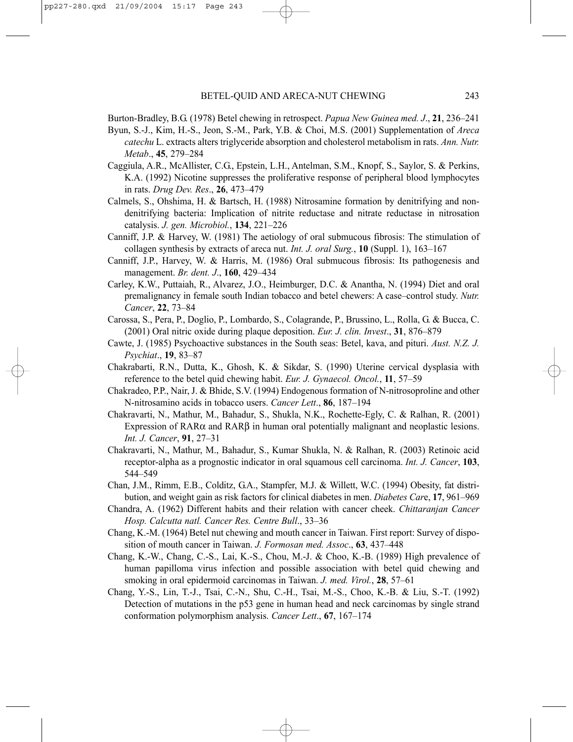Burton-Bradley, B.G. (1978) Betel chewing in retrospect. *Papua New Guinea med. J*., **21**, 236–241

Byun, S.-J., Kim, H.-S., Jeon, S.-M., Park, Y.B. & Choi, M.S. (2001) Supplementation of *Areca catechu* L. extracts alters triglyceride absorption and cholesterol metabolism in rats. *Ann. Nutr. Metab*., **45**, 279–284

Caggiula, A.R., McAllister, C.G., Epstein, L.H., Antelman, S.M., Knopf, S., Saylor, S. & Perkins, K.A. (1992) Nicotine suppresses the proliferative response of peripheral blood lymphocytes in rats. *Drug Dev. Res*., **26**, 473–479

Calmels, S., Ohshima, H. & Bartsch, H. (1988) Nitrosamine formation by denitrifying and non-denitrifying bacteria: Implication of nitrite reductase and nitrate reductase in nitrosation catalysis. *J. gen. Microbiol.*, **134**, 221–226

Canniff, J.P. & Harvey, W. (1981) The aetiology of oral submucous fibrosis: The stimulation of collagen synthesis by extracts of areca nut. *Int. J. oral Surg.*, **10** (Suppl. 1), 163–167

Canniff, J.P., Harvey, W. & Harris, M. (1986) Oral submucous fibrosis: Its pathogenesis and management. *Br. dent. J*., **160**, 429–434

Carley, K.W., Puttaiah, R., Alvarez, J.O., Heimburger, D.C. & Anantha, N. (1994) Diet and oral premalignancy in female south Indian tobacco and betel chewers: A case–control study. *Nutr. Cancer*, **22**, 73–84

Carossa, S., Pera, P., Doglio, P., Lombardo, S., Colagrande, P., Brussino, L., Rolla, G. & Bucca, C. (2001) Oral nitric oxide during plaque deposition. *Eur. J. clin. Invest*., **31**, 876–879

Cawte, J. (1985) Psychoactive substances in the South seas: Betel, kava, and pituri. *Aust. N.Z. J. Psychiat*., **19**, 83–87

Chakrabarti, R.N., Dutta, K., Ghosh, K. & Sikdar, S. (1990) Uterine cervical dysplasia with reference to the betel quid chewing habit. *Eur. J. Gynaecol. Oncol.*, **11**, 57–59

Chakradeo, P.P., Nair, J. & Bhide, S.V. (1994) Endogenous formation of N-nitrosoproline and other N-nitrosamino acids in tobacco users. *Cancer Lett*., **86**, 187–194

Chakravarti, N., Mathur, M., Bahadur, S., Shukla, N.K., Rochette-Egly, C. & Ralhan, R. (2001) Expression of RARα and RARβ in human oral potentially malignant and neoplastic lesions. *Int. J. Cancer*, **91**, 27–31

Chakravarti, N., Mathur, M., Bahadur, S., Kumar Shukla, N. & Ralhan, R. (2003) Retinoic acid receptor-alpha as a prognostic indicator in oral squamous cell carcinoma. *Int. J. Cancer*, **103**, 544–549

Chan, J.M., Rimm, E.B., Colditz, G.A., Stampfer, M.J. & Willett, W.C. (1994) Obesity, fat distribution, and weight gain as risk factors for clinical diabetes in men. *Diabetes Care*, **17**, 961–969

Chandra, A. (1962) Different habits and their relation with cancer cheek. *Chittaranjan Cancer Hosp. Calcutta natl. Cancer Res. Centre Bull*., 33–36

Chang, K.-M. (1964) Betel nut chewing and mouth cancer in Taiwan. First report: Survey of disposition of mouth cancer in Taiwan. *J. Formosan med. Assoc*., **63**, 437–448

Chang, K.-W., Chang, C.-S., Lai, K.-S., Chou, M.-J. & Choo, K.-B. (1989) High prevalence of human papilloma virus infection and possible association with betel quid chewing and smoking in oral epidermoid carcinomas in Taiwan. *J. med. Virol.*, **28**, 57–61

Chang, Y.-S., Lin, T.-J., Tsai, C.-N., Shu, C.-H., Tsai, M.-S., Choo, K.-B. & Liu, S.-T. (1992) Detection of mutations in the p53 gene in human head and neck carcinomas by single strand conformation polymorphism analysis. *Cancer Lett*., **67**, 167–174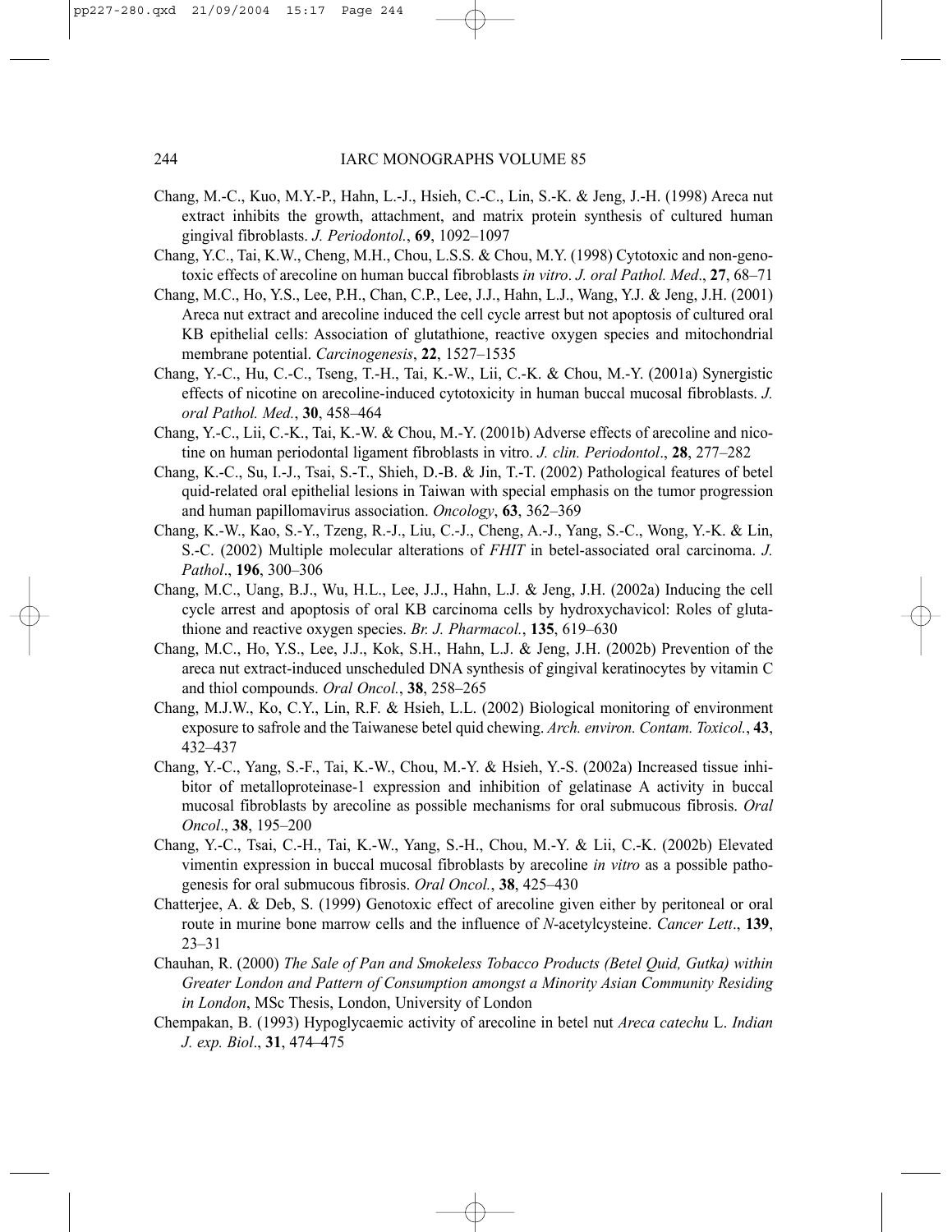Chang, M.-C., Kuo, M.Y.-P., Hahn, L.-J., Hsieh, C.-C., Lin, S.-K. & Jeng, J.-H. (1998) Areca nut extract inhibits the growth, attachment, and matrix protein synthesis of cultured human gingival fibroblasts. *J. Periodontol.*, **69**, 1092–1097

Chang, Y.C., Tai, K.W., Cheng, M.H., Chou, L.S.S. & Chou, M.Y. (1998) Cytotoxic and non-genotoxic effects of arecoline on human buccal fibroblasts *in vitro*. *J. oral Pathol. Med*., **27**, 68–71

Chang, M.C., Ho, Y.S., Lee, P.H., Chan, C.P., Lee, J.J., Hahn, L.J., Wang, Y.J. & Jeng, J.H. (2001) Areca nut extract and arecoline induced the cell cycle arrest but not apoptosis of cultured oral KB epithelial cells: Association of glutathione, reactive oxygen species and mitochondrial membrane potential. *Carcinogenesis*, **22**, 1527–1535

Chang, Y.-C., Hu, C.-C., Tseng, T.-H., Tai, K.-W., Lii, C.-K. & Chou, M.-Y. (2001a) Synergistic effects of nicotine on arecoline-induced cytotoxicity in human buccal mucosal fibroblasts. *J. oral Pathol. Med.*, **30**, 458–464

Chang, Y.-C., Lii, C.-K., Tai, K.-W. & Chou, M.-Y. (2001b) Adverse effects of arecoline and nicotine on human periodontal ligament fibroblasts in vitro. *J. clin. Periodontol*., **28**, 277–282

Chang, K.-C., Su, I.-J., Tsai, S.-T., Shieh, D.-B. & Jin, T.-T. (2002) Pathological features of betel quid-related oral epithelial lesions in Taiwan with special emphasis on the tumor progression and human papillomavirus association. *Oncology*, **63**, 362–369

Chang, K.-W., Kao, S.-Y., Tzeng, R.-J., Liu, C.-J., Cheng, A.-J., Yang, S.-C., Wong, Y.-K. & Lin, S.-C. (2002) Multiple molecular alterations of *FHIT* in betel-associated oral carcinoma. *J. Pathol*., **196**, 300–306

Chang, M.C., Uang, B.J., Wu, H.L., Lee, J.J., Hahn, L.J. & Jeng, J.H. (2002a) Inducing the cell cycle arrest and apoptosis of oral KB carcinoma cells by hydroxychavicol: Roles of glutathione and reactive oxygen species. *Br. J. Pharmacol.*, **135**, 619–630

Chang, M.C., Ho, Y.S., Lee, J.J., Kok, S.H., Hahn, L.J. & Jeng, J.H. (2002b) Prevention of the areca nut extract-induced unscheduled DNA synthesis of gingival keratinocytes by vitamin C and thiol compounds. *Oral Oncol.*, **38**, 258–265

Chang, M.J.W., Ko, C.Y., Lin, R.F. & Hsieh, L.L. (2002) Biological monitoring of environment exposure to safrole and the Taiwanese betel quid chewing. *Arch. environ. Contam. Toxicol.*, **43**, 432–437

Chang, Y.-C., Yang, S.-F., Tai, K.-W., Chou, M.-Y. & Hsieh, Y.-S. (2002a) Increased tissue inhibitor of metalloproteinase-1 expression and inhibition of gelatinase A activity in buccal mucosal fibroblasts by arecoline as possible mechanisms for oral submucous fibrosis. *Oral Oncol*., **38**, 195–200

Chang, Y.-C., Tsai, C.-H., Tai, K.-W., Yang, S.-H., Chou, M.-Y. & Lii, C.-K. (2002b) Elevated vimentin expression in buccal mucosal fibroblasts by arecoline *in vitro* as a possible pathogenesis for oral submucous fibrosis. *Oral Oncol.*, **38**, 425–430

Chatterjee, A. & Deb, S. (1999) Genotoxic effect of arecoline given either by peritoneal or oral route in murine bone marrow cells and the influence of *N*-acetylcysteine. *Cancer Lett*., **139**, 23–31

Chauhan, R. (2000) *The Sale of Pan and Smokeless Tobacco Products (Betel Quid, Gutka) within Greater London and Pattern of Consumption amongst a Minority Asian Community Residing in London*, MSc Thesis, London, University of London

Chempakan, B. (1993) Hypoglycaemic activity of arecoline in betel nut *Areca catechu* L. *Indian J. exp. Biol*., **31**, 474–475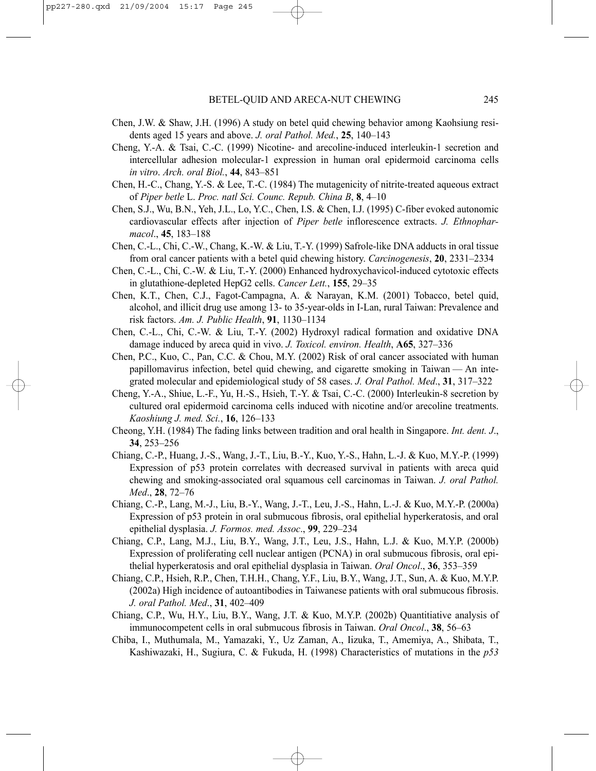Chen, J.W. & Shaw, J.H. (1996) A study on betel quid chewing behavior among Kaohsiung residents aged 15 years and above. *J. oral Pathol. Med.*, **25**, 140–143

Cheng, Y.-A. & Tsai, C.-C. (1999) Nicotine- and arecoline-induced interleukin-1 secretion and intercellular adhesion molecular-1 expression in human oral epidermoid carcinoma cells *in vitro*. *Arch. oral Biol.*, **44**, 843–851

Chen, H.-C., Chang, Y.-S. & Lee, T.-C. (1984) The mutagenicity of nitrite-treated aqueous extract of *Piper betle* L. *Proc. natl Sci. Counc. Repub. China B*, **8**, 4–10

Chen, S.J., Wu, B.N., Yeh, J.L., Lo, Y.C., Chen, I.S. & Chen, I.J. (1995) C-fiber evoked autonomic cardiovascular effects after injection of *Piper betle* inflorescence extracts. *J. Ethnopharmacol.*, **45**, 183–188

Chen, C.-L., Chi, C.-W., Chang, K.-W. & Liu, T.-Y. (1999) Safrole-like DNA adducts in oral tissue from oral cancer patients with a betel quid chewing history. *Carcinogenesis*, **20**, 2331–2334

Chen, C.-L., Chi, C.-W. & Liu, T.-Y. (2000) Enhanced hydroxychavicol-induced cytotoxic effects in glutathione-depleted HepG2 cells. *Cancer Lett.*, **155**, 29–35

Chen, K.T., Chen, C.J., Fagot-Campagna, A. & Narayan, K.M. (2001) Tobacco, betel quid, alcohol, and illicit drug use among 13- to 35-year-olds in I-Lan, rural Taiwan: Prevalence and risk factors. *Am. J. Public Health*, **91**, 1130–1134

Chen, C.-L., Chi, C.-W. & Liu, T.-Y. (2002) Hydroxyl radical formation and oxidative DNA damage induced by areca quid in vivo. *J. Toxicol. environ. Health*, **A65**, 327–336

Chen, P.C., Kuo, C., Pan, C.C. & Chou, M.Y. (2002) Risk of oral cancer associated with human papillomavirus infection, betel quid chewing, and cigarette smoking in Taiwan — An integrated molecular and epidemiological study of 58 cases. *J. Oral Pathol. Med.*, **31**, 317–322

Cheng, Y.-A., Shiue, L.-F., Yu, H.-S., Hsieh, T.-Y. & Tsai, C.-C. (2000) Interleukin-8 secretion by cultured oral epidermoid carcinoma cells induced with nicotine and/or arecoline treatments. *Kaoshiung J. med. Sci.*, **16**, 126–133

Cheong, Y.H. (1984) The fading links between tradition and oral health in Singapore. *Int. dent. J.*, **34**, 253–256

Chiang, C.-P., Huang, J.-S., Wang, J.-T., Liu, B.-Y., Kuo, Y.-S., Hahn, L.-J. & Kuo, M.Y.-P. (1999) Expression of p53 protein correlates with decreased survival in patients with areca quid chewing and smoking-associated oral squamous cell carcinomas in Taiwan. *J. oral Pathol. Med.*, **28**, 72–76

Chiang, C.-P., Lang, M.-J., Liu, B.-Y., Wang, J.-T., Leu, J.-S., Hahn, L.-J. & Kuo, M.Y.-P. (2000a) Expression of p53 protein in oral submucous fibrosis, oral epithelial hyperkeratosis, and oral epithelial dysplasia. *J. Formos. med. Assoc.*, **99**, 229–234

Chiang, C.P., Lang, M.J., Liu, B.Y., Wang, J.T., Leu, J.S., Hahn, L.J. & Kuo, M.Y.P. (2000b) Expression of proliferating cell nuclear antigen (PCNA) in oral submucous fibrosis, oral epithelial hyperkeratosis and oral epithelial dysplasia in Taiwan. *Oral Oncol.*, **36**, 353–359

Chiang, C.P., Hsieh, R.P., Chen, T.H.H., Chang, Y.F., Liu, B.Y., Wang, J.T., Sun, A. & Kuo, M.Y.P. (2002a) High incidence of autoantibodies in Taiwanese patients with oral submucous fibrosis. *J. oral Pathol. Med.*, **31**, 402–409

Chiang, C.P., Wu, H.Y., Liu, B.Y., Wang, J.T. & Kuo, M.Y.P. (2002b) Quantitiative analysis of immunocompetent cells in oral submucous fibrosis in Taiwan. *Oral Oncol.*, **38**, 56–63

Chiba, I., Muthumala, M., Yamazaki, Y., Uz Zaman, A., Iizuka, T., Amemiya, A., Shibata, T., Kashiwazaki, H., Sugiura, C. & Fukuda, H. (1998) Characteristics of mutations in the *p53*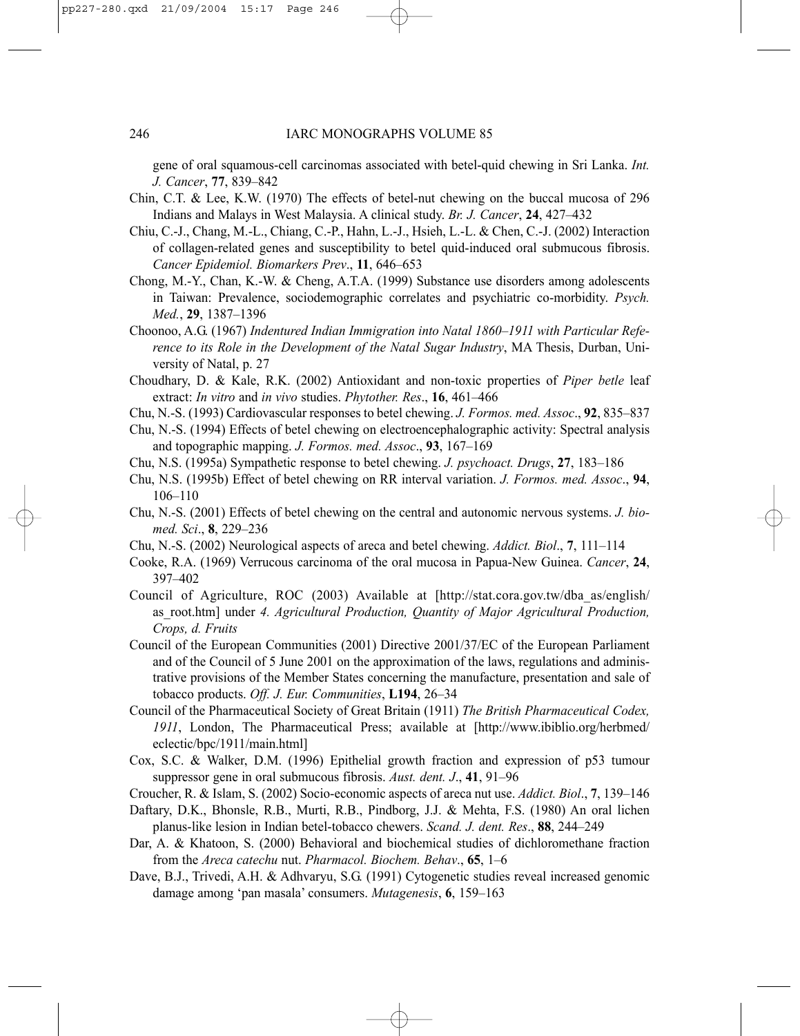gene of oral squamous-cell carcinomas associated with betel-quid chewing in Sri Lanka. *Int. J. Cancer*, **77**, 839–842

Chin, C.T. & Lee, K.W. (1970) The effects of betel-nut chewing on the buccal mucosa of 296 Indians and Malays in West Malaysia. A clinical study. *Br. J. Cancer*, **24**, 427–432

Chiu, C.-J., Chang, M.-L., Chiang, C.-P., Hahn, L.-J., Hsieh, L.-L. & Chen, C.-J. (2002) Interaction of collagen-related genes and susceptibility to betel quid-induced oral submucous fibrosis. *Cancer Epidemiol. Biomarkers Prev*., **11**, 646–653

Chong, M.-Y., Chan, K.-W. & Cheng, A.T.A. (1999) Substance use disorders among adolescents in Taiwan: Prevalence, sociodemographic correlates and psychiatric co-morbidity. *Psych. Med.*, **29**, 1387–1396

Choonoo, A.G. (1967) *Indentured Indian Immigration into Natal 1860–1911 with Particular Reference to its Role in the Development of the Natal Sugar Industry*, MA Thesis, Durban, University of Natal, p. 27

Choudhary, D. & Kale, R.K. (2002) Antioxidant and non-toxic properties of *Piper betle* leaf extract: *In vitro* and *in vivo* studies. *Phytother. Res*., **16**, 461–466

Chu, N.-S. (1993) Cardiovascular responses to betel chewing. *J. Formos. med. Assoc*., **92**, 835–837

Chu, N.-S. (1994) Effects of betel chewing on electroencephalographic activity: Spectral analysis and topographic mapping. *J. Formos. med. Assoc*., **93**, 167–169

Chu, N.S. (1995a) Sympathetic response to betel chewing. *J. psychoact. Drugs*, **27**, 183–186

Chu, N.S. (1995b) Effect of betel chewing on RR interval variation. *J. Formos. med. Assoc*., **94**, 106–110

Chu, N.-S. (2001) Effects of betel chewing on the central and autonomic nervous systems. *J. biomed. Sci*., **8**, 229–236

Chu, N.-S. (2002) Neurological aspects of areca and betel chewing. *Addict. Biol*., **7**, 111–114

Cooke, R.A. (1969) Verrucous carcinoma of the oral mucosa in Papua-New Guinea. *Cancer*, **24**, 397–402

Council of Agriculture, ROC (2003) Available at [http://stat.cora.gov.tw/dba_as/english/as_root.htm] under *4. Agricultural Production, Quantity of Major Agricultural Production, Crops, d. Fruits*

Council of the European Communities (2001) Directive 2001/37/EC of the European Parliament and of the Council of 5 June 2001 on the approximation of the laws, regulations and administrative provisions of the Member States concerning the manufacture, presentation and sale of tobacco products. *Off. J. Eur. Communities*, **L194**, 26–34

Council of the Pharmaceutical Society of Great Britain (1911) *The British Pharmaceutical Codex, 1911*, London, The Pharmaceutical Press; available at [http://www.ibiblio.org/herbmed/eclectic/bpc/1911/main.html]

Cox, S.C. & Walker, D.M. (1996) Epithelial growth fraction and expression of p53 tumour suppressor gene in oral submucous fibrosis. *Aust. dent. J*., **41**, 91–96

Croucher, R. & Islam, S. (2002) Socio-economic aspects of areca nut use. *Addict. Biol*., **7**, 139–146

Daftary, D.K., Bhonsle, R.B., Murti, R.B., Pindborg, J.J. & Mehta, F.S. (1980) An oral lichen planus-like lesion in Indian betel-tobacco chewers. *Scand. J. dent. Res*., **88**, 244–249

Dar, A. & Khatoon, S. (2000) Behavioral and biochemical studies of dichloromethane fraction from the *Areca catechu* nut. *Pharmacol. Biochem. Behav*., **65**, 1–6

Dave, B.J., Trivedi, A.H. & Adhvaryu, S.G. (1991) Cytogenetic studies reveal increased genomic damage among 'pan masala' consumers. *Mutagenesis*, **6**, 159–163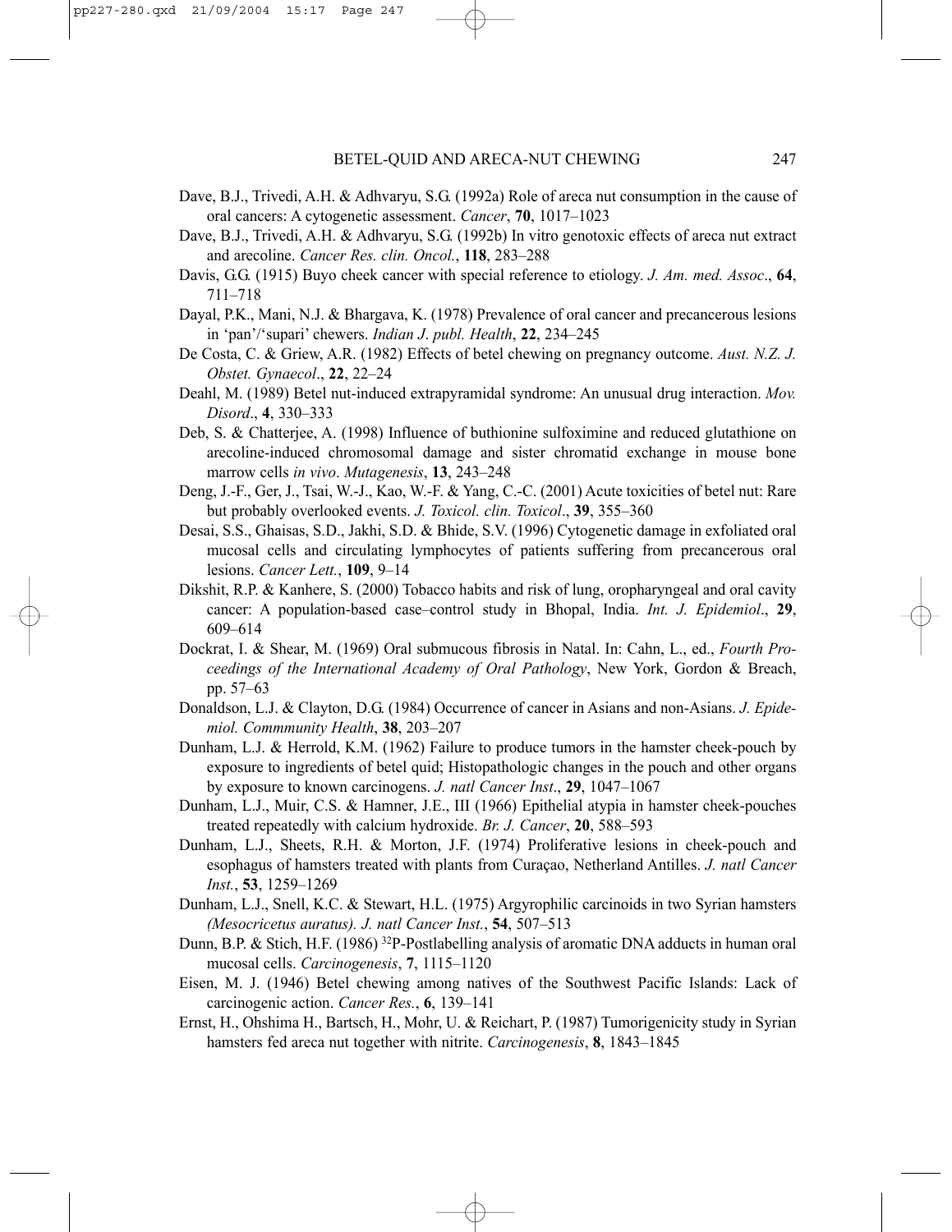Dave, B.J., Trivedi, A.H. & Adhvaryu, S.G. (1992a) Role of areca nut consumption in the cause of oral cancers: A cytogenetic assessment. *Cancer*, **70**, 1017–1023

Dave, B.J., Trivedi, A.H. & Adhvaryu, S.G. (1992b) In vitro genotoxic effects of areca nut extract and arecoline. *Cancer Res. clin. Oncol.*, **118**, 283–288

Davis, G.G. (1915) Buyo cheek cancer with special reference to etiology. *J. Am. med. Assoc*., **64**, 711–718

Dayal, P.K., Mani, N.J. & Bhargava, K. (1978) Prevalence of oral cancer and precancerous lesions in 'pan'/'supari' chewers. *Indian J. publ. Health*, **22**, 234–245

De Costa, C. & Griew, A.R. (1982) Effects of betel chewing on pregnancy outcome. *Aust. N.Z. J. Obstet. Gynaecol*., **22**, 22–24

Deahl, M. (1989) Betel nut-induced extrapyramidal syndrome: An unusual drug interaction. *Mov. Disord*., **4**, 330–333

Deb, S. & Chatterjee, A. (1998) Influence of buthionine sulfoximine and reduced glutathione on arecoline-induced chromosomal damage and sister chromatid exchange in mouse bone marrow cells *in vivo*. *Mutagenesis*, **13**, 243–248

Deng, J.-F., Ger, J., Tsai, W.-J., Kao, W.-F. & Yang, C.-C. (2001) Acute toxicities of betel nut: Rare but probably overlooked events. *J. Toxicol. clin. Toxicol*., **39**, 355–360

Desai, S.S., Ghaisas, S.D., Jakhi, S.D. & Bhide, S.V. (1996) Cytogenetic damage in exfoliated oral mucosal cells and circulating lymphocytes of patients suffering from precancerous oral lesions. *Cancer Lett.*, **109**, 9–14

Dikshit, R.P. & Kanhere, S. (2000) Tobacco habits and risk of lung, oropharyngeal and oral cavity cancer: A population-based case–control study in Bhopal, India. *Int. J. Epidemiol*., **29**, 609–614

Dockrat, I. & Shear, M. (1969) Oral submucous fibrosis in Natal. In: Cahn, L., ed., *Fourth Proceedings of the International Academy of Oral Pathology*, New York, Gordon & Breach, pp. 57–63

Donaldson, L.J. & Clayton, D.G. (1984) Occurrence of cancer in Asians and non-Asians. *J. Epidemiol. Commmunity Health*, **38**, 203–207

Dunham, L.J. & Herrold, K.M. (1962) Failure to produce tumors in the hamster cheek-pouch by exposure to ingredients of betel quid; Histopathologic changes in the pouch and other organs by exposure to known carcinogens. *J. natl Cancer Inst*., **29**, 1047–1067

Dunham, L.J., Muir, C.S. & Hamner, J.E., III (1966) Epithelial atypia in hamster cheek-pouches treated repeatedly with calcium hydroxide. *Br. J. Cancer*, **20**, 588–593

Dunham, L.J., Sheets, R.H. & Morton, J.F. (1974) Proliferative lesions in cheek-pouch and esophagus of hamsters treated with plants from Curaçao, Netherland Antilles. *J. natl Cancer Inst.*, **53**, 1259–1269

Dunham, L.J., Snell, K.C. & Stewart, H.L. (1975) Argyrophilic carcinoids in two Syrian hamsters *(Mesocricetus auratus). J. natl Cancer Inst.*, **54**, 507–513

Dunn, B.P. & Stich, H.F. (1986) $^{32}$P-Postlabelling analysis of aromatic DNA adducts in human oral mucosal cells. *Carcinogenesis*, **7**, 1115–1120

Eisen, M. J. (1946) Betel chewing among natives of the Southwest Pacific Islands: Lack of carcinogenic action. *Cancer Res.*, **6**, 139–141

Ernst, H., Ohshima H., Bartsch, H., Mohr, U. & Reichart, P. (1987) Tumorigenicity study in Syrian hamsters fed areca nut together with nitrite. *Carcinogenesis*, **8**, 1843–1845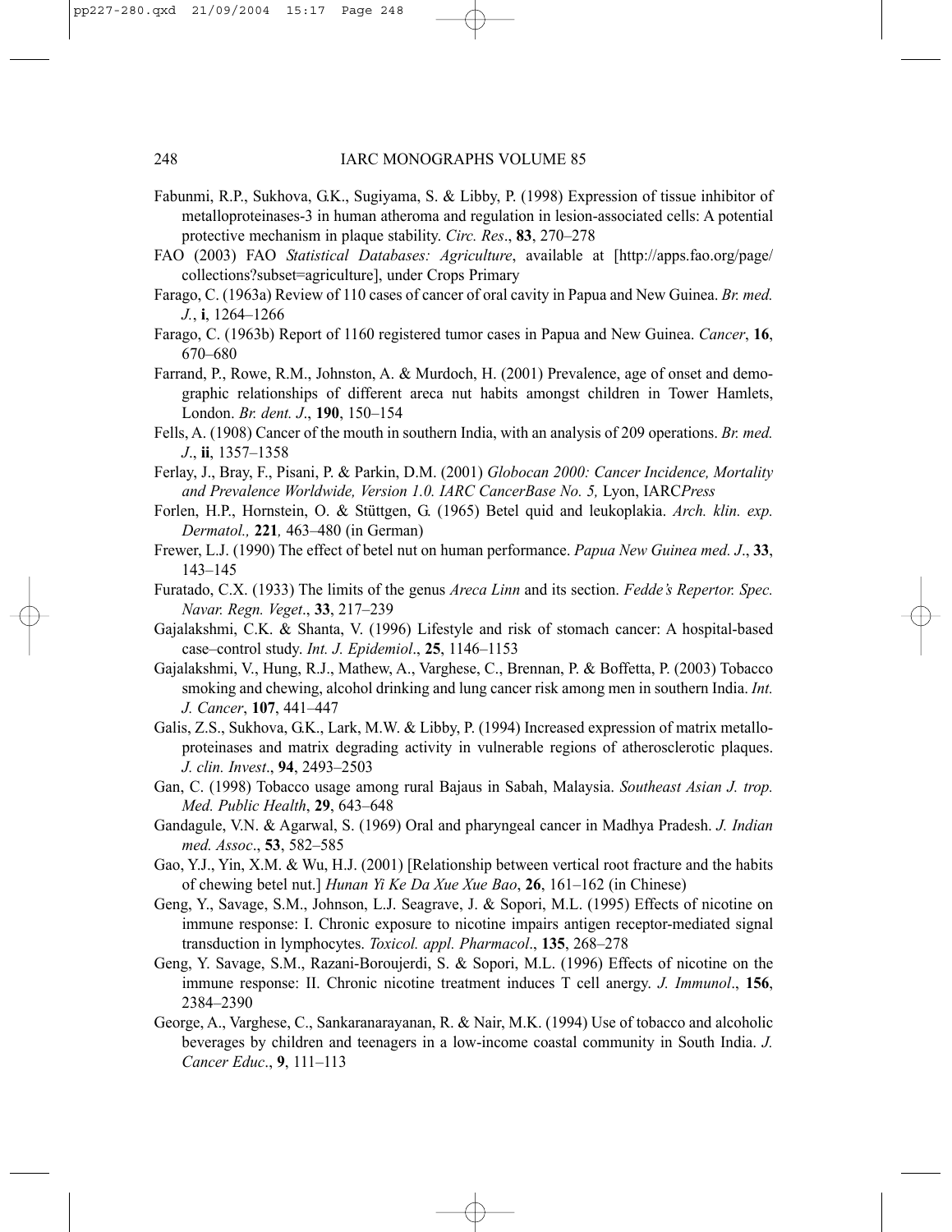Fabunmi, R.P., Sukhova, G.K., Sugiyama, S. & Libby, P. (1998) Expression of tissue inhibitor of metalloproteinases-3 in human atheroma and regulation in lesion-associated cells: A potential protective mechanism in plaque stability. *Circ. Res*., **83**, 270–278

FAO (2003) FAO *Statistical Databases: Agriculture*, available at [http://apps.fao.org/page/collections?subset=agriculture], under Crops Primary

Farago, C. (1963a) Review of 110 cases of cancer of oral cavity in Papua and New Guinea. *Br. med. J.*, **i**, 1264–1266

Farago, C. (1963b) Report of 1160 registered tumor cases in Papua and New Guinea. *Cancer*, **16**, 670–680

Farrand, P., Rowe, R.M., Johnston, A. & Murdoch, H. (2001) Prevalence, age of onset and demographic relationships of different areca nut habits amongst children in Tower Hamlets, London. *Br. dent. J*., **190**, 150–154

Fells, A. (1908) Cancer of the mouth in southern India, with an analysis of 209 operations. *Br. med. J*., **ii**, 1357–1358

Ferlay, J., Bray, F., Pisani, P. & Parkin, D.M. (2001) *Globocan 2000: Cancer Incidence, Mortality and Prevalence Worldwide, Version 1.0. IARC CancerBase No. 5,* Lyon, IARC*Press*

Forlen, H.P., Hornstein, O. & Stüttgen, G. (1965) Betel quid and leukoplakia. *Arch. klin. exp. Dermatol.,* **221***,* 463–480 (in German)

Frewer, L.J. (1990) The effect of betel nut on human performance. *Papua New Guinea med. J*., **33**, 143–145

Furatado, C.X. (1933) The limits of the genus *Areca Linn* and its section. *Fedde's Repertor. Spec. Navar. Regn. Veget*., **33**, 217–239

Gajalakshmi, C.K. & Shanta, V. (1996) Lifestyle and risk of stomach cancer: A hospital-based case–control study. *Int. J. Epidemiol*., **25**, 1146–1153

Gajalakshmi, V., Hung, R.J., Mathew, A., Varghese, C., Brennan, P. & Boffetta, P. (2003) Tobacco smoking and chewing, alcohol drinking and lung cancer risk among men in southern India. *Int. J. Cancer*, **107**, 441–447

Galis, Z.S., Sukhova, G.K., Lark, M.W. & Libby, P. (1994) Increased expression of matrix metalloproteinases and matrix degrading activity in vulnerable regions of atherosclerotic plaques. *J. clin. Invest*., **94**, 2493–2503

Gan, C. (1998) Tobacco usage among rural Bajaus in Sabah, Malaysia. *Southeast Asian J. trop. Med. Public Health*, **29**, 643–648

Gandagule, V.N. & Agarwal, S. (1969) Oral and pharyngeal cancer in Madhya Pradesh. *J. Indian med. Assoc*., **53**, 582–585

Gao, Y.J., Yin, X.M. & Wu, H.J. (2001) [Relationship between vertical root fracture and the habits of chewing betel nut.] *Hunan Yi Ke Da Xue Xue Bao*, **26**, 161–162 (in Chinese)

Geng, Y., Savage, S.M., Johnson, L.J. Seagrave, J. & Sopori, M.L. (1995) Effects of nicotine on immune response: I. Chronic exposure to nicotine impairs antigen receptor-mediated signal transduction in lymphocytes. *Toxicol. appl. Pharmacol*., **135**, 268–278

Geng, Y. Savage, S.M., Razani-Boroujerdi, S. & Sopori, M.L. (1996) Effects of nicotine on the immune response: II. Chronic nicotine treatment induces T cell anergy. *J. Immunol*., **156**, 2384–2390

George, A., Varghese, C., Sankaranarayanan, R. & Nair, M.K. (1994) Use of tobacco and alcoholic beverages by children and teenagers in a low-income coastal community in South India. *J. Cancer Educ*., **9**, 111–113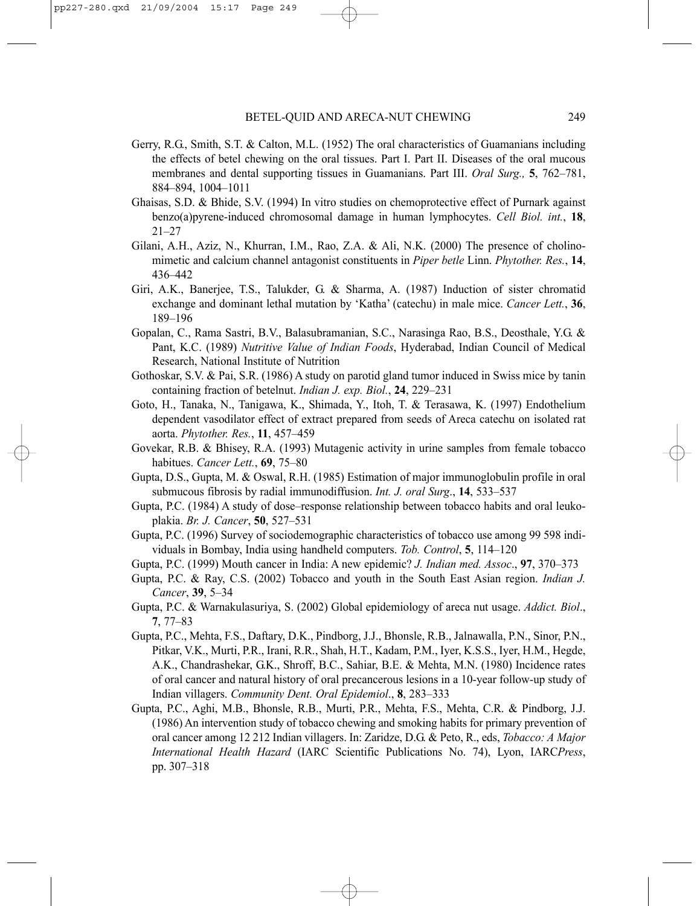Gerry, R.G., Smith, S.T. & Calton, M.L. (1952) The oral characteristics of Guamanians including the effects of betel chewing on the oral tissues. Part I. Part II. Diseases of the oral mucous membranes and dental supporting tissues in Guamanians. Part III. *Oral Surg.,* **5**, 762–781, 884–894, 1004–1011

Ghaisas, S.D. & Bhide, S.V. (1994) In vitro studies on chemoprotective effect of Purnark against benzo(a)pyrene-induced chromosomal damage in human lymphocytes. *Cell Biol. int.*, **18**, 21–27

Gilani, A.H., Aziz, N., Khurran, I.M., Rao, Z.A. & Ali, N.K. (2000) The presence of cholinomimetic and calcium channel antagonist constituents in *Piper betle* Linn. *Phytother. Res.*, **14**, 436–442

Giri, A.K., Banerjee, T.S., Talukder, G. & Sharma, A. (1987) Induction of sister chromatid exchange and dominant lethal mutation by 'Katha' (catechu) in male mice. *Cancer Lett.*, **36**, 189–196

Gopalan, C., Rama Sastri, B.V., Balasubramanian, S.C., Narasinga Rao, B.S., Deosthale, Y.G. & Pant, K.C. (1989) *Nutritive Value of Indian Foods*, Hyderabad, Indian Council of Medical Research, National Institute of Nutrition

Gothoskar, S.V. & Pai, S.R. (1986) A study on parotid gland tumor induced in Swiss mice by tanin containing fraction of betelnut. *Indian J. exp. Biol.*, **24**, 229–231

Goto, H., Tanaka, N., Tanigawa, K., Shimada, Y., Itoh, T. & Terasawa, K. (1997) Endothelium dependent vasodilator effect of extract prepared from seeds of Areca catechu on isolated rat aorta. *Phytother. Res.*, **11**, 457–459

Govekar, R.B. & Bhisey, R.A. (1993) Mutagenic activity in urine samples from female tobacco habitues. *Cancer Lett.*, **69**, 75–80

Gupta, D.S., Gupta, M. & Oswal, R.H. (1985) Estimation of major immunoglobulin profile in oral submucous fibrosis by radial immunodiffusion. *Int. J. oral Surg*., **14**, 533–537

Gupta, P.C. (1984) A study of dose–response relationship between tobacco habits and oral leukoplakia. *Br. J. Cancer*, **50**, 527–531

Gupta, P.C. (1996) Survey of sociodemographic characteristics of tobacco use among 99 598 individuals in Bombay, India using handheld computers. *Tob. Control*, **5**, 114–120

Gupta, P.C. (1999) Mouth cancer in India: A new epidemic? *J. Indian med. Assoc*., **97**, 370–373

Gupta, P.C. & Ray, C.S. (2002) Tobacco and youth in the South East Asian region. *Indian J. Cancer*, **39**, 5–34

Gupta, P.C. & Warnakulasuriya, S. (2002) Global epidemiology of areca nut usage. *Addict. Biol*., **7**, 77–83

Gupta, P.C., Mehta, F.S., Daftary, D.K., Pindborg, J.J., Bhonsle, R.B., Jalnawalla, P.N., Sinor, P.N., Pitkar, V.K., Murti, P.R., Irani, R.R., Shah, H.T., Kadam, P.M., Iyer, K.S.S., Iyer, H.M., Hegde, A.K., Chandrashekar, G.K., Shroff, B.C., Sahiar, B.E. & Mehta, M.N. (1980) Incidence rates of oral cancer and natural history of oral precancerous lesions in a 10-year follow-up study of Indian villagers. *Community Dent. Oral Epidemiol*., **8**, 283–333

Gupta, P.C., Aghi, M.B., Bhonsle, R.B., Murti, P.R., Mehta, F.S., Mehta, C.R. & Pindborg, J.J. (1986) An intervention study of tobacco chewing and smoking habits for primary prevention of oral cancer among 12 212 Indian villagers. In: Zaridze, D.G. & Peto, R., eds, *Tobacco: A Major International Health Hazard* (IARC Scientific Publications No. 74), Lyon, IARC*Press*, pp. 307–318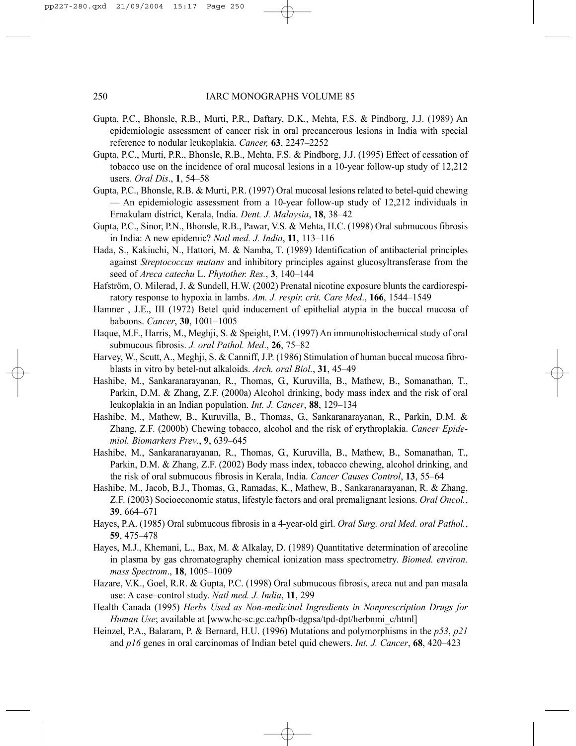Gupta, P.C., Bhonsle, R.B., Murti, P.R., Daftary, D.K., Mehta, F.S. & Pindborg, J.J. (1989) An epidemiologic assessment of cancer risk in oral precancerous lesions in India with special reference to nodular leukoplakia. *Cancer,* **63**, 2247–2252

Gupta, P.C., Murti, P.R., Bhonsle, R.B., Mehta, F.S. & Pindborg, J.J. (1995) Effect of cessation of tobacco use on the incidence of oral mucosal lesions in a 10-year follow-up study of 12,212 users. *Oral Dis*., **1**, 54–58

Gupta, P.C., Bhonsle, R.B. & Murti, P.R. (1997) Oral mucosal lesions related to betel-quid chewing — An epidemiologic assessment from a 10-year follow-up study of 12,212 individuals in Ernakulam district, Kerala, India. *Dent. J. Malaysia*, **18**, 38–42

Gupta, P.C., Sinor, P.N., Bhonsle, R.B., Pawar, V.S. & Mehta, H.C. (1998) Oral submucous fibrosis in India: A new epidemic? *Natl med. J. India*, **11**, 113–116

Hada, S., Kakiuchi, N., Hattori, M. & Namba, T. (1989) Identification of antibacterial principles against *Streptococcus mutans* and inhibitory principles against glucosyltransferase from the seed of *Areca catechu* L. *Phytother. Res.*, **3**, 140–144

Hafström, O. Milerad, J. & Sundell, H.W. (2002) Prenatal nicotine exposure blunts the cardiorespiratory response to hypoxia in lambs. *Am. J. respir. crit. Care Med*., **166**, 1544–1549

Hamner , J.E., III (1972) Betel quid inducement of epithelial atypia in the buccal mucosa of baboons. *Cancer*, **30**, 1001–1005

Haque, M.F., Harris, M., Meghji, S. & Speight, P.M. (1997) An immunohistochemical study of oral submucous fibrosis. *J. oral Pathol. Med*., **26**, 75–82

Harvey, W., Scutt, A., Meghji, S. & Canniff, J.P. (1986) Stimulation of human buccal mucosa fibroblasts in vitro by betel-nut alkaloids. *Arch. oral Biol.*, **31**, 45–49

Hashibe, M., Sankaranarayanan, R., Thomas, G., Kuruvilla, B., Mathew, B., Somanathan, T., Parkin, D.M. & Zhang, Z.F. (2000a) Alcohol drinking, body mass index and the risk of oral leukoplakia in an Indian population. *Int. J. Cancer*, **88**, 129–134

Hashibe, M., Mathew, B., Kuruvilla, B., Thomas, G., Sankaranarayanan, R., Parkin, D.M. & Zhang, Z.F. (2000b) Chewing tobacco, alcohol and the risk of erythroplakia. *Cancer Epidemiol. Biomarkers Prev*., **9**, 639–645

Hashibe, M., Sankaranarayanan, R., Thomas, G., Kuruvilla, B., Mathew, B., Somanathan, T., Parkin, D.M. & Zhang, Z.F. (2002) Body mass index, tobacco chewing, alcohol drinking, and the risk of oral submucous fibrosis in Kerala, India. *Cancer Causes Control*, **13**, 55–64

Hashibe, M., Jacob, B.J., Thomas, G., Ramadas, K., Mathew, B., Sankaranarayanan, R. & Zhang, Z.F. (2003) Socioeconomic status, lifestyle factors and oral premalignant lesions. *Oral Oncol.*, **39**, 664–671

Hayes, P.A. (1985) Oral submucous fibrosis in a 4-year-old girl. *Oral Surg. oral Med. oral Pathol.*, **59**, 475–478

Hayes, M.J., Khemani, L., Bax, M. & Alkalay, D. (1989) Quantitative determination of arecoline in plasma by gas chromatography chemical ionization mass spectrometry. *Biomed. environ. mass Spectrom*., **18**, 1005–1009

Hazare, V.K., Goel, R.R. & Gupta, P.C. (1998) Oral submucous fibrosis, areca nut and pan masala use: A case–control study. *Natl med. J. India*, **11**, 299

Health Canada (1995) *Herbs Used as Non-medicinal Ingredients in Nonprescription Drugs for Human Use*; available at [www.hc-sc.gc.ca/hpfb-dgpsa/tpd-dpt/herbnmi_c/html]

Heinzel, P.A., Balaram, P. & Bernard, H.U. (1996) Mutations and polymorphisms in the *p53*, *p21* and *p16* genes in oral carcinomas of Indian betel quid chewers. *Int. J. Cancer*, **68**, 420–423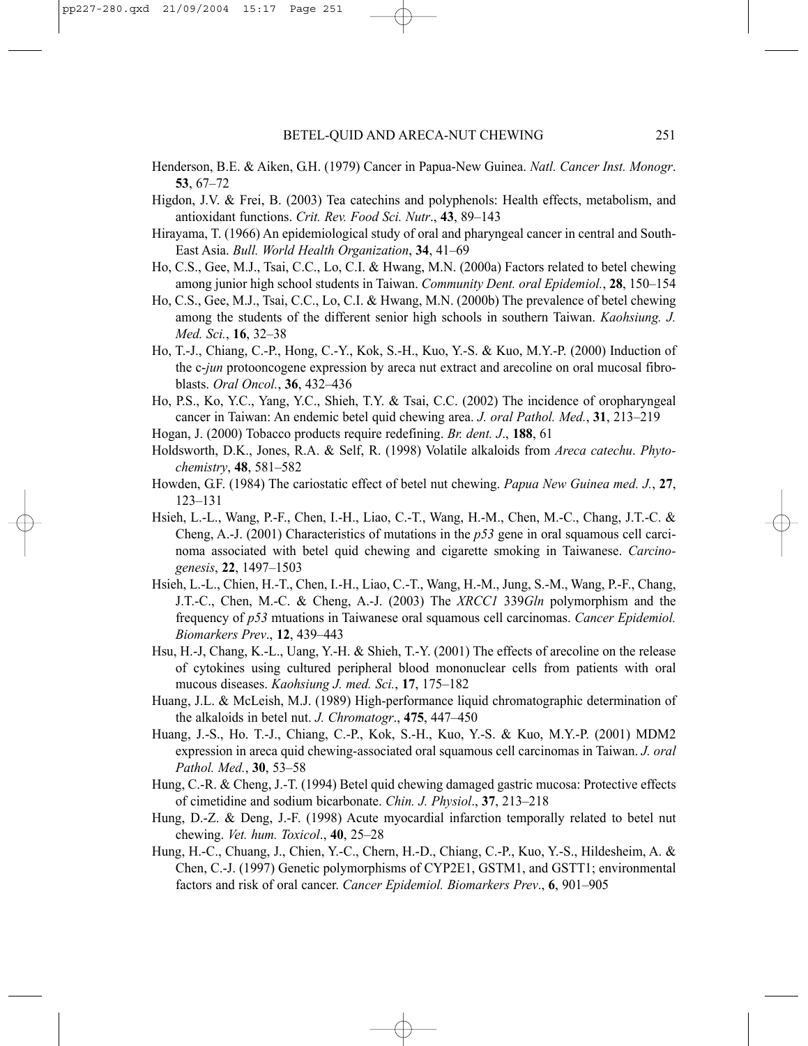Henderson, B.E. & Aiken, G.H. (1979) Cancer in Papua-New Guinea. *Natl. Cancer Inst. Monogr*. **53**, 67–72

Higdon, J.V. & Frei, B. (2003) Tea catechins and polyphenols: Health effects, metabolism, and antioxidant functions. *Crit. Rev. Food Sci. Nutr*., **43**, 89–143

Hirayama, T. (1966) An epidemiological study of oral and pharyngeal cancer in central and South-East Asia. *Bull. World Health Organization*, **34**, 41–69

Ho, C.S., Gee, M.J., Tsai, C.C., Lo, C.I. & Hwang, M.N. (2000a) Factors related to betel chewing among junior high school students in Taiwan. *Community Dent. oral Epidemiol.*, **28**, 150–154

Ho, C.S., Gee, M.J., Tsai, C.C., Lo, C.I. & Hwang, M.N. (2000b) The prevalence of betel chewing among the students of the different senior high schools in southern Taiwan. *Kaohsiung. J. Med. Sci.*, **16**, 32–38

Ho, T.-J., Chiang, C.-P., Hong, C.-Y., Kok, S.-H., Kuo, Y.-S. & Kuo, M.Y.-P. (2000) Induction of the c-*jun* protooncogene expression by areca nut extract and arecoline on oral mucosal fibroblasts. *Oral Oncol.*, **36**, 432–436

Ho, P.S., Ko, Y.C., Yang, Y.C., Shieh, T.Y. & Tsai, C.C. (2002) The incidence of oropharyngeal cancer in Taiwan: An endemic betel quid chewing area. *J. oral Pathol. Med.*, **31**, 213–219

Hogan, J. (2000) Tobacco products require redefining. *Br. dent. J*., **188**, 61

Holdsworth, D.K., Jones, R.A. & Self, R. (1998) Volatile alkaloids from *Areca catechu*. *Phytochemistry*, **48**, 581–582

Howden, G.F. (1984) The cariostatic effect of betel nut chewing. *Papua New Guinea med. J.*, **27**, 123–131

Hsieh, L.-L., Wang, P.-F., Chen, I.-H., Liao, C.-T., Wang, H.-M., Chen, M.-C., Chang, J.T.-C. & Cheng, A.-J. (2001) Characteristics of mutations in the *p53* gene in oral squamous cell carcinoma associated with betel quid chewing and cigarette smoking in Taiwanese. *Carcinogenesis*, **22**, 1497–1503

Hsieh, L.-L., Chien, H.-T., Chen, I.-H., Liao, C.-T., Wang, H.-M., Jung, S.-M., Wang, P.-F., Chang, J.T.-C., Chen, M.-C. & Cheng, A.-J. (2003) The *XRCC1* 339*Gln* polymorphism and the frequency of *p53* mtuations in Taiwanese oral squamous cell carcinomas. *Cancer Epidemiol. Biomarkers Prev*., **12**, 439–443

Hsu, H.-J, Chang, K.-L., Uang, Y.-H. & Shieh, T.-Y. (2001) The effects of arecoline on the release of cytokines using cultured peripheral blood mononuclear cells from patients with oral mucous diseases. *Kaohsiung J. med. Sci.*, **17**, 175–182

Huang, J.L. & McLeish, M.J. (1989) High-performance liquid chromatographic determination of the alkaloids in betel nut. *J. Chromatogr*., **475**, 447–450

Huang, J.-S., Ho. T.-J., Chiang, C.-P., Kok, S.-H., Kuo, Y.-S. & Kuo, M.Y.-P. (2001) MDM2 expression in areca quid chewing-associated oral squamous cell carcinomas in Taiwan. *J. oral Pathol. Med.*, **30**, 53–58

Hung, C.-R. & Cheng, J.-T. (1994) Betel quid chewing damaged gastric mucosa: Protective effects of cimetidine and sodium bicarbonate. *Chin. J. Physiol*., **37**, 213–218

Hung, D.-Z. & Deng, J.-F. (1998) Acute myocardial infarction temporally related to betel nut chewing. *Vet. hum. Toxicol*., **40**, 25–28

Hung, H.-C., Chuang, J., Chien, Y.-C., Chern, H.-D., Chiang, C.-P., Kuo, Y.-S., Hildesheim, A. & Chen, C.-J. (1997) Genetic polymorphisms of CYP2E1, GSTM1, and GSTT1; environmental factors and risk of oral cancer. *Cancer Epidemiol. Biomarkers Prev*., **6**, 901–905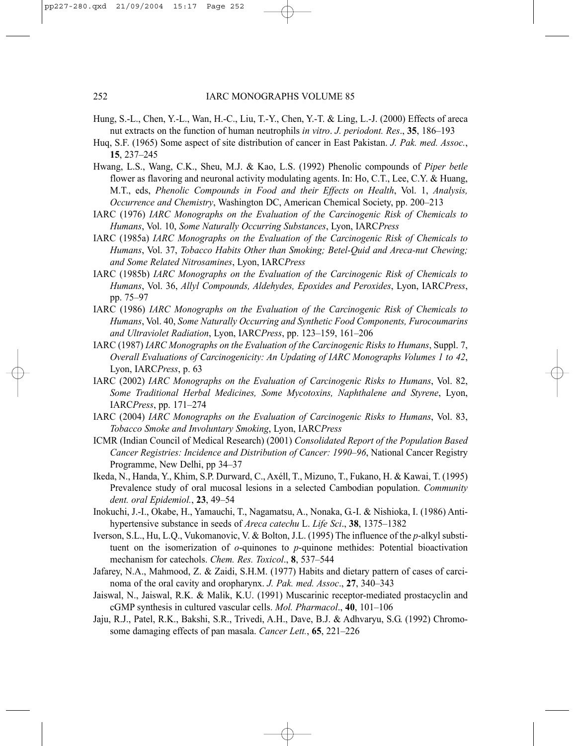Hung, S.-L., Chen, Y.-L., Wan, H.-C., Liu, T.-Y., Chen, Y.-T. & Ling, L.-J. (2000) Effects of areca nut extracts on the function of human neutrophils *in vitro*. *J. periodont. Res*., **35**, 186–193

Huq, S.F. (1965) Some aspect of site distribution of cancer in East Pakistan. *J. Pak. med. Assoc.*, **15**, 237–245

Hwang, L.S., Wang, C.K., Sheu, M.J. & Kao, L.S. (1992) Phenolic compounds of *Piper betle* flower as flavoring and neuronal activity modulating agents. In: Ho, C.T., Lee, C.Y. & Huang, M.T., eds, *Phenolic Compounds in Food and their Effects on Health*, Vol. 1, *Analysis, Occurrence and Chemistry*, Washington DC, American Chemical Society, pp. 200–213

IARC (1976) *IARC Monographs on the Evaluation of the Carcinogenic Risk of Chemicals to Humans*, Vol. 10, *Some Naturally Occurring Substances*, Lyon, IARC*Press*

IARC (1985a) *IARC Monographs on the Evaluation of the Carcinogenic Risk of Chemicals to Humans*, Vol. 37, *Tobacco Habits Other than Smoking; Betel-Quid and Areca-nut Chewing; and Some Related Nitrosamines*, Lyon, IARC*Press*

IARC (1985b) *IARC Monographs on the Evaluation of the Carcinogenic Risk of Chemicals to Humans*, Vol. 36, *Allyl Compounds, Aldehydes, Epoxides and Peroxides*, Lyon, IARC*Press*, pp. 75–97

IARC (1986) *IARC Monographs on the Evaluation of the Carcinogenic Risk of Chemicals to Humans*, Vol. 40, *Some Naturally Occurring and Synthetic Food Components, Furocoumarins and Ultraviolet Radiation*, Lyon, IARC*Press*, pp. 123–159, 161–206

IARC (1987) *IARC Monographs on the Evaluation of the Carcinogenic Risks to Humans*, Suppl. 7, *Overall Evaluations of Carcinogenicity: An Updating of IARC Monographs Volumes 1 to 42*, Lyon, IARC*Press*, p. 63

IARC (2002) *IARC Monographs on the Evaluation of Carcinogenic Risks to Humans*, Vol. 82, *Some Traditional Herbal Medicines, Some Mycotoxins, Naphthalene and Styrene*, Lyon, IARC*Press*, pp. 171–274

IARC (2004) *IARC Monographs on the Evaluation of Carcinogenic Risks to Humans*, Vol. 83, *Tobacco Smoke and Involuntary Smoking*, Lyon, IARC*Press*

ICMR (Indian Council of Medical Research) (2001) *Consolidated Report of the Population Based Cancer Registries: Incidence and Distribution of Cancer: 1990–96*, National Cancer Registry Programme, New Delhi, pp 34–37

Ikeda, N., Handa, Y., Khim, S.P. Durward, C., Axéll, T., Mizuno, T., Fukano, H. & Kawai, T. (1995) Prevalence study of oral mucosal lesions in a selected Cambodian population. *Community dent. oral Epidemiol.*, **23**, 49–54

Inokuchi, J.-I., Okabe, H., Yamauchi, T., Nagamatsu, A., Nonaka, G.-I. & Nishioka, I. (1986) Anti-hypertensive substance in seeds of *Areca catechu* L. *Life Sci*., **38**, 1375–1382

Iverson, S.L., Hu, L.Q., Vukomanovic, V. & Bolton, J.L. (1995) The influence of the *p*-alkyl substituent on the isomerization of *o*-quinones to *p*-quinone methides: Potential bioactivation mechanism for catechols. *Chem. Res. Toxicol*., **8**, 537–544

Jafarey, N.A., Mahmood, Z. & Zaidi, S.H.M. (1977) Habits and dietary pattern of cases of carcinoma of the oral cavity and oropharynx. *J. Pak. med. Assoc*., **27**, 340–343

Jaiswal, N., Jaiswal, R.K. & Malik, K.U. (1991) Muscarinic receptor-mediated prostacyclin and cGMP synthesis in cultured vascular cells. *Mol. Pharmacol*., **40**, 101–106

Jaju, R.J., Patel, R.K., Bakshi, S.R., Trivedi, A.H., Dave, B.J. & Adhvaryu, S.G. (1992) Chromosome damaging effects of pan masala. *Cancer Lett.*, **65**, 221–226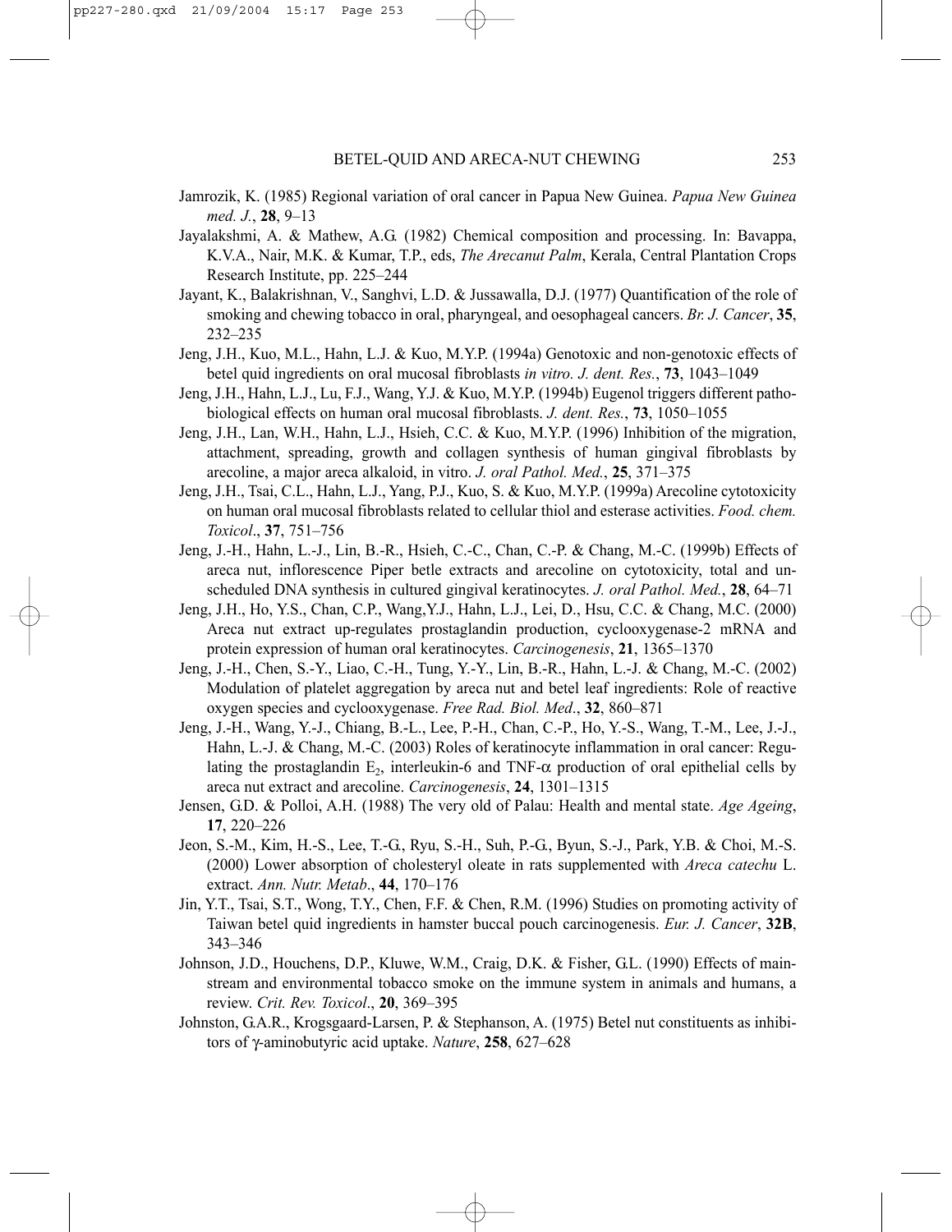Jamrozik, K. (1985) Regional variation of oral cancer in Papua New Guinea. *Papua New Guinea med. J.*, **28**, 9–13

Jayalakshmi, A. & Mathew, A.G. (1982) Chemical composition and processing. In: Bavappa, K.V.A., Nair, M.K. & Kumar, T.P., eds, *The Arecanut Palm*, Kerala, Central Plantation Crops Research Institute, pp. 225–244

Jayant, K., Balakrishnan, V., Sanghvi, L.D. & Jussawalla, D.J. (1977) Quantification of the role of smoking and chewing tobacco in oral, pharyngeal, and oesophageal cancers. *Br. J. Cancer*, **35**, 232–235

Jeng, J.H., Kuo, M.L., Hahn, L.J. & Kuo, M.Y.P. (1994a) Genotoxic and non-genotoxic effects of betel quid ingredients on oral mucosal fibroblasts *in vitro. J. dent. Res.*, **73**, 1043–1049

Jeng, J.H., Hahn, L.J., Lu, F.J., Wang, Y.J. & Kuo, M.Y.P. (1994b) Eugenol triggers different pathobiological effects on human oral mucosal fibroblasts. *J. dent. Res.*, **73**, 1050–1055

Jeng, J.H., Lan, W.H., Hahn, L.J., Hsieh, C.C. & Kuo, M.Y.P. (1996) Inhibition of the migration, attachment, spreading, growth and collagen synthesis of human gingival fibroblasts by arecoline, a major areca alkaloid, in vitro. *J. oral Pathol. Med.*, **25**, 371–375

Jeng, J.H., Tsai, C.L., Hahn, L.J., Yang, P.J., Kuo, S. & Kuo, M.Y.P. (1999a) Arecoline cytotoxicity on human oral mucosal fibroblasts related to cellular thiol and esterase activities. *Food. chem. Toxicol*., **37**, 751–756

Jeng, J.-H., Hahn, L.-J., Lin, B.-R., Hsieh, C.-C., Chan, C.-P. & Chang, M.-C. (1999b) Effects of areca nut, inflorescence Piper betle extracts and arecoline on cytotoxicity, total and unscheduled DNA synthesis in cultured gingival keratinocytes. *J. oral Pathol. Med.*, **28**, 64–71

Jeng, J.H., Ho, Y.S., Chan, C.P., Wang,Y.J., Hahn, L.J., Lei, D., Hsu, C.C. & Chang, M.C. (2000) Areca nut extract up-regulates prostaglandin production, cyclooxygenase-2 mRNA and protein expression of human oral keratinocytes. *Carcinogenesis*, **21**, 1365–1370

Jeng, J.-H., Chen, S.-Y., Liao, C.-H., Tung, Y.-Y., Lin, B.-R., Hahn, L.-J. & Chang, M.-C. (2002) Modulation of platelet aggregation by areca nut and betel leaf ingredients: Role of reactive oxygen species and cyclooxygenase. *Free Rad. Biol. Med*., **32**, 860–871

Jeng, J.-H., Wang, Y.-J., Chiang, B.-L., Lee, P.-H., Chan, C.-P., Ho, Y.-S., Wang, T.-M., Lee, J.-J., Hahn, L.-J. & Chang, M.-C. (2003) Roles of keratinocyte inflammation in oral cancer: Regulating the prostaglandin $E_2$, interleukin-6 and TNF-$\alpha$ production of oral epithelial cells by areca nut extract and arecoline. *Carcinogenesis*, **24**, 1301–1315

Jensen, G.D. & Polloi, A.H. (1988) The very old of Palau: Health and mental state. *Age Ageing*, **17**, 220–226

Jeon, S.-M., Kim, H.-S., Lee, T.-G., Ryu, S.-H., Suh, P.-G., Byun, S.-J., Park, Y.B. & Choi, M.-S. (2000) Lower absorption of cholesteryl oleate in rats supplemented with *Areca catechu* L. extract. *Ann. Nutr. Metab*., **44**, 170–176

Jin, Y.T., Tsai, S.T., Wong, T.Y., Chen, F.F. & Chen, R.M. (1996) Studies on promoting activity of Taiwan betel quid ingredients in hamster buccal pouch carcinogenesis. *Eur. J. Cancer*, **32B**, 343–346

Johnson, J.D., Houchens, D.P., Kluwe, W.M., Craig, D.K. & Fisher, G.L. (1990) Effects of mainstream and environmental tobacco smoke on the immune system in animals and humans, a review. *Crit. Rev. Toxicol*., **20**, 369–395

Johnston, G.A.R., Krogsgaard-Larsen, P. & Stephanson, A. (1975) Betel nut constituents as inhibitors of $\gamma$-aminobutyric acid uptake. *Nature*, **258**, 627–628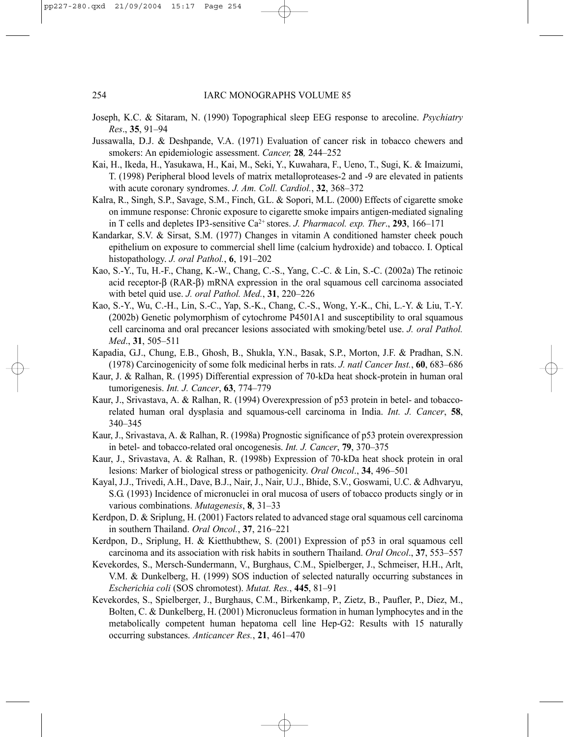Joseph, K.C. & Sitaram, N. (1990) Topographical sleep EEG response to arecoline. *Psychiatry Res*., **35**, 91–94

Jussawalla, D.J. & Deshpande, V.A. (1971) Evaluation of cancer risk in tobacco chewers and smokers: An epidemiologic assessment. *Cancer,* **28***,* 244–252

Kai, H., Ikeda, H., Yasukawa, H., Kai, M., Seki, Y., Kuwahara, F., Ueno, T., Sugi, K. & Imaizumi, T. (1998) Peripheral blood levels of matrix metalloproteases-2 and -9 are elevated in patients with acute coronary syndromes. *J. Am. Coll. Cardiol.*, **32**, 368–372

Kalra, R., Singh, S.P., Savage, S.M., Finch, G.L. & Sopori, M.L. (2000) Effects of cigarette smoke on immune response: Chronic exposure to cigarette smoke impairs antigen-mediated signaling in T cells and depletes IP3-sensitive $Ca^{2+}$ stores. *J. Pharmacol. exp. Ther*., **293**, 166–171

Kandarkar, S.V. & Sirsat, S.M. (1977) Changes in vitamin A conditioned hamster cheek pouch epithelium on exposure to commercial shell lime (calcium hydroxide) and tobacco. I. Optical histopathology. *J. oral Pathol.*, **6**, 191–202

Kao, S.-Y., Tu, H.-F., Chang, K.-W., Chang, C.-S., Yang, C.-C. & Lin, S.-C. (2002a) The retinoic acid receptor-β (RAR-β) mRNA expression in the oral squamous cell carcinoma associated with betel quid use. *J. oral Pathol. Med.*, **31**, 220–226

Kao, S.-Y., Wu, C.-H., Lin, S.-C., Yap, S.-K., Chang, C.-S., Wong, Y.-K., Chi, L.-Y. & Liu, T.-Y. (2002b) Genetic polymorphism of cytochrome P4501A1 and susceptibility to oral squamous cell carcinoma and oral precancer lesions associated with smoking/betel use. *J. oral Pathol. Med*., **31**, 505–511

Kapadia, G.J., Chung, E.B., Ghosh, B., Shukla, Y.N., Basak, S.P., Morton, J.F. & Pradhan, S.N. (1978) Carcinogenicity of some folk medicinal herbs in rats. *J. natl Cancer Inst.*, **60**, 683–686

Kaur, J. & Ralhan, R. (1995) Differential expression of 70-kDa heat shock-protein in human oral tumorigenesis. *Int. J. Cancer*, **63**, 774–779

Kaur, J., Srivastava, A. & Ralhan, R. (1994) Overexpression of p53 protein in betel- and tobacco-related human oral dysplasia and squamous-cell carcinoma in India. *Int. J. Cancer*, **58**, 340–345

Kaur, J., Srivastava, A. & Ralhan, R. (1998a) Prognostic significance of p53 protein overexpression in betel- and tobacco-related oral oncogenesis. *Int. J. Cancer*, **79**, 370–375

Kaur, J., Srivastava, A. & Ralhan, R. (1998b) Expression of 70-kDa heat shock protein in oral lesions: Marker of biological stress or pathogenicity. *Oral Oncol*., **34**, 496–501

Kayal, J.J., Trivedi, A.H., Dave, B.J., Nair, J., Nair, U.J., Bhide, S.V., Goswami, U.C. & Adhvaryu, S.G. (1993) Incidence of micronuclei in oral mucosa of users of tobacco products singly or in various combinations. *Mutagenesis*, **8**, 31–33

Kerdpon, D. & Sriplung, H. (2001) Factors related to advanced stage oral squamous cell carcinoma in southern Thailand. *Oral Oncol.*, **37**, 216–221

Kerdpon, D., Sriplung, H. & Kietthubthew, S. (2001) Expression of p53 in oral squamous cell carcinoma and its association with risk habits in southern Thailand. *Oral Oncol*., **37**, 553–557

Kevekordes, S., Mersch-Sundermann, V., Burghaus, C.M., Spielberger, J., Schmeiser, H.H., Arlt, V.M. & Dunkelberg, H. (1999) SOS induction of selected naturally occurring substances in *Escherichia coli* (SOS chromotest). *Mutat. Res.*, **445**, 81–91

Kevekordes, S., Spielberger, J., Burghaus, C.M., Birkenkamp, P., Zietz, B., Paufler, P., Diez, M., Bolten, C. & Dunkelberg, H. (2001) Micronucleus formation in human lymphocytes and in the metabolically competent human hepatoma cell line Hep-G2: Results with 15 naturally occurring substances. *Anticancer Res.*, **21**, 461–470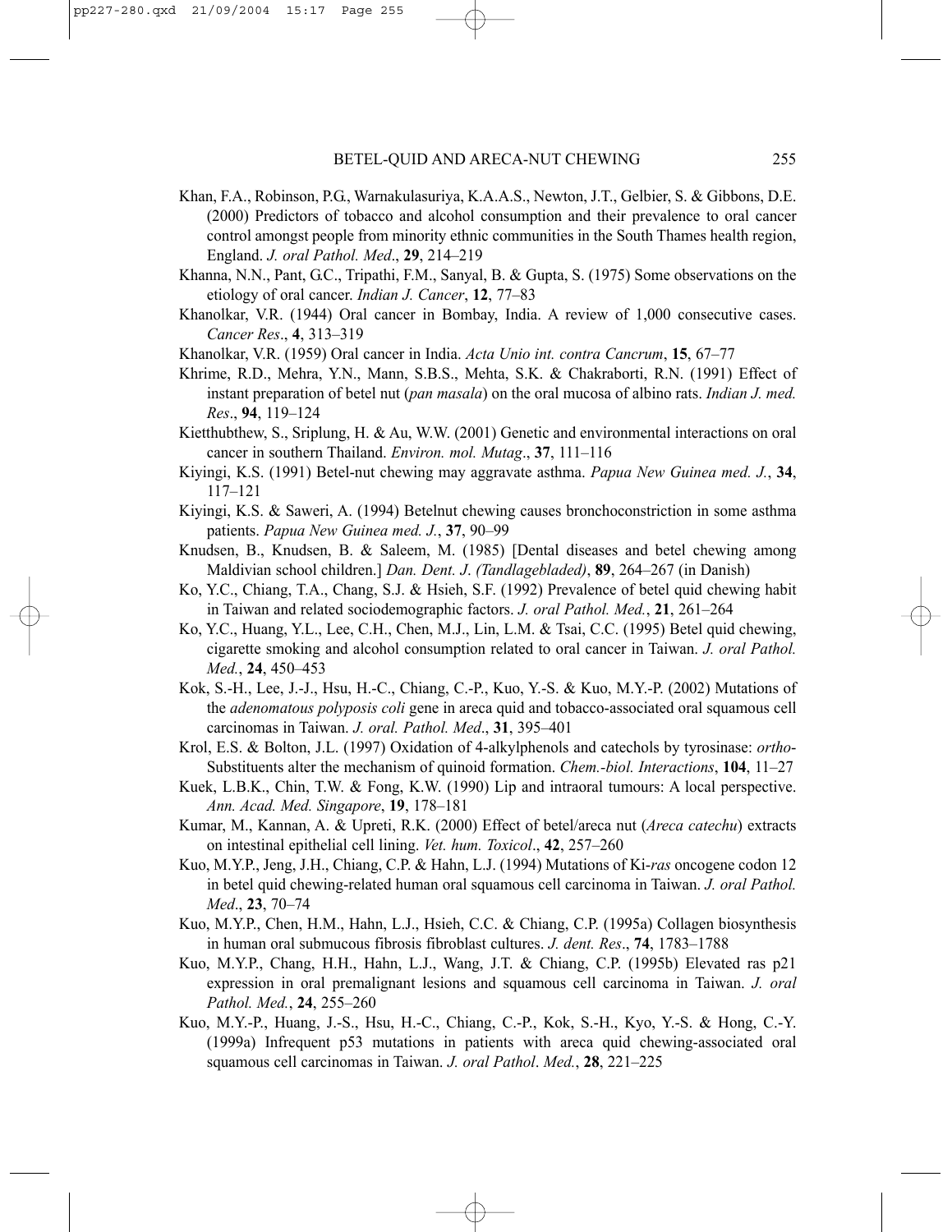Khan, F.A., Robinson, P.G., Warnakulasuriya, K.A.A.S., Newton, J.T., Gelbier, S. & Gibbons, D.E. (2000) Predictors of tobacco and alcohol consumption and their prevalence to oral cancer control amongst people from minority ethnic communities in the South Thames health region, England. *J. oral Pathol. Med*., **29**, 214–219

Khanna, N.N., Pant, G.C., Tripathi, F.M., Sanyal, B. & Gupta, S. (1975) Some observations on the etiology of oral cancer. *Indian J. Cancer*, **12**, 77–83

Khanolkar, V.R. (1944) Oral cancer in Bombay, India. A review of 1,000 consecutive cases. *Cancer Res*., **4**, 313–319

Khanolkar, V.R. (1959) Oral cancer in India. *Acta Unio int. contra Cancrum*, **15**, 67–77

Khrime, R.D., Mehra, Y.N., Mann, S.B.S., Mehta, S.K. & Chakraborti, R.N. (1991) Effect of instant preparation of betel nut (*pan masala*) on the oral mucosa of albino rats. *Indian J. med. Res*., **94**, 119–124

Kietthubthew, S., Sriplung, H. & Au, W.W. (2001) Genetic and environmental interactions on oral cancer in southern Thailand. *Environ. mol. Mutag*., **37**, 111–116

Kiyingi, K.S. (1991) Betel-nut chewing may aggravate asthma. *Papua New Guinea med. J.*, **34**, 117–121

Kiyingi, K.S. & Saweri, A. (1994) Betelnut chewing causes bronchoconstriction in some asthma patients. *Papua New Guinea med. J.*, **37**, 90–99

Knudsen, B., Knudsen, B. & Saleem, M. (1985) [Dental diseases and betel chewing among Maldivian school children.] *Dan. Dent. J*. *(Tandlægebladed)*, **89**, 264–267 (in Danish)

Ko, Y.C., Chiang, T.A., Chang, S.J. & Hsieh, S.F. (1992) Prevalence of betel quid chewing habit in Taiwan and related sociodemographic factors. *J. oral Pathol. Med.*, **21**, 261–264

Ko, Y.C., Huang, Y.L., Lee, C.H., Chen, M.J., Lin, L.M. & Tsai, C.C. (1995) Betel quid chewing, cigarette smoking and alcohol consumption related to oral cancer in Taiwan. *J. oral Pathol. Med.*, **24**, 450–453

Kok, S.-H., Lee, J.-J., Hsu, H.-C., Chiang, C.-P., Kuo, Y.-S. & Kuo, M.Y.-P. (2002) Mutations of the *adenomatous polyposis coli* gene in areca quid and tobacco-associated oral squamous cell carcinomas in Taiwan. *J. oral. Pathol. Med*., **31**, 395–401

Krol, E.S. & Bolton, J.L. (1997) Oxidation of 4-alkylphenols and catechols by tyrosinase: *ortho*-Substituents alter the mechanism of quinoid formation. *Chem.-biol. Interactions*, **104**, 11–27

Kuek, L.B.K., Chin, T.W. & Fong, K.W. (1990) Lip and intraoral tumours: A local perspective. *Ann. Acad. Med. Singapore*, **19**, 178–181

Kumar, M., Kannan, A. & Upreti, R.K. (2000) Effect of betel/areca nut (*Areca catechu*) extracts on intestinal epithelial cell lining. *Vet. hum. Toxicol*., **42**, 257–260

Kuo, M.Y.P., Jeng, J.H., Chiang, C.P. & Hahn, L.J. (1994) Mutations of Ki-*ras* oncogene codon 12 in betel quid chewing-related human oral squamous cell carcinoma in Taiwan. *J. oral Pathol. Med*., **23**, 70–74

Kuo, M.Y.P., Chen, H.M., Hahn, L.J., Hsieh, C.C. & Chiang, C.P. (1995a) Collagen biosynthesis in human oral submucous fibrosis fibroblast cultures. *J. dent. Res*., **74**, 1783–1788

Kuo, M.Y.P., Chang, H.H., Hahn, L.J., Wang, J.T. & Chiang, C.P. (1995b) Elevated ras p21 expression in oral premalignant lesions and squamous cell carcinoma in Taiwan. *J. oral Pathol. Med.*, **24**, 255–260

Kuo, M.Y.-P., Huang, J.-S., Hsu, H.-C., Chiang, C.-P., Kok, S.-H., Kyo, Y.-S. & Hong, C.-Y. (1999a) Infrequent p53 mutations in patients with areca quid chewing-associated oral squamous cell carcinomas in Taiwan. *J. oral Pathol*. *Med.*, **28**, 221–225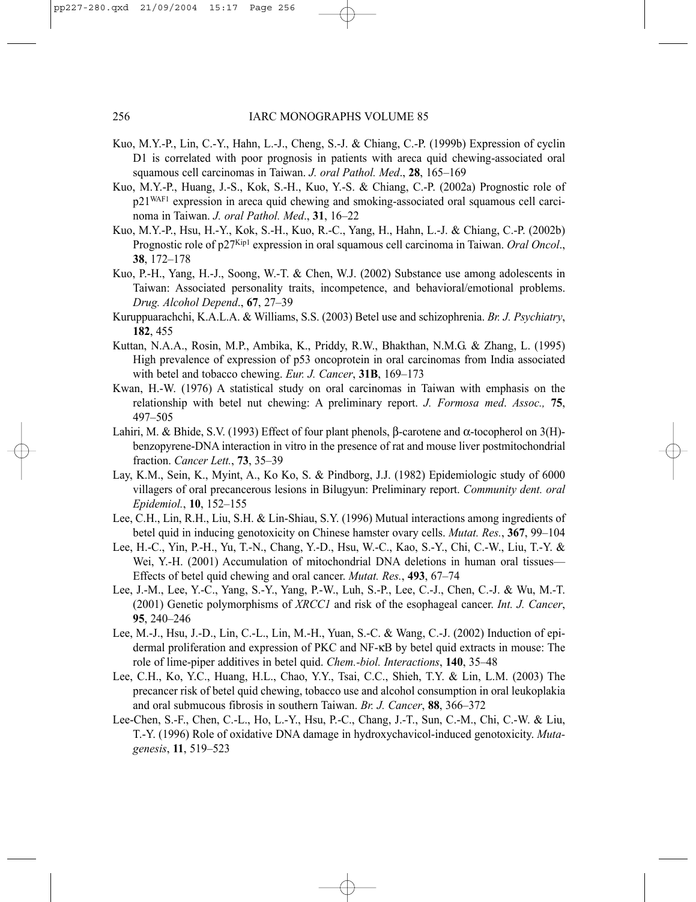Kuo, M.Y.-P., Lin, C.-Y., Hahn, L.-J., Cheng, S.-J. & Chiang, C.-P. (1999b) Expression of cyclin D1 is correlated with poor prognosis in patients with areca quid chewing-associated oral squamous cell carcinomas in Taiwan. *J. oral Pathol. Med*., **28**, 165–169

Kuo, M.Y.-P., Huang, J.-S., Kok, S.-H., Kuo, Y.-S. & Chiang, C.-P. (2002a) Prognostic role of p21[WAF1] expression in areca quid chewing and smoking-associated oral squamous cell carcinoma in Taiwan. *J. oral Pathol. Med*., **31**, 16–22

Kuo, M.Y.-P., Hsu, H.-Y., Kok, S.-H., Kuo, R.-C., Yang, H., Hahn, L.-J. & Chiang, C.-P. (2002b) Prognostic role of p27[Kip1] expression in oral squamous cell carcinoma in Taiwan. *Oral Oncol*., **38**, 172–178

Kuo, P.-H., Yang, H.-J., Soong, W.-T. & Chen, W.J. (2002) Substance use among adolescents in Taiwan: Associated personality traits, incompetence, and behavioral/emotional problems. *Drug. Alcohol Depend*., **67**, 27–39

Kuruppuarachchi, K.A.L.A. & Williams, S.S. (2003) Betel use and schizophrenia. *Br. J. Psychiatry*, **182**, 455

Kuttan, N.A.A., Rosin, M.P., Ambika, K., Priddy, R.W., Bhakthan, N.M.G. & Zhang, L. (1995) High prevalence of expression of p53 oncoprotein in oral carcinomas from India associated with betel and tobacco chewing. *Eur. J. Cancer*, **31B**, 169–173

Kwan, H.-W. (1976) A statistical study on oral carcinomas in Taiwan with emphasis on the relationship with betel nut chewing: A preliminary report. *J. Formosa med. Assoc.,* **75**, 497–505

Lahiri, M. & Bhide, S.V. (1993) Effect of four plant phenols, β-carotene and α-tocopherol on 3(H)-benzopyrene-DNA interaction in vitro in the presence of rat and mouse liver postmitochondrial fraction. *Cancer Lett.*, **73**, 35–39

Lay, K.M., Sein, K., Myint, A., Ko Ko, S. & Pindborg, J.J. (1982) Epidemiologic study of 6000 villagers of oral precancerous lesions in Bilugyun: Preliminary report. *Community dent. oral Epidemiol.*, **10**, 152–155

Lee, C.H., Lin, R.H., Liu, S.H. & Lin-Shiau, S.Y. (1996) Mutual interactions among ingredients of betel quid in inducing genotoxicity on Chinese hamster ovary cells. *Mutat. Res.*, **367**, 99–104

Lee, H.-C., Yin, P.-H., Yu, T.-N., Chang, Y.-D., Hsu, W.-C., Kao, S.-Y., Chi, C.-W., Liu, T.-Y. & Wei, Y.-H. (2001) Accumulation of mitochondrial DNA deletions in human oral tissues—Effects of betel quid chewing and oral cancer. *Mutat. Res.*, **493**, 67–74

Lee, J.-M., Lee, Y.-C., Yang, S.-Y., Yang, P.-W., Luh, S.-P., Lee, C.-J., Chen, C.-J. & Wu, M.-T. (2001) Genetic polymorphisms of *XRCC1* and risk of the esophageal cancer. *Int. J. Cancer*, **95**, 240–246

Lee, M.-J., Hsu, J.-D., Lin, C.-L., Lin, M.-H., Yuan, S.-C. & Wang, C.-J. (2002) Induction of epidermal proliferation and expression of PKC and NF-κB by betel quid extracts in mouse: The role of lime-piper additives in betel quid. *Chem.-biol. Interactions*, **140**, 35–48

Lee, C.H., Ko, Y.C., Huang, H.L., Chao, Y.Y., Tsai, C.C., Shieh, T.Y. & Lin, L.M. (2003) The precancer risk of betel quid chewing, tobacco use and alcohol consumption in oral leukoplakia and oral submucous fibrosis in southern Taiwan. *Br. J. Cancer*, **88**, 366–372

Lee-Chen, S.-F., Chen, C.-L., Ho, L.-Y., Hsu, P.-C., Chang, J.-T., Sun, C.-M., Chi, C.-W. & Liu, T.-Y. (1996) Role of oxidative DNA damage in hydroxychavicol-induced genotoxicity. *Mutagenesis*, **11**, 519–523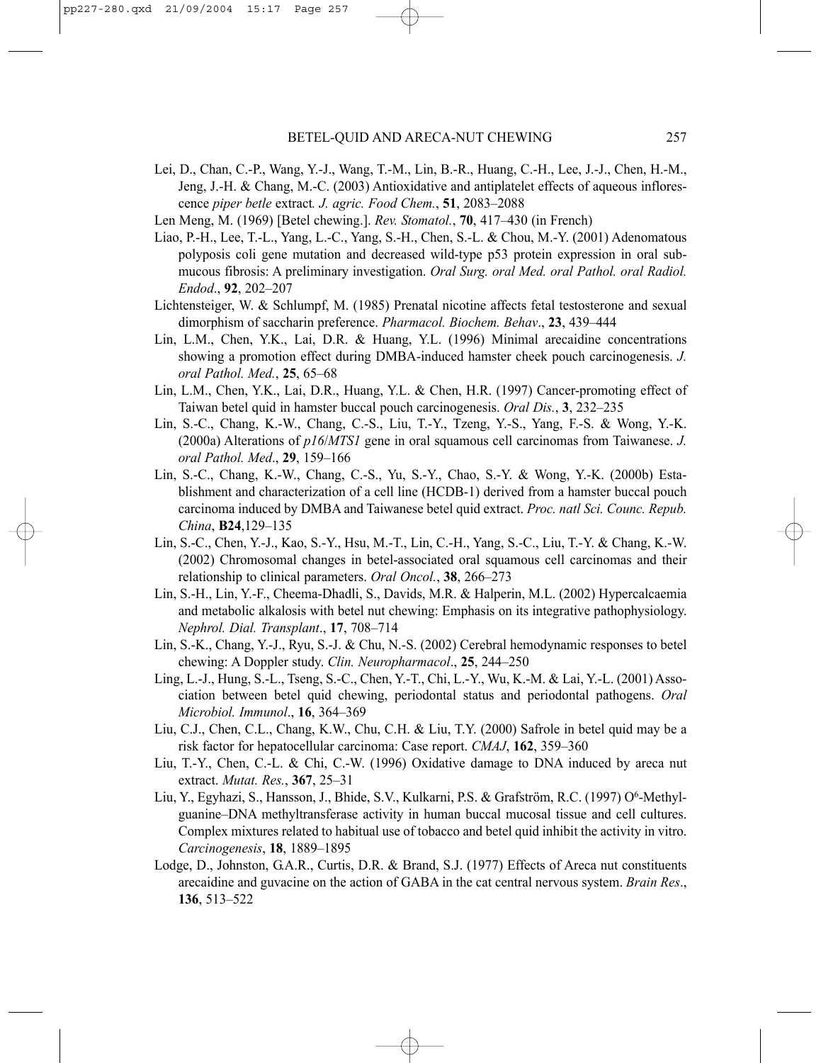Lei, D., Chan, C.-P., Wang, Y.-J., Wang, T.-M., Lin, B.-R., Huang, C.-H., Lee, J.-J., Chen, H.-M., Jeng, J.-H. & Chang, M.-C. (2003) Antioxidative and antiplatelet effects of aqueous inflorescence *piper betle* extract*. J. agric. Food Chem.*, **51**, 2083–2088

Len Meng, M. (1969) [Betel chewing.]. *Rev. Stomatol.*, **70**, 417–430 (in French)

Liao, P.-H., Lee, T.-L., Yang, L.-C., Yang, S.-H., Chen, S.-L. & Chou, M.-Y. (2001) Adenomatous polyposis coli gene mutation and decreased wild-type p53 protein expression in oral submucous fibrosis: A preliminary investigation. *Oral Surg. oral Med. oral Pathol. oral Radiol. Endod*., **92**, 202–207

Lichtensteiger, W. & Schlumpf, M. (1985) Prenatal nicotine affects fetal testosterone and sexual dimorphism of saccharin preference. *Pharmacol. Biochem. Behav*., **23**, 439–444

Lin, L.M., Chen, Y.K., Lai, D.R. & Huang, Y.L. (1996) Minimal arecaidine concentrations showing a promotion effect during DMBA-induced hamster cheek pouch carcinogenesis. *J. oral Pathol. Med.*, **25**, 65–68

Lin, L.M., Chen, Y.K., Lai, D.R., Huang, Y.L. & Chen, H.R. (1997) Cancer-promoting effect of Taiwan betel quid in hamster buccal pouch carcinogenesis. *Oral Dis.*, **3**, 232–235

Lin, S.-C., Chang, K.-W., Chang, C.-S., Liu, T.-Y., Tzeng, Y.-S., Yang, F.-S. & Wong, Y.-K. (2000a) Alterations of *p16*/*MTS1* gene in oral squamous cell carcinomas from Taiwanese. *J. oral Pathol. Med*., **29**, 159–166

Lin, S.-C., Chang, K.-W., Chang, C.-S., Yu, S.-Y., Chao, S.-Y. & Wong, Y.-K. (2000b) Establishment and characterization of a cell line (HCDB-1) derived from a hamster buccal pouch carcinoma induced by DMBA and Taiwanese betel quid extract. *Proc. natl Sci. Counc. Repub. China*, **B24**,129–135

Lin, S.-C., Chen, Y.-J., Kao, S.-Y., Hsu, M.-T., Lin, C.-H., Yang, S.-C., Liu, T.-Y. & Chang, K.-W. (2002) Chromosomal changes in betel-associated oral squamous cell carcinomas and their relationship to clinical parameters. *Oral Oncol.*, **38**, 266–273

Lin, S.-H., Lin, Y.-F., Cheema-Dhadli, S., Davids, M.R. & Halperin, M.L. (2002) Hypercalcaemia and metabolic alkalosis with betel nut chewing: Emphasis on its integrative pathophysiology. *Nephrol. Dial. Transplant*., **17**, 708–714

Lin, S.-K., Chang, Y.-J., Ryu, S.-J. & Chu, N.-S. (2002) Cerebral hemodynamic responses to betel chewing: A Doppler study. *Clin. Neuropharmacol*., **25**, 244–250

Ling, L.-J., Hung, S.-L., Tseng, S.-C., Chen, Y.-T., Chi, L.-Y., Wu, K.-M. & Lai, Y.-L. (2001) Association between betel quid chewing, periodontal status and periodontal pathogens. *Oral Microbiol. Immunol*., **16**, 364–369

Liu, C.J., Chen, C.L., Chang, K.W., Chu, C.H. & Liu, T.Y. (2000) Safrole in betel quid may be a risk factor for hepatocellular carcinoma: Case report. *CMAJ*, **162**, 359–360

Liu, T.-Y., Chen, C.-L. & Chi, C.-W. (1996) Oxidative damage to DNA induced by areca nut extract. *Mutat. Res.*, **367**, 25–31

Liu, Y., Egyhazi, S., Hansson, J., Bhide, S.V., Kulkarni, P.S. & Grafström, R.C. (1997) $O^6$-Methylguanine–DNA methyltransferase activity in human buccal mucosal tissue and cell cultures. Complex mixtures related to habitual use of tobacco and betel quid inhibit the activity in vitro. *Carcinogenesis*, **18**, 1889–1895

Lodge, D., Johnston, G.A.R., Curtis, D.R. & Brand, S.J. (1977) Effects of Areca nut constituents arecaidine and guvacine on the action of GABA in the cat central nervous system. *Brain Res*., **136**, 513–522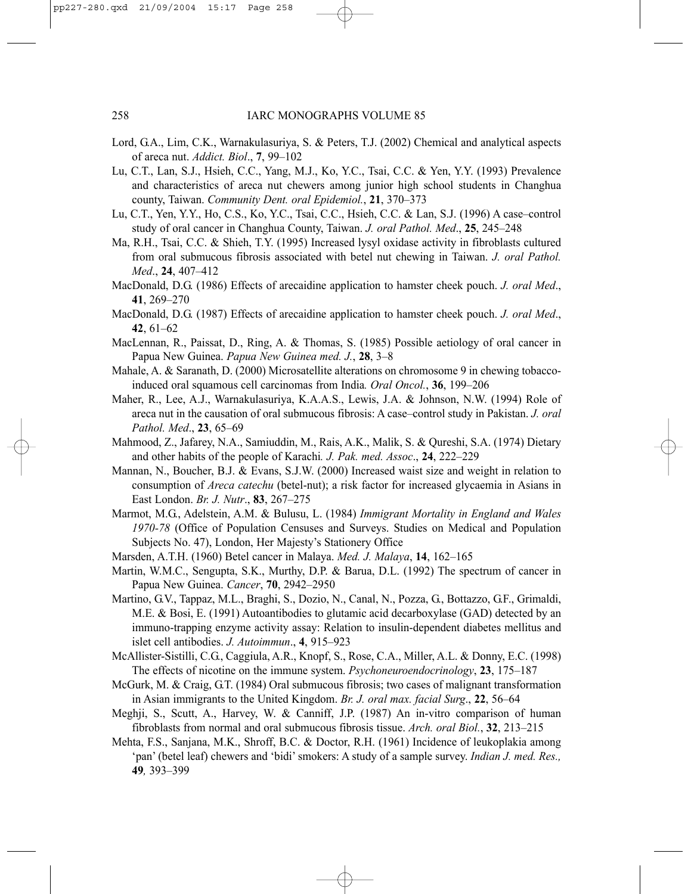Lord, G.A., Lim, C.K., Warnakulasuriya, S. & Peters, T.J. (2002) Chemical and analytical aspects of areca nut. *Addict. Biol*., **7**, 99–102

Lu, C.T., Lan, S.J., Hsieh, C.C., Yang, M.J., Ko, Y.C., Tsai, C.C. & Yen, Y.Y. (1993) Prevalence and characteristics of areca nut chewers among junior high school students in Changhua county, Taiwan. *Community Dent. oral Epidemiol.*, **21**, 370–373

Lu, C.T., Yen, Y.Y., Ho, C.S., Ko, Y.C., Tsai, C.C., Hsieh, C.C. & Lan, S.J. (1996) A case–control study of oral cancer in Changhua County, Taiwan. *J. oral Pathol. Med*., **25**, 245–248

Ma, R.H., Tsai, C.C. & Shieh, T.Y. (1995) Increased lysyl oxidase activity in fibroblasts cultured from oral submucous fibrosis associated with betel nut chewing in Taiwan. *J. oral Pathol. Med*., **24**, 407–412

MacDonald, D.G. (1986) Effects of arecaidine application to hamster cheek pouch. *J. oral Med*., **41**, 269–270

MacDonald, D.G. (1987) Effects of arecaidine application to hamster cheek pouch. *J. oral Med*., **42**, 61–62

MacLennan, R., Paissat, D., Ring, A. & Thomas, S. (1985) Possible aetiology of oral cancer in Papua New Guinea. *Papua New Guinea med. J.*, **28**, 3–8

Mahale, A. & Saranath, D. (2000) Microsatellite alterations on chromosome 9 in chewing tobacco-induced oral squamous cell carcinomas from India*. Oral Oncol.*, **36**, 199–206

Maher, R., Lee, A.J., Warnakulasuriya, K.A.A.S., Lewis, J.A. & Johnson, N.W. (1994) Role of areca nut in the causation of oral submucous fibrosis: A case–control study in Pakistan. *J. oral Pathol. Med*., **23**, 65–69

Mahmood, Z., Jafarey, N.A., Samiuddin, M., Rais, A.K., Malik, S. & Qureshi, S.A. (1974) Dietary and other habits of the people of Karachi*. J. Pak. med. Assoc*., **24**, 222–229

Mannan, N., Boucher, B.J. & Evans, S.J.W. (2000) Increased waist size and weight in relation to consumption of *Areca catechu* (betel-nut); a risk factor for increased glycaemia in Asians in East London. *Br. J. Nutr*., **83**, 267–275

Marmot, M.G., Adelstein, A.M. & Bulusu, L. (1984) *Immigrant Mortality in England and Wales 1970-78* (Office of Population Censuses and Surveys. Studies on Medical and Population Subjects No. 47), London, Her Majesty's Stationery Office

Marsden, A.T.H. (1960) Betel cancer in Malaya. *Med. J. Malaya*, **14**, 162–165

Martin, W.M.C., Sengupta, S.K., Murthy, D.P. & Barua, D.L. (1992) The spectrum of cancer in Papua New Guinea. *Cancer*, **70**, 2942–2950

Martino, G.V., Tappaz, M.L., Braghi, S., Dozio, N., Canal, N., Pozza, G., Bottazzo, G.F., Grimaldi, M.E. & Bosi, E. (1991) Autoantibodies to glutamic acid decarboxylase (GAD) detected by an immuno-trapping enzyme activity assay: Relation to insulin-dependent diabetes mellitus and islet cell antibodies. *J. Autoimmun*., **4**, 915–923

McAllister-Sistilli, C.G., Caggiula, A.R., Knopf, S., Rose, C.A., Miller, A.L. & Donny, E.C. (1998) The effects of nicotine on the immune system. *Psychoneuroendocrinology*, **23**, 175–187

McGurk, M. & Craig, G.T. (1984) Oral submucous fibrosis; two cases of malignant transformation in Asian immigrants to the United Kingdom. *Br. J. oral max. facial Surg*., **22**, 56–64

Meghji, S., Scutt, A., Harvey, W. & Canniff, J.P. (1987) An in-vitro comparison of human fibroblasts from normal and oral submucous fibrosis tissue. *Arch. oral Biol.*, **32**, 213–215

Mehta, F.S., Sanjana, M.K., Shroff, B.C. & Doctor, R.H. (1961) Incidence of leukoplakia among 'pan' (betel leaf) chewers and 'bidi' smokers: A study of a sample survey. *Indian J. med. Res.,* **49***,* 393–399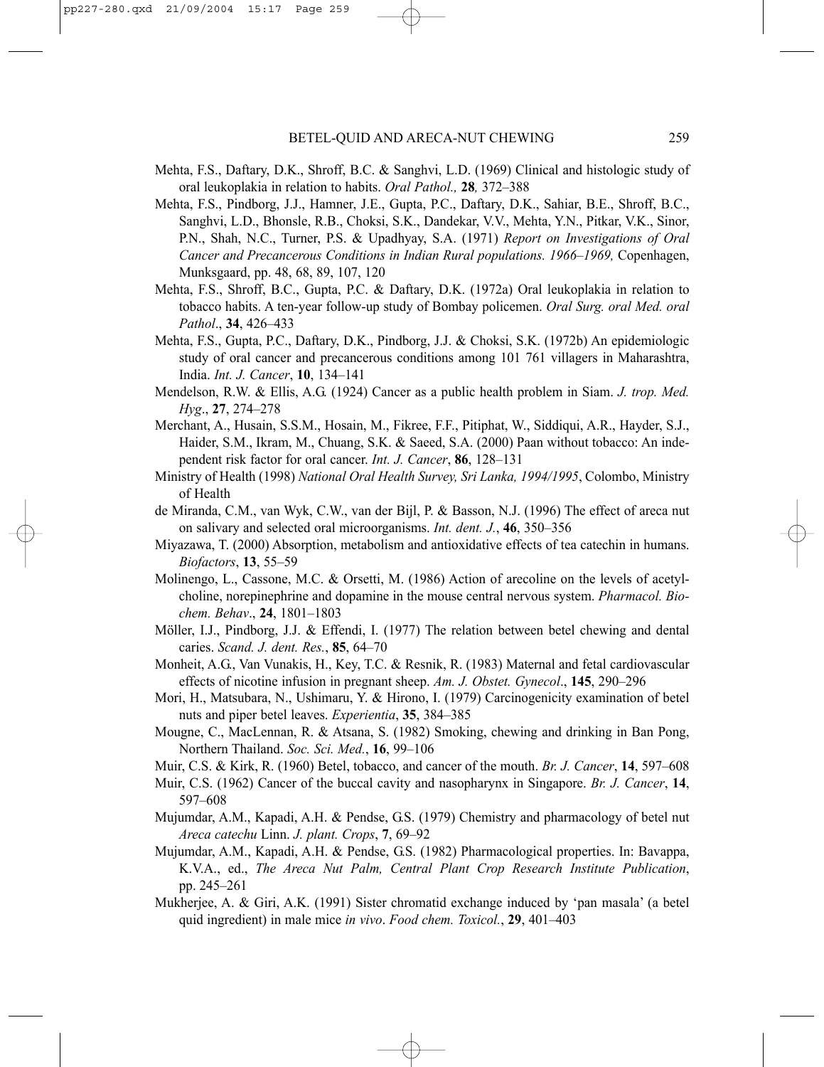Mehta, F.S., Daftary, D.K., Shroff, B.C. & Sanghvi, L.D. (1969) Clinical and histologic study of oral leukoplakia in relation to habits. *Oral Pathol.,* **28***,* 372–388

Mehta, F.S., Pindborg, J.J., Hamner, J.E., Gupta, P.C., Daftary, D.K., Sahiar, B.E., Shroff, B.C., Sanghvi, L.D., Bhonsle, R.B., Choksi, S.K., Dandekar, V.V., Mehta, Y.N., Pitkar, V.K., Sinor, P.N., Shah, N.C., Turner, P.S. & Upadhyay, S.A. (1971) *Report on Investigations of Oral Cancer and Precancerous Conditions in Indian Rural populations. 1966–1969,* Copenhagen, Munksgaard, pp. 48, 68, 89, 107, 120

Mehta, F.S., Shroff, B.C., Gupta, P.C. & Daftary, D.K. (1972a) Oral leukoplakia in relation to tobacco habits. A ten-year follow-up study of Bombay policemen. *Oral Surg. oral Med. oral Pathol*., **34**, 426–433

Mehta, F.S., Gupta, P.C., Daftary, D.K., Pindborg, J.J. & Choksi, S.K. (1972b) An epidemiologic study of oral cancer and precancerous conditions among 101 761 villagers in Maharashtra, India. *Int. J. Cancer*, **10**, 134–141

Mendelson, R.W. & Ellis, A.G. (1924) Cancer as a public health problem in Siam. *J. trop. Med. Hyg*., **27**, 274–278

Merchant, A., Husain, S.S.M., Hosain, M., Fikree, F.F., Pitiphat, W., Siddiqui, A.R., Hayder, S.J., Haider, S.M., Ikram, M., Chuang, S.K. & Saeed, S.A. (2000) Paan without tobacco: An independent risk factor for oral cancer. *Int. J. Cancer*, **86**, 128–131

Ministry of Health (1998) *National Oral Health Survey, Sri Lanka, 1994/1995*, Colombo, Ministry of Health

de Miranda, C.M., van Wyk, C.W., van der Bijl, P. & Basson, N.J. (1996) The effect of areca nut on salivary and selected oral microorganisms. *Int. dent. J.*, **46**, 350–356

Miyazawa, T. (2000) Absorption, metabolism and antioxidative effects of tea catechin in humans. *Biofactors*, **13**, 55–59

Molinengo, L., Cassone, M.C. & Orsetti, M. (1986) Action of arecoline on the levels of acetylcholine, norepinephrine and dopamine in the mouse central nervous system. *Pharmacol. Biochem. Behav*., **24**, 1801–1803

Möller, I.J., Pindborg, J.J. & Effendi, I. (1977) The relation between betel chewing and dental caries. *Scand. J. dent. Res.*, **85**, 64–70

Monheit, A.G., Van Vunakis, H., Key, T.C. & Resnik, R. (1983) Maternal and fetal cardiovascular effects of nicotine infusion in pregnant sheep. *Am. J. Obstet. Gynecol*., **145**, 290–296

Mori, H., Matsubara, N., Ushimaru, Y. & Hirono, I. (1979) Carcinogenicity examination of betel nuts and piper betel leaves. *Experientia*, **35**, 384–385

Mougne, C., MacLennan, R. & Atsana, S. (1982) Smoking, chewing and drinking in Ban Pong, Northern Thailand. *Soc. Sci. Med.*, **16**, 99–106

Muir, C.S. & Kirk, R. (1960) Betel, tobacco, and cancer of the mouth. *Br. J. Cancer*, **14**, 597–608

Muir, C.S. (1962) Cancer of the buccal cavity and nasopharynx in Singapore. *Br. J. Cancer*, **14**, 597–608

Mujumdar, A.M., Kapadi, A.H. & Pendse, G.S. (1979) Chemistry and pharmacology of betel nut *Areca catechu* Linn. *J. plant. Crops*, **7**, 69–92

Mujumdar, A.M., Kapadi, A.H. & Pendse, G.S. (1982) Pharmacological properties. In: Bavappa, K.V.A., ed., *The Areca Nut Palm, Central Plant Crop Research Institute Publication*, pp. 245–261

Mukherjee, A. & Giri, A.K. (1991) Sister chromatid exchange induced by 'pan masala' (a betel quid ingredient) in male mice *in vivo*. *Food chem. Toxicol.*, **29**, 401–403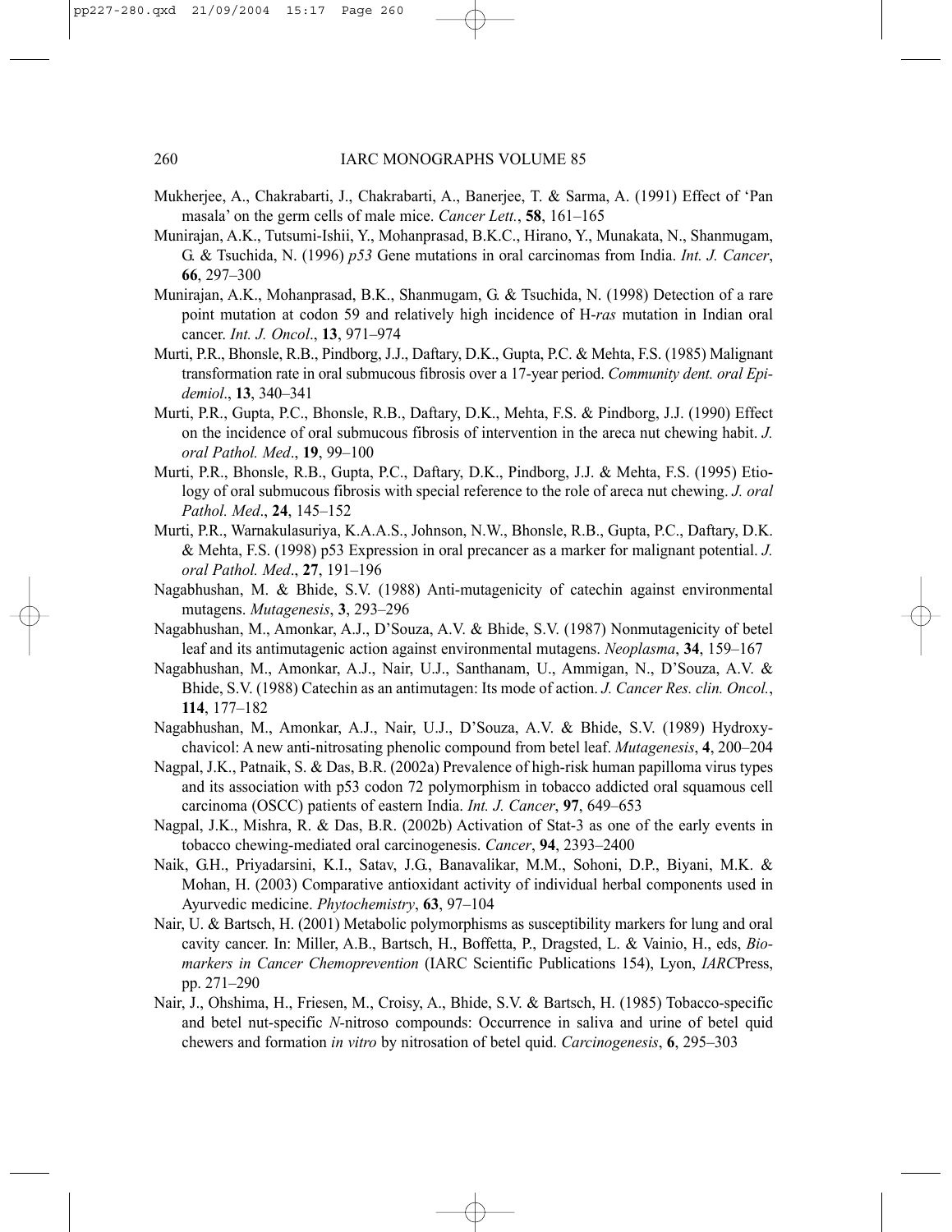Mukherjee, A., Chakrabarti, J., Chakrabarti, A., Banerjee, T. & Sarma, A. (1991) Effect of 'Pan masala' on the germ cells of male mice. *Cancer Lett.*, **58**, 161–165

Munirajan, A.K., Tutsumi-Ishii, Y., Mohanprasad, B.K.C., Hirano, Y., Munakata, N., Shanmugam, G. & Tsuchida, N. (1996) *p53* Gene mutations in oral carcinomas from India. *Int. J. Cancer*, **66**, 297–300

Munirajan, A.K., Mohanprasad, B.K., Shanmugam, G. & Tsuchida, N. (1998) Detection of a rare point mutation at codon 59 and relatively high incidence of H-*ras* mutation in Indian oral cancer. *Int. J. Oncol*., **13**, 971–974

Murti, P.R., Bhonsle, R.B., Pindborg, J.J., Daftary, D.K., Gupta, P.C. & Mehta, F.S. (1985) Malignant transformation rate in oral submucous fibrosis over a 17-year period. *Community dent. oral Epidemiol*., **13**, 340–341

Murti, P.R., Gupta, P.C., Bhonsle, R.B., Daftary, D.K., Mehta, F.S. & Pindborg, J.J. (1990) Effect on the incidence of oral submucous fibrosis of intervention in the areca nut chewing habit. *J. oral Pathol. Med*., **19**, 99–100

Murti, P.R., Bhonsle, R.B., Gupta, P.C., Daftary, D.K., Pindborg, J.J. & Mehta, F.S. (1995) Etiology of oral submucous fibrosis with special reference to the role of areca nut chewing. *J. oral Pathol. Med*., **24**, 145–152

Murti, P.R., Warnakulasuriya, K.A.A.S., Johnson, N.W., Bhonsle, R.B., Gupta, P.C., Daftary, D.K. & Mehta, F.S. (1998) p53 Expression in oral precancer as a marker for malignant potential. *J. oral Pathol. Med*., **27**, 191–196

Nagabhushan, M. & Bhide, S.V. (1988) Anti-mutagenicity of catechin against environmental mutagens. *Mutagenesis*, **3**, 293–296

Nagabhushan, M., Amonkar, A.J., D'Souza, A.V. & Bhide, S.V. (1987) Nonmutagenicity of betel leaf and its antimutagenic action against environmental mutagens. *Neoplasma*, **34**, 159–167

Nagabhushan, M., Amonkar, A.J., Nair, U.J., Santhanam, U., Ammigan, N., D'Souza, A.V. & Bhide, S.V. (1988) Catechin as an antimutagen: Its mode of action. *J. Cancer Res. clin. Oncol.*, **114**, 177–182

Nagabhushan, M., Amonkar, A.J., Nair, U.J., D'Souza, A.V. & Bhide, S.V. (1989) Hydroxychavicol: A new anti-nitrosating phenolic compound from betel leaf. *Mutagenesis*, **4**, 200–204

Nagpal, J.K., Patnaik, S. & Das, B.R. (2002a) Prevalence of high-risk human papilloma virus types and its association with p53 codon 72 polymorphism in tobacco addicted oral squamous cell carcinoma (OSCC) patients of eastern India. *Int. J. Cancer*, **97**, 649–653

Nagpal, J.K., Mishra, R. & Das, B.R. (2002b) Activation of Stat-3 as one of the early events in tobacco chewing-mediated oral carcinogenesis. *Cancer*, **94**, 2393–2400

Naik, G.H., Priyadarsini, K.I., Satav, J.G., Banavalikar, M.M., Sohoni, D.P., Biyani, M.K. & Mohan, H. (2003) Comparative antioxidant activity of individual herbal components used in Ayurvedic medicine. *Phytochemistry*, **63**, 97–104

Nair, U. & Bartsch, H. (2001) Metabolic polymorphisms as susceptibility markers for lung and oral cavity cancer. In: Miller, A.B., Bartsch, H., Boffetta, P., Dragsted, L. & Vainio, H., eds, *Biomarkers in Cancer Chemoprevention* (IARC Scientific Publications 154), Lyon, *IARC*Press, pp. 271–290

Nair, J., Ohshima, H., Friesen, M., Croisy, A., Bhide, S.V. & Bartsch, H. (1985) Tobacco-specific and betel nut-specific *N*-nitroso compounds: Occurrence in saliva and urine of betel quid chewers and formation *in vitro* by nitrosation of betel quid. *Carcinogenesis*, **6**, 295–303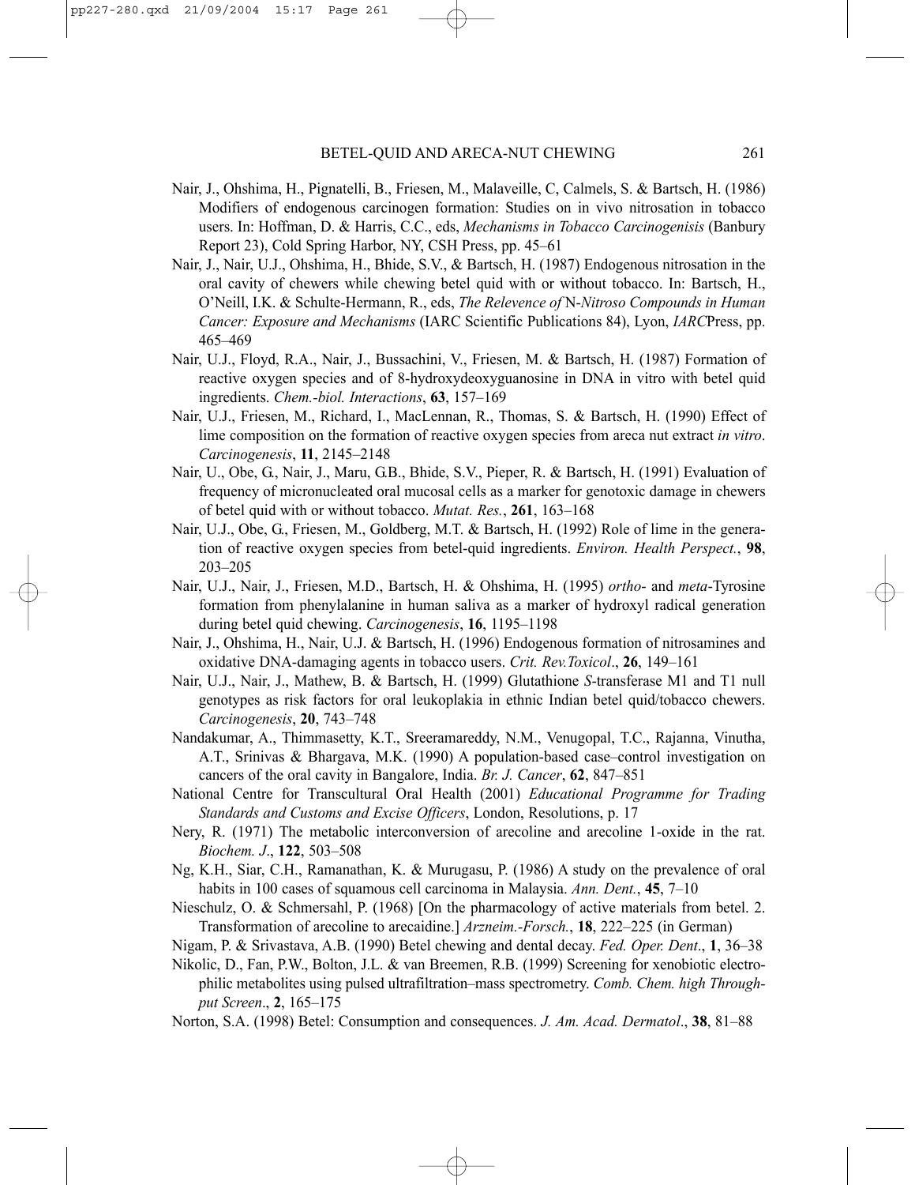Nair, J., Ohshima, H., Pignatelli, B., Friesen, M., Malaveille, C, Calmels, S. & Bartsch, H. (1986) Modifiers of endogenous carcinogen formation: Studies on in vivo nitrosation in tobacco users. In: Hoffman, D. & Harris, C.C., eds, *Mechanisms in Tobacco Carcinogenisis* (Banbury Report 23), Cold Spring Harbor, NY, CSH Press, pp. 45–61

Nair, J., Nair, U.J., Ohshima, H., Bhide, S.V., & Bartsch, H. (1987) Endogenous nitrosation in the oral cavity of chewers while chewing betel quid with or without tobacco. In: Bartsch, H., O'Neill, I.K. & Schulte-Hermann, R., eds, *The Relevence of* N-*Nitroso Compounds in Human Cancer: Exposure and Mechanisms* (IARC Scientific Publications 84), Lyon, *IARC*Press, pp. 465–469

Nair, U.J., Floyd, R.A., Nair, J., Bussachini, V., Friesen, M. & Bartsch, H. (1987) Formation of reactive oxygen species and of 8-hydroxydeoxyguanosine in DNA in vitro with betel quid ingredients. *Chem.-biol. Interactions*, **63**, 157–169

Nair, U.J., Friesen, M., Richard, I., MacLennan, R., Thomas, S. & Bartsch, H. (1990) Effect of lime composition on the formation of reactive oxygen species from areca nut extract *in vitro*. *Carcinogenesis*, **11**, 2145–2148

Nair, U., Obe, G., Nair, J., Maru, G.B., Bhide, S.V., Pieper, R. & Bartsch, H. (1991) Evaluation of frequency of micronucleated oral mucosal cells as a marker for genotoxic damage in chewers of betel quid with or without tobacco. *Mutat. Res.*, **261**, 163–168

Nair, U.J., Obe, G., Friesen, M., Goldberg, M.T. & Bartsch, H. (1992) Role of lime in the generation of reactive oxygen species from betel-quid ingredients. *Environ. Health Perspect.*, **98**, 203–205

Nair, U.J., Nair, J., Friesen, M.D., Bartsch, H. & Ohshima, H. (1995) *ortho*- and *meta*-Tyrosine formation from phenylalanine in human saliva as a marker of hydroxyl radical generation during betel quid chewing. *Carcinogenesis*, **16**, 1195–1198

Nair, J., Ohshima, H., Nair, U.J. & Bartsch, H. (1996) Endogenous formation of nitrosamines and oxidative DNA-damaging agents in tobacco users. *Crit. Rev.Toxicol*., **26**, 149–161

Nair, U.J., Nair, J., Mathew, B. & Bartsch, H. (1999) Glutathione *S*-transferase M1 and T1 null genotypes as risk factors for oral leukoplakia in ethnic Indian betel quid/tobacco chewers. *Carcinogenesis*, **20**, 743–748

Nandakumar, A., Thimmasetty, K.T., Sreeramareddy, N.M., Venugopal, T.C., Rajanna, Vinutha, A.T., Srinivas & Bhargava, M.K. (1990) A population-based case–control investigation on cancers of the oral cavity in Bangalore, India. *Br. J. Cancer*, **62**, 847–851

National Centre for Transcultural Oral Health (2001) *Educational Programme for Trading Standards and Customs and Excise Officers*, London, Resolutions, p. 17

Nery, R. (1971) The metabolic interconversion of arecoline and arecoline 1-oxide in the rat. *Biochem. J*., **122**, 503–508

Ng, K.H., Siar, C.H., Ramanathan, K. & Murugasu, P. (1986) A study on the prevalence of oral habits in 100 cases of squamous cell carcinoma in Malaysia. *Ann. Dent.*, **45**, 7–10

Nieschulz, O. & Schmersahl, P. (1968) [On the pharmacology of active materials from betel. 2. Transformation of arecoline to arecaidine.] *Arzneim.-Forsch.*, **18**, 222–225 (in German)

Nigam, P. & Srivastava, A.B. (1990) Betel chewing and dental decay. *Fed. Oper. Dent*., **1**, 36–38

Nikolic, D., Fan, P.W., Bolton, J.L. & van Breemen, R.B. (1999) Screening for xenobiotic electrophilic metabolites using pulsed ultrafiltration–mass spectrometry. *Comb. Chem. high Throughput Screen*., **2**, 165–175

Norton, S.A. (1998) Betel: Consumption and consequences. *J. Am. Acad. Dermatol*., **38**, 81–88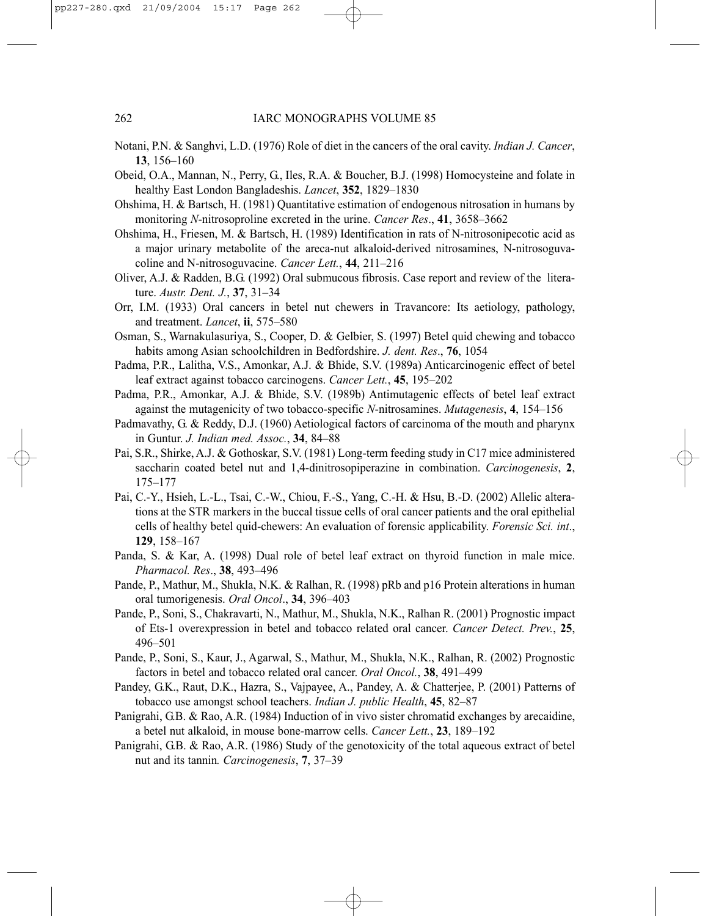Notani, P.N. & Sanghvi, L.D. (1976) Role of diet in the cancers of the oral cavity. *Indian J. Cancer*, **13**, 156–160

Obeid, O.A., Mannan, N., Perry, G., Iles, R.A. & Boucher, B.J. (1998) Homocysteine and folate in healthy East London Bangladeshis. *Lancet*, **352**, 1829–1830

Ohshima, H. & Bartsch, H. (1981) Quantitative estimation of endogenous nitrosation in humans by monitoring *N*-nitrosoproline excreted in the urine. *Cancer Res*., **41**, 3658–3662

Ohshima, H., Friesen, M. & Bartsch, H. (1989) Identification in rats of N-nitrosonipecotic acid as a major urinary metabolite of the areca-nut alkaloid-derived nitrosamines, N-nitrosoguvacoline and N-nitrosoguvacine. *Cancer Lett.*, **44**, 211–216

Oliver, A.J. & Radden, B.G. (1992) Oral submucous fibrosis. Case report and review of the literature. *Austr. Dent. J.*, **37**, 31–34

Orr, I.M. (1933) Oral cancers in betel nut chewers in Travancore: Its aetiology, pathology, and treatment. *Lancet*, **ii**, 575–580

Osman, S., Warnakulasuriya, S., Cooper, D. & Gelbier, S. (1997) Betel quid chewing and tobacco habits among Asian schoolchildren in Bedfordshire. *J. dent. Res*., **76**, 1054

Padma, P.R., Lalitha, V.S., Amonkar, A.J. & Bhide, S.V. (1989a) Anticarcinogenic effect of betel leaf extract against tobacco carcinogens. *Cancer Lett.*, **45**, 195–202

Padma, P.R., Amonkar, A.J. & Bhide, S.V. (1989b) Antimutagenic effects of betel leaf extract against the mutagenicity of two tobacco-specific *N*-nitrosamines. *Mutagenesis*, **4**, 154–156

Padmavathy, G. & Reddy, D.J. (1960) Aetiological factors of carcinoma of the mouth and pharynx in Guntur. *J. Indian med. Assoc.*, **34**, 84–88

Pai, S.R., Shirke, A.J. & Gothoskar, S.V. (1981) Long-term feeding study in C17 mice administered saccharin coated betel nut and 1,4-dinitrosopiperazine in combination. *Carcinogenesis*, **2**, 175–177

Pai, C.-Y., Hsieh, L.-L., Tsai, C.-W., Chiou, F.-S., Yang, C.-H. & Hsu, B.-D. (2002) Allelic alterations at the STR markers in the buccal tissue cells of oral cancer patients and the oral epithelial cells of healthy betel quid-chewers: An evaluation of forensic applicability. *Forensic Sci. int*., **129**, 158–167

Panda, S. & Kar, A. (1998) Dual role of betel leaf extract on thyroid function in male mice. *Pharmacol. Res*., **38**, 493–496

Pande, P., Mathur, M., Shukla, N.K. & Ralhan, R. (1998) pRb and p16 Protein alterations in human oral tumorigenesis. *Oral Oncol*., **34**, 396–403

Pande, P., Soni, S., Chakravarti, N., Mathur, M., Shukla, N.K., Ralhan R. (2001) Prognostic impact of Ets-1 overexpression in betel and tobacco related oral cancer. *Cancer Detect. Prev.*, **25**, 496–501

Pande, P., Soni, S., Kaur, J., Agarwal, S., Mathur, M., Shukla, N.K., Ralhan, R. (2002) Prognostic factors in betel and tobacco related oral cancer. *Oral Oncol.*, **38**, 491–499

Pandey, G.K., Raut, D.K., Hazra, S., Vajpayee, A., Pandey, A. & Chatterjee, P. (2001) Patterns of tobacco use amongst school teachers. *Indian J. public Health*, **45**, 82–87

Panigrahi, G.B. & Rao, A.R. (1984) Induction of in vivo sister chromatid exchanges by arecaidine, a betel nut alkaloid, in mouse bone-marrow cells. *Cancer Lett.*, **23**, 189–192

Panigrahi, G.B. & Rao, A.R. (1986) Study of the genotoxicity of the total aqueous extract of betel nut and its tannin. *Carcinogenesis*, **7**, 37–39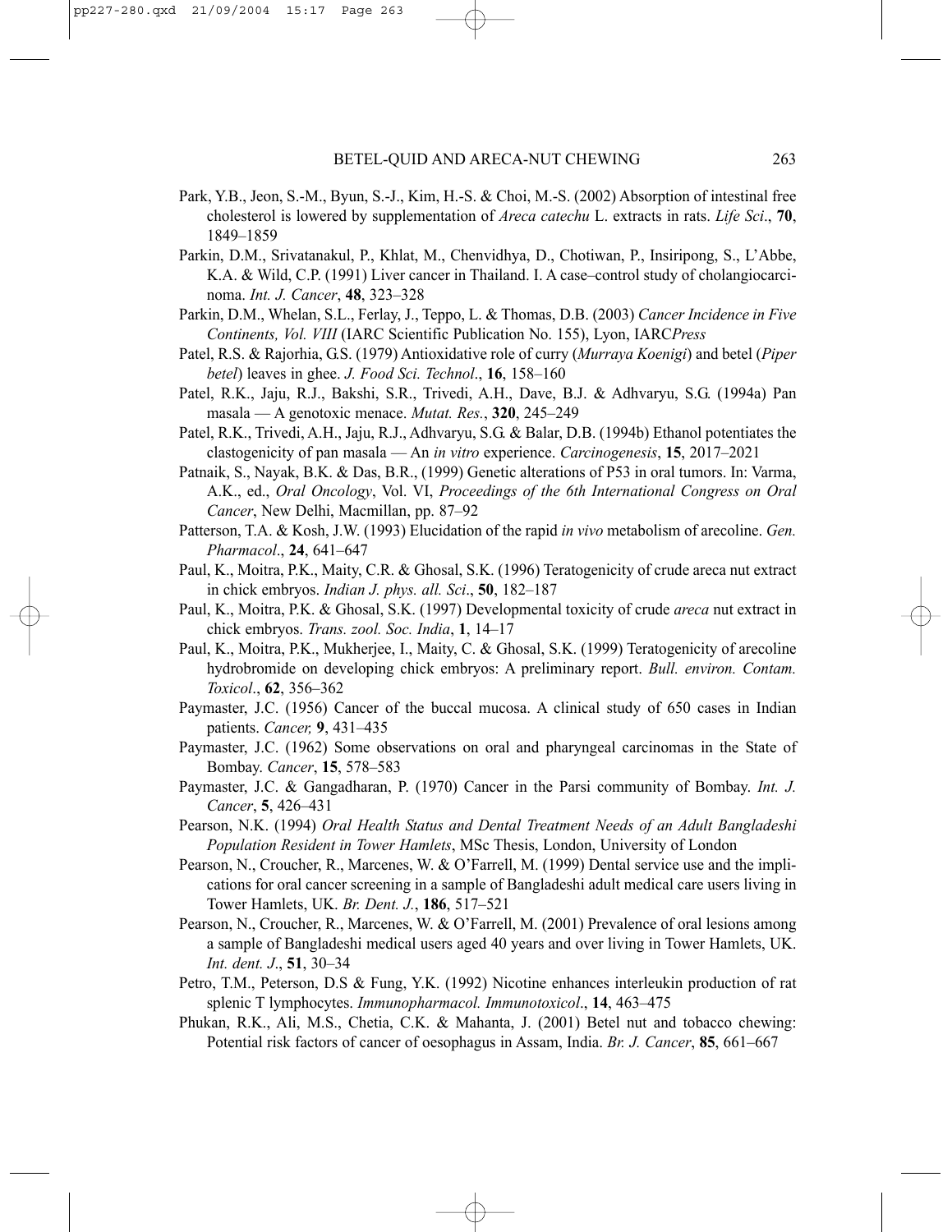Park, Y.B., Jeon, S.-M., Byun, S.-J., Kim, H.-S. & Choi, M.-S. (2002) Absorption of intestinal free cholesterol is lowered by supplementation of *Areca catechu* L. extracts in rats. *Life Sci*., **70**, 1849–1859

Parkin, D.M., Srivatanakul, P., Khlat, M., Chenvidhya, D., Chotiwan, P., Insiripong, S., L'Abbe, K.A. & Wild, C.P. (1991) Liver cancer in Thailand. I. A case–control study of cholangiocarcinoma. *Int. J. Cancer*, **48**, 323–328

Parkin, D.M., Whelan, S.L., Ferlay, J., Teppo, L. & Thomas, D.B. (2003) *Cancer Incidence in Five Continents, Vol. VIII* (IARC Scientific Publication No. 155), Lyon, IARC*Press*

Patel, R.S. & Rajorhia, G.S. (1979) Antioxidative role of curry (*Murraya Koenigi*) and betel (*Piper betel*) leaves in ghee. *J. Food Sci. Technol*., **16**, 158–160

Patel, R.K., Jaju, R.J., Bakshi, S.R., Trivedi, A.H., Dave, B.J. & Adhvaryu, S.G. (1994a) Pan masala — A genotoxic menace. *Mutat. Res.*, **320**, 245–249

Patel, R.K., Trivedi, A.H., Jaju, R.J., Adhvaryu, S.G. & Balar, D.B. (1994b) Ethanol potentiates the clastogenicity of pan masala — An *in vitro* experience. *Carcinogenesis*, **15**, 2017–2021

Patnaik, S., Nayak, B.K. & Das, B.R., (1999) Genetic alterations of P53 in oral tumors. In: Varma, A.K., ed., *Oral Oncology*, Vol. VI, *Proceedings of the 6th International Congress on Oral Cancer*, New Delhi, Macmillan, pp. 87–92

Patterson, T.A. & Kosh, J.W. (1993) Elucidation of the rapid *in vivo* metabolism of arecoline. *Gen. Pharmacol*., **24**, 641–647

Paul, K., Moitra, P.K., Maity, C.R. & Ghosal, S.K. (1996) Teratogenicity of crude areca nut extract in chick embryos. *Indian J. phys. all. Sci*., **50**, 182–187

Paul, K., Moitra, P.K. & Ghosal, S.K. (1997) Developmental toxicity of crude *areca* nut extract in chick embryos. *Trans. zool. Soc. India*, **1**, 14–17

Paul, K., Moitra, P.K., Mukherjee, I., Maity, C. & Ghosal, S.K. (1999) Teratogenicity of arecoline hydrobromide on developing chick embryos: A preliminary report. *Bull. environ. Contam. Toxicol*., **62**, 356–362

Paymaster, J.C. (1956) Cancer of the buccal mucosa. A clinical study of 650 cases in Indian patients. *Cancer,* **9**, 431–435

Paymaster, J.C. (1962) Some observations on oral and pharyngeal carcinomas in the State of Bombay. *Cancer*, **15**, 578–583

Paymaster, J.C. & Gangadharan, P. (1970) Cancer in the Parsi community of Bombay. *Int. J. Cancer*, **5**, 426–431

Pearson, N.K. (1994) *Oral Health Status and Dental Treatment Needs of an Adult Bangladeshi Population Resident in Tower Hamlets*, MSc Thesis, London, University of London

Pearson, N., Croucher, R., Marcenes, W. & O'Farrell, M. (1999) Dental service use and the implications for oral cancer screening in a sample of Bangladeshi adult medical care users living in Tower Hamlets, UK. *Br. Dent. J.*, **186**, 517–521

Pearson, N., Croucher, R., Marcenes, W. & O'Farrell, M. (2001) Prevalence of oral lesions among a sample of Bangladeshi medical users aged 40 years and over living in Tower Hamlets, UK. *Int. dent. J*., **51**, 30–34

Petro, T.M., Peterson, D.S & Fung, Y.K. (1992) Nicotine enhances interleukin production of rat splenic T lymphocytes. *Immunopharmacol. Immunotoxicol*., **14**, 463–475

Phukan, R.K., Ali, M.S., Chetia, C.K. & Mahanta, J. (2001) Betel nut and tobacco chewing: Potential risk factors of cancer of oesophagus in Assam, India. *Br. J. Cancer*, **85**, 661–667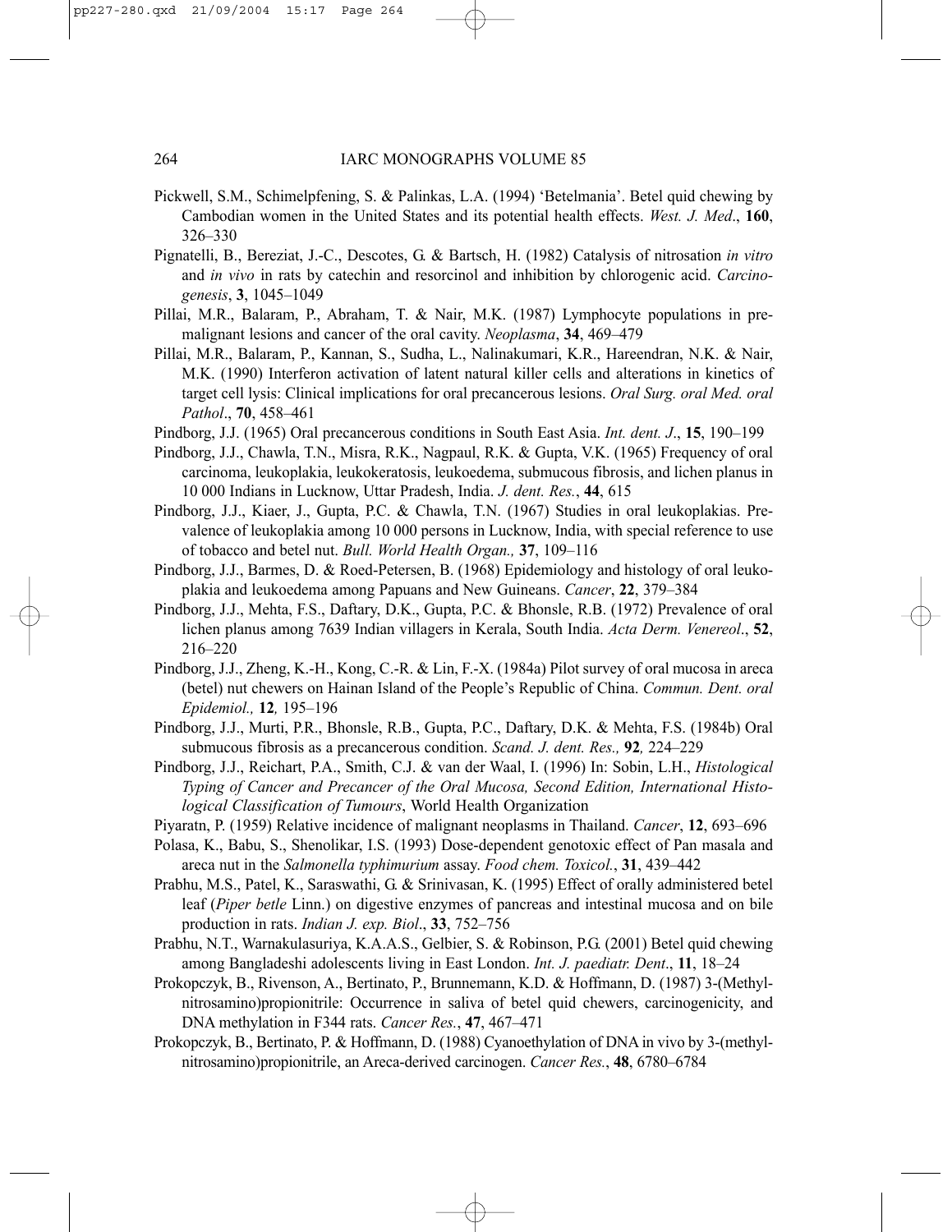Pickwell, S.M., Schimelpfening, S. & Palinkas, L.A. (1994) 'Betelmania'. Betel quid chewing by Cambodian women in the United States and its potential health effects. *West. J. Med*., **160**, 326–330

Pignatelli, B., Bereziat, J.-C., Descotes, G. & Bartsch, H. (1982) Catalysis of nitrosation *in vitro* and *in vivo* in rats by catechin and resorcinol and inhibition by chlorogenic acid. *Carcinogenesis*, **3**, 1045–1049

Pillai, M.R., Balaram, P., Abraham, T. & Nair, M.K. (1987) Lymphocyte populations in premalignant lesions and cancer of the oral cavity. *Neoplasma*, **34**, 469–479

Pillai, M.R., Balaram, P., Kannan, S., Sudha, L., Nalinakumari, K.R., Hareendran, N.K. & Nair, M.K. (1990) Interferon activation of latent natural killer cells and alterations in kinetics of target cell lysis: Clinical implications for oral precancerous lesions. *Oral Surg. oral Med. oral Pathol*., **70**, 458–461

Pindborg, J.J. (1965) Oral precancerous conditions in South East Asia. *Int. dent. J*., **15**, 190–199

Pindborg, J.J., Chawla, T.N., Misra, R.K., Nagpaul, R.K. & Gupta, V.K. (1965) Frequency of oral carcinoma, leukoplakia, leukokeratosis, leukoedema, submucous fibrosis, and lichen planus in 10 000 Indians in Lucknow, Uttar Pradesh, India. *J. dent. Res.*, **44**, 615

Pindborg, J.J., Kiaer, J., Gupta, P.C. & Chawla, T.N. (1967) Studies in oral leukoplakias. Prevalence of leukoplakia among 10 000 persons in Lucknow, India, with special reference to use of tobacco and betel nut. *Bull. World Health Organ.,* **37**, 109–116

Pindborg, J.J., Barmes, D. & Roed-Petersen, B. (1968) Epidemiology and histology of oral leukoplakia and leukoedema among Papuans and New Guineans. *Cancer*, **22**, 379–384

Pindborg, J.J., Mehta, F.S., Daftary, D.K., Gupta, P.C. & Bhonsle, R.B. (1972) Prevalence of oral lichen planus among 7639 Indian villagers in Kerala, South India. *Acta Derm. Venereol*., **52**, 216–220

Pindborg, J.J., Zheng, K.-H., Kong, C.-R. & Lin, F.-X. (1984a) Pilot survey of oral mucosa in areca (betel) nut chewers on Hainan Island of the People's Republic of China. *Commun. Dent. oral Epidemiol.,* **12***,* 195–196

Pindborg, J.J., Murti, P.R., Bhonsle, R.B., Gupta, P.C., Daftary, D.K. & Mehta, F.S. (1984b) Oral submucous fibrosis as a precancerous condition. *Scand. J. dent. Res.,* **92***,* 224–229

Pindborg, J.J., Reichart, P.A., Smith, C.J. & van der Waal, I. (1996) In: Sobin, L.H., *Histological Typing of Cancer and Precancer of the Oral Mucosa, Second Edition, International Histological Classification of Tumours*, World Health Organization

Piyaratn, P. (1959) Relative incidence of malignant neoplasms in Thailand. *Cancer*, **12**, 693–696

Polasa, K., Babu, S., Shenolikar, I.S. (1993) Dose-dependent genotoxic effect of Pan masala and areca nut in the *Salmonella typhimurium* assay. *Food chem. Toxicol.*, **31**, 439–442

Prabhu, M.S., Patel, K., Saraswathi, G. & Srinivasan, K. (1995) Effect of orally administered betel leaf (*Piper betle* Linn.) on digestive enzymes of pancreas and intestinal mucosa and on bile production in rats. *Indian J. exp. Biol*., **33**, 752–756

Prabhu, N.T., Warnakulasuriya, K.A.A.S., Gelbier, S. & Robinson, P.G. (2001) Betel quid chewing among Bangladeshi adolescents living in East London. *Int. J. paediatr. Dent*., **11**, 18–24

Prokopczyk, B., Rivenson, A., Bertinato, P., Brunnemann, K.D. & Hoffmann, D. (1987) 3-(Methylnitrosamino)propionitrile: Occurrence in saliva of betel quid chewers, carcinogenicity, and DNA methylation in F344 rats. *Cancer Res.*, **47**, 467–471

Prokopczyk, B., Bertinato, P. & Hoffmann, D. (1988) Cyanoethylation of DNA in vivo by 3-(methylnitrosamino)propionitrile, an Areca-derived carcinogen. *Cancer Res.*, **48**, 6780–6784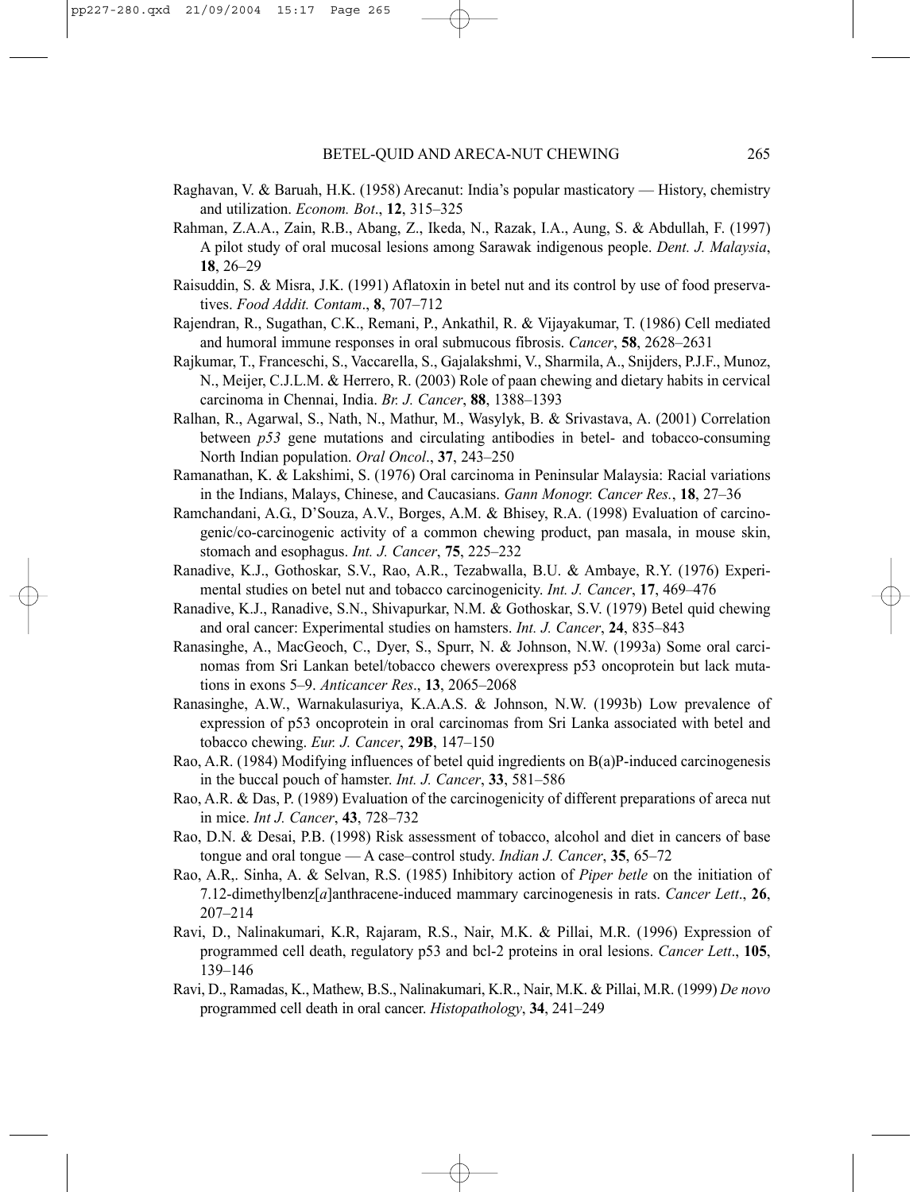Raghavan, V. & Baruah, H.K. (1958) Arecanut: India's popular masticatory — History, chemistry and utilization. *Econom. Bot*., **12**, 315–325

Rahman, Z.A.A., Zain, R.B., Abang, Z., Ikeda, N., Razak, I.A., Aung, S. & Abdullah, F. (1997) A pilot study of oral mucosal lesions among Sarawak indigenous people. *Dent. J. Malaysia*, **18**, 26–29

Raisuddin, S. & Misra, J.K. (1991) Aflatoxin in betel nut and its control by use of food preservatives. *Food Addit. Contam*., **8**, 707–712

Rajendran, R., Sugathan, C.K., Remani, P., Ankathil, R. & Vijayakumar, T. (1986) Cell mediated and humoral immune responses in oral submucous fibrosis. *Cancer*, **58**, 2628–2631

Rajkumar, T., Franceschi, S., Vaccarella, S., Gajalakshmi, V., Sharmila, A., Snijders, P.J.F., Munoz, N., Meijer, C.J.L.M. & Herrero, R. (2003) Role of paan chewing and dietary habits in cervical carcinoma in Chennai, India. *Br. J. Cancer*, **88**, 1388–1393

Ralhan, R., Agarwal, S., Nath, N., Mathur, M., Wasylyk, B. & Srivastava, A. (2001) Correlation between *p53* gene mutations and circulating antibodies in betel- and tobacco-consuming North Indian population. *Oral Oncol*., **37**, 243–250

Ramanathan, K. & Lakshimi, S. (1976) Oral carcinoma in Peninsular Malaysia: Racial variations in the Indians, Malays, Chinese, and Caucasians. *Gann Monogr. Cancer Res.*, **18**, 27–36

Ramchandani, A.G., D'Souza, A.V., Borges, A.M. & Bhisey, R.A. (1998) Evaluation of carcinogenic/co-carcinogenic activity of a common chewing product, pan masala, in mouse skin, stomach and esophagus. *Int. J. Cancer*, **75**, 225–232

Ranadive, K.J., Gothoskar, S.V., Rao, A.R., Tezabwalla, B.U. & Ambaye, R.Y. (1976) Experimental studies on betel nut and tobacco carcinogenicity. *Int. J. Cancer*, **17**, 469–476

Ranadive, K.J., Ranadive, S.N., Shivapurkar, N.M. & Gothoskar, S.V. (1979) Betel quid chewing and oral cancer: Experimental studies on hamsters. *Int. J. Cancer*, **24**, 835–843

Ranasinghe, A., MacGeoch, C., Dyer, S., Spurr, N. & Johnson, N.W. (1993a) Some oral carcinomas from Sri Lankan betel/tobacco chewers overexpress p53 oncoprotein but lack mutations in exons 5–9. *Anticancer Res*., **13**, 2065–2068

Ranasinghe, A.W., Warnakulasuriya, K.A.A.S. & Johnson, N.W. (1993b) Low prevalence of expression of p53 oncoprotein in oral carcinomas from Sri Lanka associated with betel and tobacco chewing. *Eur. J. Cancer*, **29B**, 147–150

Rao, A.R. (1984) Modifying influences of betel quid ingredients on B(a)P-induced carcinogenesis in the buccal pouch of hamster. *Int. J. Cancer*, **33**, 581–586

Rao, A.R. & Das, P. (1989) Evaluation of the carcinogenicity of different preparations of areca nut in mice. *Int J. Cancer*, **43**, 728–732

Rao, D.N. & Desai, P.B. (1998) Risk assessment of tobacco, alcohol and diet in cancers of base tongue and oral tongue — A case–control study. *Indian J. Cancer*, **35**, 65–72

Rao, A.R,. Sinha, A. & Selvan, R.S. (1985) Inhibitory action of *Piper betle* on the initiation of 7.12-dimethylbenz[*a*]anthracene-induced mammary carcinogenesis in rats. *Cancer Lett*., **26**, 207–214

Ravi, D., Nalinakumari, K.R, Rajaram, R.S., Nair, M.K. & Pillai, M.R. (1996) Expression of programmed cell death, regulatory p53 and bcl-2 proteins in oral lesions. *Cancer Lett*., **105**, 139–146

Ravi, D., Ramadas, K., Mathew, B.S., Nalinakumari, K.R., Nair, M.K. & Pillai, M.R. (1999) *De novo* programmed cell death in oral cancer. *Histopathology*, **34**, 241–249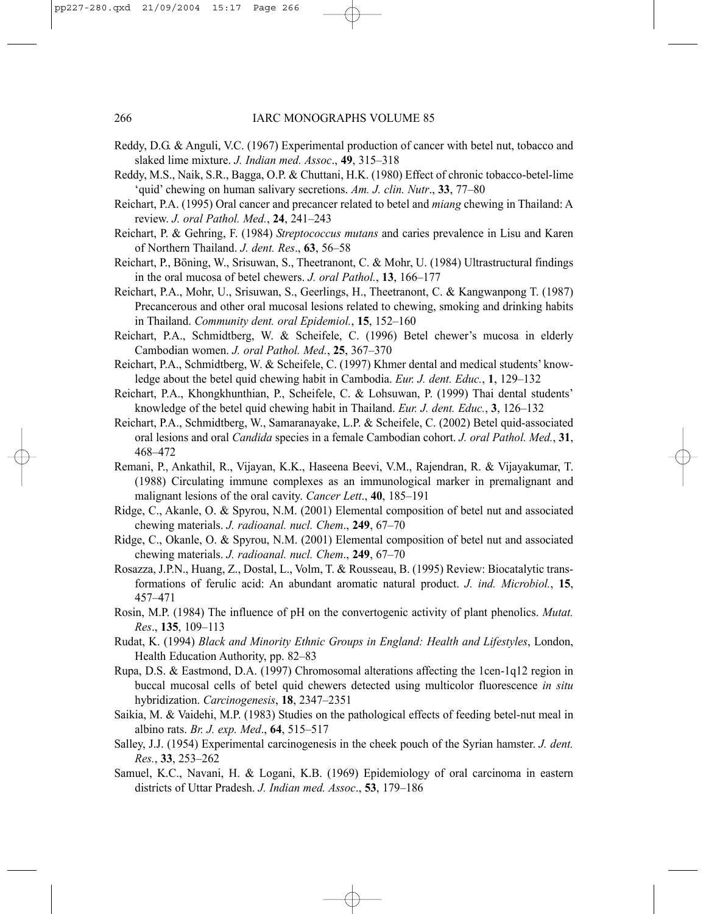Reddy, D.G. & Anguli, V.C. (1967) Experimental production of cancer with betel nut, tobacco and slaked lime mixture. *J. Indian med. Assoc*., **49**, 315–318

Reddy, M.S., Naik, S.R., Bagga, O.P. & Chuttani, H.K. (1980) Effect of chronic tobacco-betel-lime 'quid' chewing on human salivary secretions. *Am. J. clin. Nutr*., **33**, 77–80

Reichart, P.A. (1995) Oral cancer and precancer related to betel and *miang* chewing in Thailand: A review. *J. oral Pathol. Med.*, **24**, 241–243

Reichart, P. & Gehring, F. (1984) *Streptococcus mutans* and caries prevalence in Lisu and Karen of Northern Thailand. *J. dent. Res*., **63**, 56–58

Reichart, P., Böning, W., Srisuwan, S., Theetranont, C. & Mohr, U. (1984) Ultrastructural findings in the oral mucosa of betel chewers. *J. oral Pathol.*, **13**, 166–177

Reichart, P.A., Mohr, U., Srisuwan, S., Geerlings, H., Theetranont, C. & Kangwanpong T. (1987) Precancerous and other oral mucosal lesions related to chewing, smoking and drinking habits in Thailand. *Community dent. oral Epidemiol.*, **15**, 152–160

Reichart, P.A., Schmidtberg, W. & Scheifele, C. (1996) Betel chewer's mucosa in elderly Cambodian women. *J. oral Pathol. Med.*, **25**, 367–370

Reichart, P.A., Schmidtberg, W. & Scheifele, C. (1997) Khmer dental and medical students' knowledge about the betel quid chewing habit in Cambodia. *Eur. J. dent. Educ.*, **1**, 129–132

Reichart, P.A., Khongkhunthian, P., Scheifele, C. & Lohsuwan, P. (1999) Thai dental students' knowledge of the betel quid chewing habit in Thailand. *Eur. J. dent. Educ.*, **3**, 126–132

Reichart, P.A., Schmidtberg, W., Samaranayake, L.P. & Scheifele, C. (2002) Betel quid-associated oral lesions and oral *Candida* species in a female Cambodian cohort. *J. oral Pathol. Med.*, **31**, 468–472

Remani, P., Ankathil, R., Vijayan, K.K., Haseena Beevi, V.M., Rajendran, R. & Vijayakumar, T. (1988) Circulating immune complexes as an immunological marker in premalignant and malignant lesions of the oral cavity. *Cancer Lett*., **40**, 185–191

Ridge, C., Akanle, O. & Spyrou, N.M. (2001) Elemental composition of betel nut and associated chewing materials. *J. radioanal. nucl. Chem*., **249**, 67–70

Ridge, C., Okanle, O. & Spyrou, N.M. (2001) Elemental composition of betel nut and associated chewing materials. *J. radioanal. nucl. Chem*., **249**, 67–70

Rosazza, J.P.N., Huang, Z., Dostal, L., Volm, T. & Rousseau, B. (1995) Review: Biocatalytic transformations of ferulic acid: An abundant aromatic natural product. *J. ind. Microbiol.*, **15**, 457–471

Rosin, M.P. (1984) The influence of pH on the convertogenic activity of plant phenolics. *Mutat. Res*., **135**, 109–113

Rudat, K. (1994) *Black and Minority Ethnic Groups in England: Health and Lifestyles*, London, Health Education Authority, pp. 82–83

Rupa, D.S. & Eastmond, D.A. (1997) Chromosomal alterations affecting the 1cen-1q12 region in buccal mucosal cells of betel quid chewers detected using multicolor fluorescence *in situ* hybridization. *Carcinogenesis*, **18**, 2347–2351

Saikia, M. & Vaidehi, M.P. (1983) Studies on the pathological effects of feeding betel-nut meal in albino rats. *Br. J. exp. Med*., **64**, 515–517

Salley, J.J. (1954) Experimental carcinogenesis in the cheek pouch of the Syrian hamster. *J. dent. Res.*, **33**, 253–262

Samuel, K.C., Navani, H. & Logani, K.B. (1969) Epidemiology of oral carcinoma in eastern districts of Uttar Pradesh. *J. Indian med. Assoc*., **53**, 179–186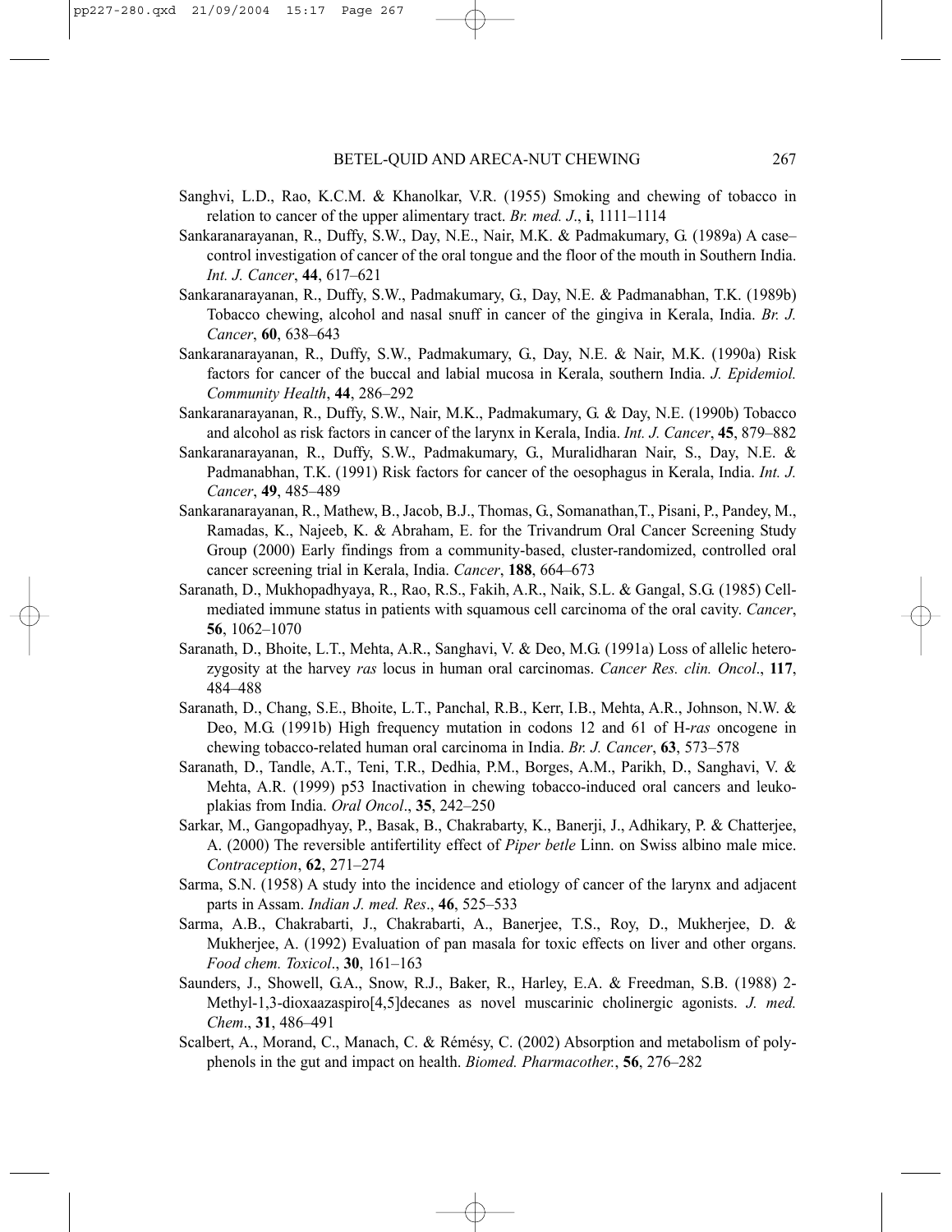Sanghvi, L.D., Rao, K.C.M. & Khanolkar, V.R. (1955) Smoking and chewing of tobacco in relation to cancer of the upper alimentary tract. *Br. med. J*., **i**, 1111–1114

Sankaranarayanan, R., Duffy, S.W., Day, N.E., Nair, M.K. & Padmakumary, G. (1989a) A case–control investigation of cancer of the oral tongue and the floor of the mouth in Southern India. *Int. J. Cancer*, **44**, 617–621

Sankaranarayanan, R., Duffy, S.W., Padmakumary, G., Day, N.E. & Padmanabhan, T.K. (1989b) Tobacco chewing, alcohol and nasal snuff in cancer of the gingiva in Kerala, India. *Br. J. Cancer*, **60**, 638–643

Sankaranarayanan, R., Duffy, S.W., Padmakumary, G., Day, N.E. & Nair, M.K. (1990a) Risk factors for cancer of the buccal and labial mucosa in Kerala, southern India. *J. Epidemiol. Community Health*, **44**, 286–292

Sankaranarayanan, R., Duffy, S.W., Nair, M.K., Padmakumary, G. & Day, N.E. (1990b) Tobacco and alcohol as risk factors in cancer of the larynx in Kerala, India. *Int. J. Cancer*, **45**, 879–882

Sankaranarayanan, R., Duffy, S.W., Padmakumary, G., Muralidharan Nair, S., Day, N.E. & Padmanabhan, T.K. (1991) Risk factors for cancer of the oesophagus in Kerala, India. *Int. J. Cancer*, **49**, 485–489

Sankaranarayanan, R., Mathew, B., Jacob, B.J., Thomas, G., Somanathan,T., Pisani, P., Pandey, M., Ramadas, K., Najeeb, K. & Abraham, E. for the Trivandrum Oral Cancer Screening Study Group (2000) Early findings from a community-based, cluster-randomized, controlled oral cancer screening trial in Kerala, India. *Cancer*, **188**, 664–673

Saranath, D., Mukhopadhyaya, R., Rao, R.S., Fakih, A.R., Naik, S.L. & Gangal, S.G. (1985) Cell-mediated immune status in patients with squamous cell carcinoma of the oral cavity. *Cancer*, **56**, 1062–1070

Saranath, D., Bhoite, L.T., Mehta, A.R., Sanghavi, V. & Deo, M.G. (1991a) Loss of allelic heterozygosity at the harvey *ras* locus in human oral carcinomas. *Cancer Res. clin. Oncol*., **117**, 484–488

Saranath, D., Chang, S.E., Bhoite, L.T., Panchal, R.B., Kerr, I.B., Mehta, A.R., Johnson, N.W. & Deo, M.G. (1991b) High frequency mutation in codons 12 and 61 of H-*ras* oncogene in chewing tobacco-related human oral carcinoma in India. *Br. J. Cancer*, **63**, 573–578

Saranath, D., Tandle, A.T., Teni, T.R., Dedhia, P.M., Borges, A.M., Parikh, D., Sanghavi, V. & Mehta, A.R. (1999) p53 Inactivation in chewing tobacco-induced oral cancers and leukoplakias from India. *Oral Oncol*., **35**, 242–250

Sarkar, M., Gangopadhyay, P., Basak, B., Chakrabarty, K., Banerji, J., Adhikary, P. & Chatterjee, A. (2000) The reversible antifertility effect of *Piper betle* Linn. on Swiss albino male mice. *Contraception*, **62**, 271–274

Sarma, S.N. (1958) A study into the incidence and etiology of cancer of the larynx and adjacent parts in Assam. *Indian J. med. Res*., **46**, 525–533

Sarma, A.B., Chakrabarti, J., Chakrabarti, A., Banerjee, T.S., Roy, D., Mukherjee, D. & Mukherjee, A. (1992) Evaluation of pan masala for toxic effects on liver and other organs. *Food chem. Toxicol*., **30**, 161–163

Saunders, J., Showell, G.A., Snow, R.J., Baker, R., Harley, E.A. & Freedman, S.B. (1988) 2-Methyl-1,3-dioxaazaspiro[4,5]decanes as novel muscarinic cholinergic agonists. *J. med. Chem*., **31**, 486–491

Scalbert, A., Morand, C., Manach, C. & Rémésy, C. (2002) Absorption and metabolism of polyphenols in the gut and impact on health. *Biomed. Pharmacother.*, **56**, 276–282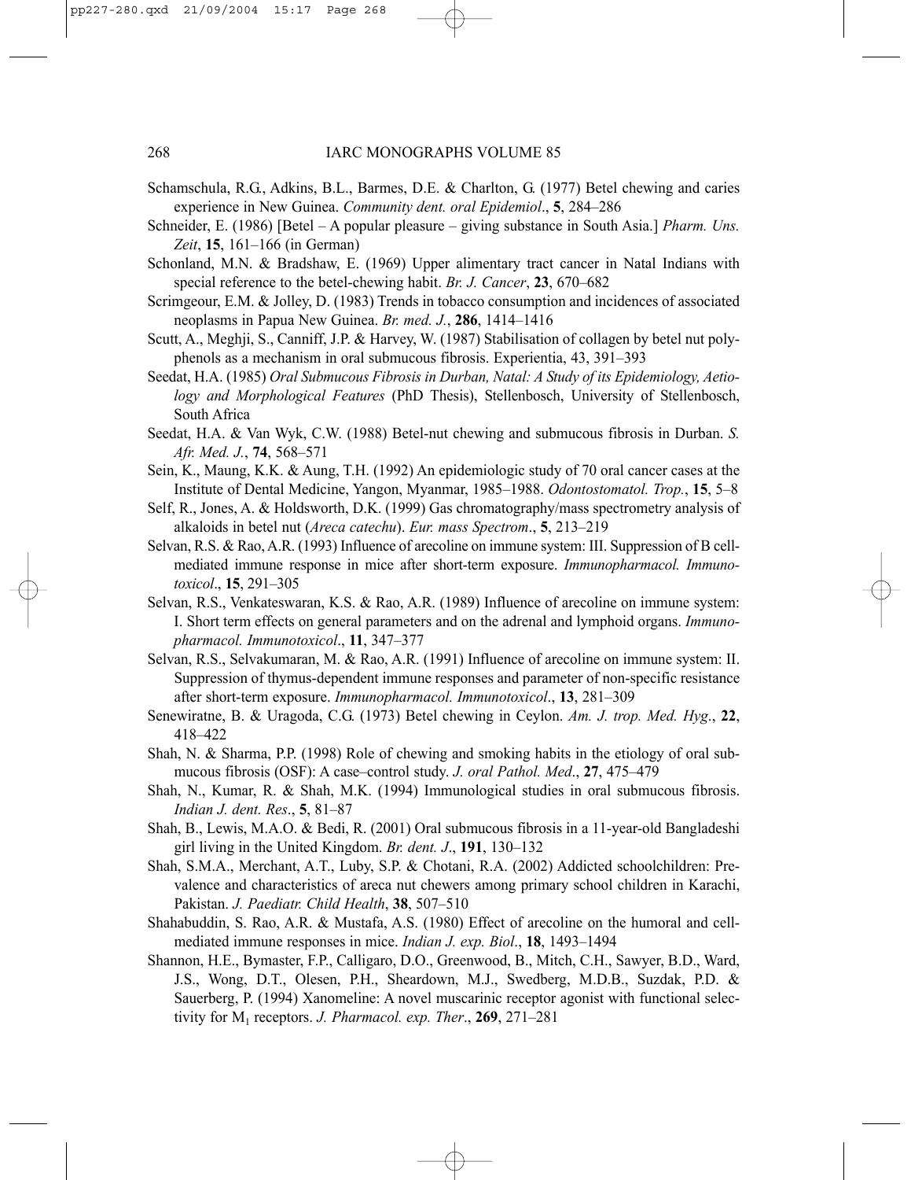Schamschula, R.G., Adkins, B.L., Barmes, D.E. & Charlton, G. (1977) Betel chewing and caries experience in New Guinea. *Community dent. oral Epidemiol*., **5**, 284–286

Schneider, E. (1986) [Betel – A popular pleasure – giving substance in South Asia.] *Pharm. Uns. Zeit*, **15**, 161–166 (in German)

Schonland, M.N. & Bradshaw, E. (1969) Upper alimentary tract cancer in Natal Indians with special reference to the betel-chewing habit. *Br. J. Cancer*, **23**, 670–682

Scrimgeour, E.M. & Jolley, D. (1983) Trends in tobacco consumption and incidences of associated neoplasms in Papua New Guinea. *Br. med. J.*, **286**, 1414–1416

Scutt, A., Meghji, S., Canniff, J.P. & Harvey, W. (1987) Stabilisation of collagen by betel nut polyphenols as a mechanism in oral submucous fibrosis. Experientia, 43, 391–393

Seedat, H.A. (1985) *Oral Submucous Fibrosis in Durban, Natal: A Study of its Epidemiology, Aetiology and Morphological Features* (PhD Thesis), Stellenbosch, University of Stellenbosch, South Africa

Seedat, H.A. & Van Wyk, C.W. (1988) Betel-nut chewing and submucous fibrosis in Durban. *S. Afr. Med. J.*, **74**, 568–571

Sein, K., Maung, K.K. & Aung, T.H. (1992) An epidemiologic study of 70 oral cancer cases at the Institute of Dental Medicine, Yangon, Myanmar, 1985–1988. *Odontostomatol. Trop.*, **15**, 5–8

Self, R., Jones, A. & Holdsworth, D.K. (1999) Gas chromatography/mass spectrometry analysis of alkaloids in betel nut (*Areca catechu*). *Eur. mass Spectrom*., **5**, 213–219

Selvan, R.S. & Rao, A.R. (1993) Influence of arecoline on immune system: III. Suppression of B cell-mediated immune response in mice after short-term exposure. *Immunopharmacol. Immunotoxicol*., **15**, 291–305

Selvan, R.S., Venkateswaran, K.S. & Rao, A.R. (1989) Influence of arecoline on immune system: I. Short term effects on general parameters and on the adrenal and lymphoid organs. *Immunopharmacol. Immunotoxicol*., **11**, 347–377

Selvan, R.S., Selvakumaran, M. & Rao, A.R. (1991) Influence of arecoline on immune system: II. Suppression of thymus-dependent immune responses and parameter of non-specific resistance after short-term exposure. *Immunopharmacol. Immunotoxicol*., **13**, 281–309

Senewiratne, B. & Uragoda, C.G. (1973) Betel chewing in Ceylon. *Am. J. trop. Med. Hyg*., **22**, 418–422

Shah, N. & Sharma, P.P. (1998) Role of chewing and smoking habits in the etiology of oral submucous fibrosis (OSF): A case–control study. *J. oral Pathol. Med*., **27**, 475–479

Shah, N., Kumar, R. & Shah, M.K. (1994) Immunological studies in oral submucous fibrosis. *Indian J. dent. Res*., **5**, 81–87

Shah, B., Lewis, M.A.O. & Bedi, R. (2001) Oral submucous fibrosis in a 11-year-old Bangladeshi girl living in the United Kingdom. *Br. dent. J*., **191**, 130–132

Shah, S.M.A., Merchant, A.T., Luby, S.P. & Chotani, R.A. (2002) Addicted schoolchildren: Prevalence and characteristics of areca nut chewers among primary school children in Karachi, Pakistan. *J. Paediatr. Child Health*, **38**, 507–510

Shahabuddin, S. Rao, A.R. & Mustafa, A.S. (1980) Effect of arecoline on the humoral and cell-mediated immune responses in mice. *Indian J. exp. Biol*., **18**, 1493–1494

Shannon, H.E., Bymaster, F.P., Calligaro, D.O., Greenwood, B., Mitch, C.H., Sawyer, B.D., Ward, J.S., Wong, D.T., Olesen, P.H., Sheardown, M.J., Swedberg, M.D.B., Suzdak, P.D. & Sauerberg, P. (1994) Xanomeline: A novel muscarinic receptor agonist with functional selectivity for $M_1$ receptors. *J. Pharmacol. exp. Ther*., **269**, 271–281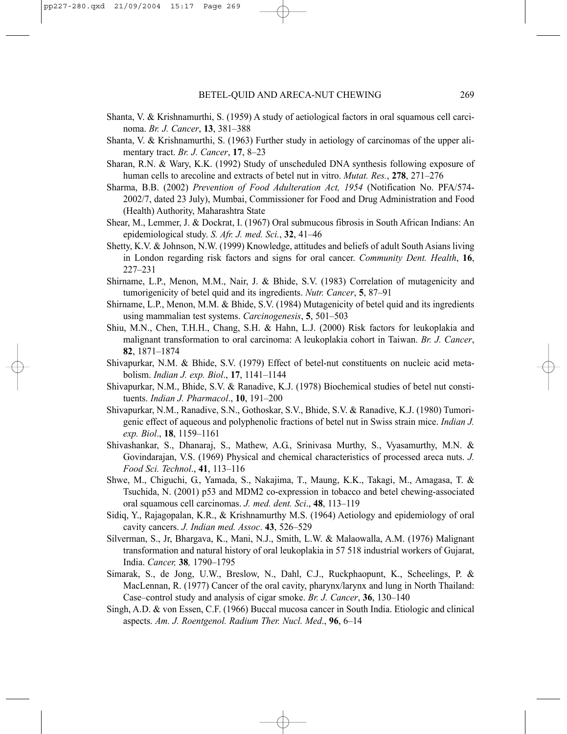Shanta, V. & Krishnamurthi, S. (1959) A study of aetiological factors in oral squamous cell carcinoma. *Br. J. Cancer*, **13**, 381–388

Shanta, V. & Krishnamurthi, S. (1963) Further study in aetiology of carcinomas of the upper alimentary tract. *Br. J. Cancer*, **17**, 8–23

Sharan, R.N. & Wary, K.K. (1992) Study of unscheduled DNA synthesis following exposure of human cells to arecoline and extracts of betel nut in vitro. *Mutat. Res.*, **278**, 271–276

Sharma, B.B. (2002) *Prevention of Food Adulteration Act, 1954* (Notification No. PFA/574-2002/7, dated 23 July), Mumbai, Commissioner for Food and Drug Administration and Food (Health) Authority, Maharashtra State

Shear, M., Lemmer, J. & Dockrat, I. (1967) Oral submucous fibrosis in South African Indians: An epidemiological study. *S. Afr. J. med. Sci.*, **32**, 41–46

Shetty, K.V. & Johnson, N.W. (1999) Knowledge, attitudes and beliefs of adult South Asians living in London regarding risk factors and signs for oral cancer. *Community Dent. Health*, **16**, 227–231

Shirname, L.P., Menon, M.M., Nair, J. & Bhide, S.V. (1983) Correlation of mutagenicity and tumorigenicity of betel quid and its ingredients. *Nutr. Cancer*, **5**, 87–91

Shirname, L.P., Menon, M.M. & Bhide, S.V. (1984) Mutagenicity of betel quid and its ingredients using mammalian test systems. *Carcinogenesis*, **5**, 501–503

Shiu, M.N., Chen, T.H.H., Chang, S.H. & Hahn, L.J. (2000) Risk factors for leukoplakia and malignant transformation to oral carcinoma: A leukoplakia cohort in Taiwan. *Br. J. Cancer*, **82**, 1871–1874

Shivapurkar, N.M. & Bhide, S.V. (1979) Effect of betel-nut constituents on nucleic acid metabolism. *Indian J. exp. Biol*., **17**, 1141–1144

Shivapurkar, N.M., Bhide, S.V. & Ranadive, K.J. (1978) Biochemical studies of betel nut constituents. *Indian J. Pharmacol*., **10**, 191–200

Shivapurkar, N.M., Ranadive, S.N., Gothoskar, S.V., Bhide, S.V. & Ranadive, K.J. (1980) Tumorigenic effect of aqueous and polyphenolic fractions of betel nut in Swiss strain mice. *Indian J. exp. Biol*., **18**, 1159–1161

Shivashankar, S., Dhanaraj, S., Mathew, A.G., Srinivasa Murthy, S., Vyasamurthy, M.N. & Govindarajan, V.S. (1969) Physical and chemical characteristics of processed areca nuts. *J. Food Sci. Technol*., **41**, 113–116

Shwe, M., Chiguchi, G., Yamada, S., Nakajima, T., Maung, K.K., Takagi, M., Amagasa, T. & Tsuchida, N. (2001) p53 and MDM2 co-expression in tobacco and betel chewing-associated oral squamous cell carcinomas. *J. med. dent. Sci*., **48**, 113–119

Sidiq, Y., Rajagopalan, K.R., & Krishnamurthy M.S. (1964) Aetiology and epidemiology of oral cavity cancers. *J. Indian med. Assoc*. **43**, 526–529

Silverman, S., Jr, Bhargava, K., Mani, N.J., Smith, L.W. & Malaowalla, A.M. (1976) Malignant transformation and natural history of oral leukoplakia in 57 518 industrial workers of Gujarat, India. *Cancer,* **38***,* 1790–1795

Simarak, S., de Jong, U.W., Breslow, N., Dahl, C.J., Ruckphaopunt, K., Scheelings, P. & MacLennan, R. (1977) Cancer of the oral cavity, pharynx/larynx and lung in North Thailand: Case–control study and analysis of cigar smoke. *Br. J. Cancer*, **36**, 130–140

Singh, A.D. & von Essen, C.F. (1966) Buccal mucosa cancer in South India. Etiologic and clinical aspects. *Am. J. Roentgenol. Radium Ther. Nucl. Med*., **96**, 6–14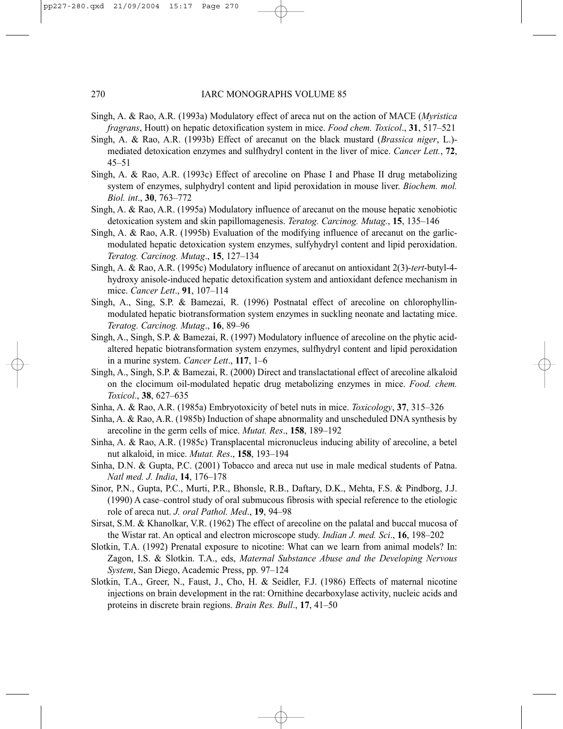Singh, A. & Rao, A.R. (1993a) Modulatory effect of areca nut on the action of MACE (*Myristica fragrans*, Houtt) on hepatic detoxification system in mice. *Food chem. Toxicol*., **31**, 517–521

Singh, A. & Rao, A.R. (1993b) Effect of arecanut on the black mustard (*Brassica niger*, L.)-mediated detoxication enzymes and sulfhydryl content in the liver of mice. *Cancer Lett.*, **72**, 45–51

Singh, A. & Rao, A.R. (1993c) Effect of arecoline on Phase I and Phase II drug metabolizing system of enzymes, sulphydryl content and lipid peroxidation in mouse liver. *Biochem. mol. Biol. int*., **30**, 763–772

Singh, A. & Rao, A.R. (1995a) Modulatory influence of arecanut on the mouse hepatic xenobiotic detoxication system and skin papillomagenesis. *Teratog. Carcinog. Mutag.*, **15**, 135–146

Singh, A. & Rao, A.R. (1995b) Evaluation of the modifying influence of arecanut on the garlic-modulated hepatic detoxication system enzymes, sulfyhydryl content and lipid peroxidation. *Teratog. Carcinog. Mutag*., **15**, 127–134

Singh, A. & Rao, A.R. (1995c) Modulatory influence of arecanut on antioxidant 2(3)-*tert*-butyl-4-hydroxy anisole-induced hepatic detoxification system and antioxidant defence mechanism in mice. *Cancer Lett*., **91**, 107–114

Singh, A., Sing, S.P. & Bamezai, R. (1996) Postnatal effect of arecoline on chlorophyllin-modulated hepatic biotransformation system enzymes in suckling neonate and lactating mice. *Teratog. Carcinog. Mutag*., **16**, 89–96

Singh, A., Singh, S.P. & Bamezai, R. (1997) Modulatory influence of arecoline on the phytic acid-altered hepatic biotransformation system enzymes, sulfhydryl content and lipid peroxidation in a murine system. *Cancer Lett*., **117**, 1–6

Singh, A., Singh, S.P. & Bamezai, R. (2000) Direct and translactational effect of arecoline alkaloid on the clocimum oil-modulated hepatic drug metabolizing enzymes in mice. *Food. chem. Toxicol*., **38**, 627–635

Sinha, A. & Rao, A.R. (1985a) Embryotoxicity of betel nuts in mice. *Toxicology*, **37**, 315–326

Sinha, A. & Rao, A.R. (1985b) Induction of shape abnormality and unscheduled DNA synthesis by arecoline in the germ cells of mice. *Mutat. Res*., **158**, 189–192

Sinha, A. & Rao, A.R. (1985c) Transplacental micronucleus inducing ability of arecoline, a betel nut alkaloid, in mice. *Mutat. Res*., **158**, 193–194

Sinha, D.N. & Gupta, P.C. (2001) Tobacco and areca nut use in male medical students of Patna. *Natl med. J. India*, **14**, 176–178

Sinor, P.N., Gupta, P.C., Murti, P.R., Bhonsle, R.B., Daftary, D.K., Mehta, F.S. & Pindborg, J.J. (1990) A case–control study of oral submucous fibrosis with special reference to the etiologic role of areca nut. *J. oral Pathol. Med*., **19**, 94–98

Sirsat, S.M. & Khanolkar, V.R. (1962) The effect of arecoline on the palatal and buccal mucosa of the Wistar rat. An optical and electron microscope study. *Indian J. med. Sci*., **16**, 198–202

Slotkin, T.A. (1992) Prenatal exposure to nicotine: What can we learn from animal models? In: Zagon, I.S. & Slotkin. T.A., eds, *Maternal Substance Abuse and the Developing Nervous System*, San Diego, Academic Press, pp. 97–124

Slotkin, T.A., Greer, N., Faust, J., Cho, H. & Seidler, F.J. (1986) Effects of maternal nicotine injections on brain development in the rat: Ornithine decarboxylase activity, nucleic acids and proteins in discrete brain regions. *Brain Res. Bull*., **17**, 41–50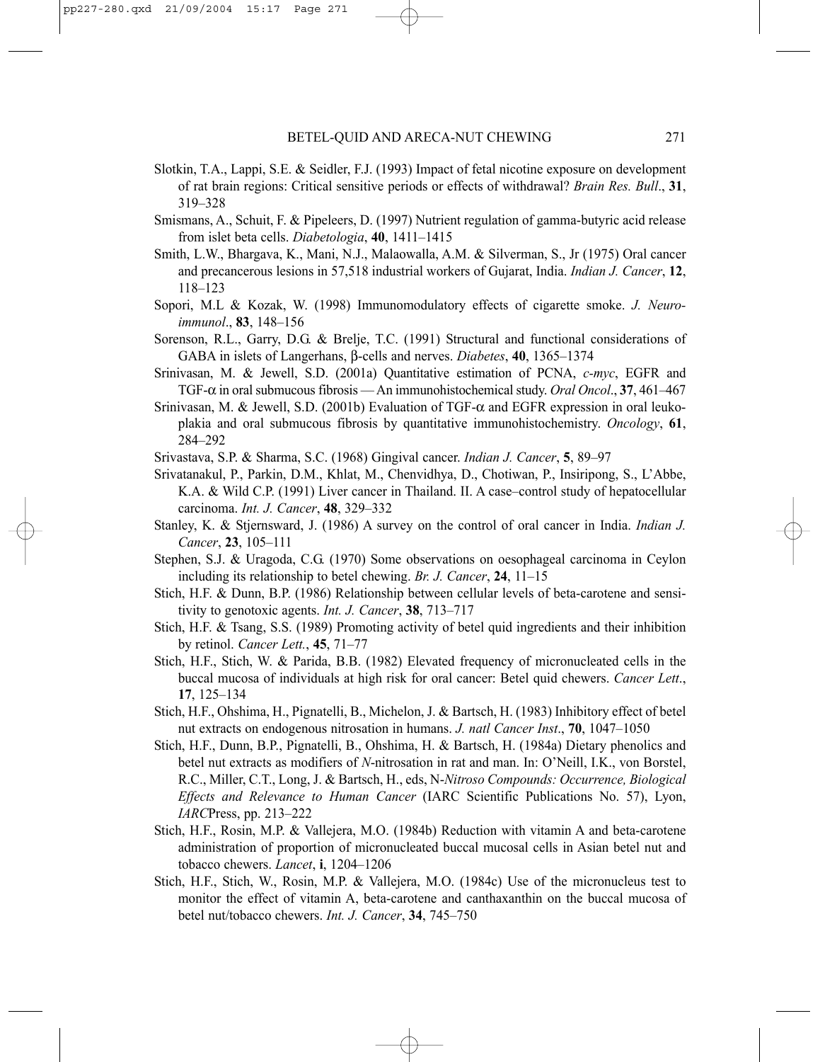Slotkin, T.A., Lappi, S.E. & Seidler, F.J. (1993) Impact of fetal nicotine exposure on development of rat brain regions: Critical sensitive periods or effects of withdrawal? *Brain Res. Bull*., **31**, 319–328

Smismans, A., Schuit, F. & Pipeleers, D. (1997) Nutrient regulation of gamma-butyric acid release from islet beta cells. *Diabetologia*, **40**, 1411–1415

Smith, L.W., Bhargava, K., Mani, N.J., Malaowalla, A.M. & Silverman, S., Jr (1975) Oral cancer and precancerous lesions in 57,518 industrial workers of Gujarat, India. *Indian J. Cancer*, **12**, 118–123

Sopori, M.L & Kozak, W. (1998) Immunomodulatory effects of cigarette smoke. *J. Neuroimmunol*., **83**, 148–156

Sorenson, R.L., Garry, D.G. & Brelje, T.C. (1991) Structural and functional considerations of GABA in islets of Langerhans, β-cells and nerves. *Diabetes*, **40**, 1365–1374

Srinivasan, M. & Jewell, S.D. (2001a) Quantitative estimation of PCNA, *c-myc*, EGFR and TGF-α in oral submucous fibrosis — An immunohistochemical study. *Oral Oncol*., **37**, 461–467

Srinivasan, M. & Jewell, S.D. (2001b) Evaluation of TGF-α and EGFR expression in oral leukoplakia and oral submucous fibrosis by quantitative immunohistochemistry. *Oncology*, **61**, 284–292

Srivastava, S.P. & Sharma, S.C. (1968) Gingival cancer. *Indian J. Cancer*, **5**, 89–97

Srivatanakul, P., Parkin, D.M., Khlat, M., Chenvidhya, D., Chotiwan, P., Insiripong, S., L'Abbe, K.A. & Wild C.P. (1991) Liver cancer in Thailand. II. A case–control study of hepatocellular carcinoma. *Int. J. Cancer*, **48**, 329–332

Stanley, K. & Stjernsward, J. (1986) A survey on the control of oral cancer in India. *Indian J. Cancer*, **23**, 105–111

Stephen, S.J. & Uragoda, C.G. (1970) Some observations on oesophageal carcinoma in Ceylon including its relationship to betel chewing. *Br. J. Cancer*, **24**, 11–15

Stich, H.F. & Dunn, B.P. (1986) Relationship between cellular levels of beta-carotene and sensitivity to genotoxic agents. *Int. J. Cancer*, **38**, 713–717

Stich, H.F. & Tsang, S.S. (1989) Promoting activity of betel quid ingredients and their inhibition by retinol. *Cancer Lett.*, **45**, 71–77

Stich, H.F., Stich, W. & Parida, B.B. (1982) Elevated frequency of micronucleated cells in the buccal mucosa of individuals at high risk for oral cancer: Betel quid chewers. *Cancer Lett*., **17**, 125–134

Stich, H.F., Ohshima, H., Pignatelli, B., Michelon, J. & Bartsch, H. (1983) Inhibitory effect of betel nut extracts on endogenous nitrosation in humans. *J. natl Cancer Inst*., **70**, 1047–1050

Stich, H.F., Dunn, B.P., Pignatelli, B., Ohshima, H. & Bartsch, H. (1984a) Dietary phenolics and betel nut extracts as modifiers of *N*-nitrosation in rat and man. In: O'Neill, I.K., von Borstel, R.C., Miller, C.T., Long, J. & Bartsch, H., eds, *N-Nitroso Compounds: Occurrence, Biological Effects and Relevance to Human Cancer* (IARC Scientific Publications No. 57), Lyon, *IARC*Press, pp. 213–222

Stich, H.F., Rosin, M.P. & Vallejera, M.O. (1984b) Reduction with vitamin A and beta-carotene administration of proportion of micronucleated buccal mucosal cells in Asian betel nut and tobacco chewers. *Lancet*, **i**, 1204–1206

Stich, H.F., Stich, W., Rosin, M.P. & Vallejera, M.O. (1984c) Use of the micronucleus test to monitor the effect of vitamin A, beta-carotene and canthaxanthin on the buccal mucosa of betel nut/tobacco chewers. *Int. J. Cancer*, **34**, 745–750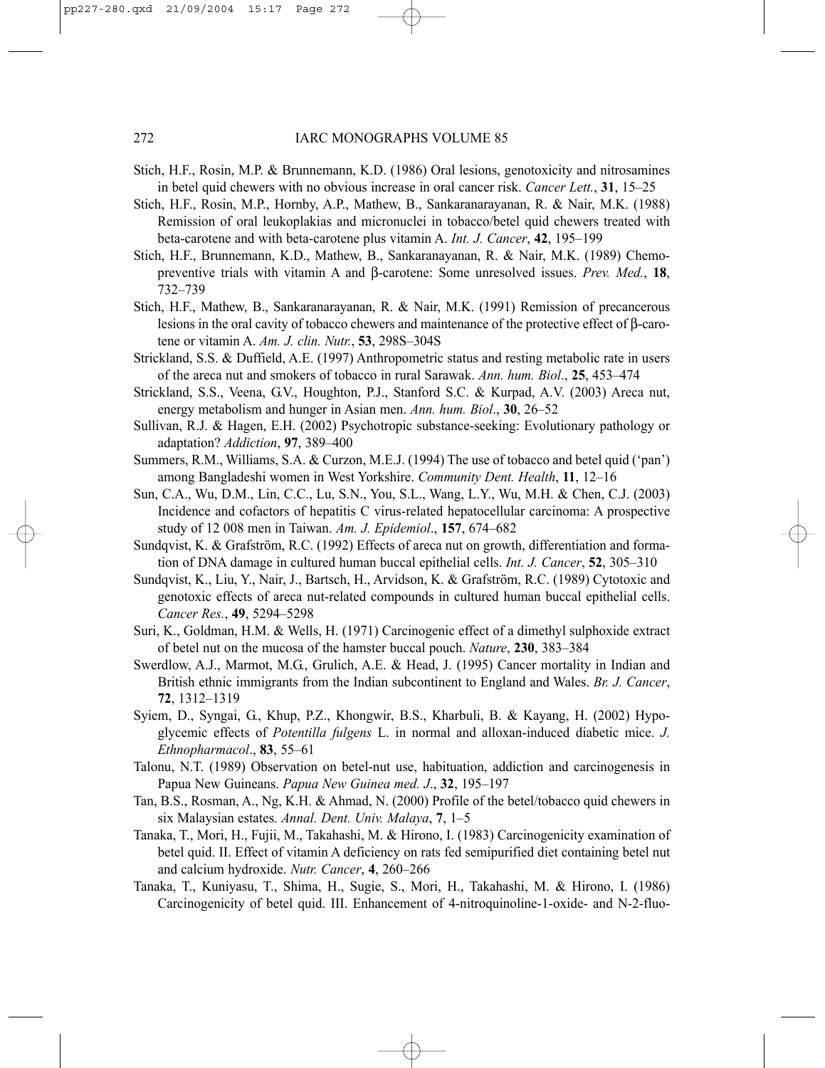Stich, H.F., Rosin, M.P. & Brunnemann, K.D. (1986) Oral lesions, genotoxicity and nitrosamines in betel quid chewers with no obvious increase in oral cancer risk. *Cancer Lett.*, **31**, 15–25

Stich, H.F., Rosin, M.P., Hornby, A.P., Mathew, B., Sankaranarayanan, R. & Nair, M.K. (1988) Remission of oral leukoplakias and micronuclei in tobacco/betel quid chewers treated with beta-carotene and with beta-carotene plus vitamin A. *Int. J. Cancer*, **42**, 195–199

Stich, H.F., Brunnemann, K.D., Mathew, B., Sankaranarayanan, R. & Nair, M.K. (1989) Chemopreventive trials with vitamin A and β-carotene: Some unresolved issues. *Prev. Med.*, **18**, 732–739

Stich, H.F., Mathew, B., Sankaranarayanan, R. & Nair, M.K. (1991) Remission of precancerous lesions in the oral cavity of tobacco chewers and maintenance of the protective effect of β-carotene or vitamin A. *Am. J. clin. Nutr.*, **53**, 298S–304S

Strickland, S.S. & Duffield, A.E. (1997) Anthropometric status and resting metabolic rate in users of the areca nut and smokers of tobacco in rural Sarawak. *Ann. hum. Biol*., **25**, 453–474

Strickland, S.S., Veena, G.V., Houghton, P.J., Stanford S.C. & Kurpad, A.V. (2003) Areca nut, energy metabolism and hunger in Asian men. *Ann. hum. Biol*., **30**, 26–52

Sullivan, R.J. & Hagen, E.H. (2002) Psychotropic substance-seeking: Evolutionary pathology or adaptation? *Addiction*, **97**, 389–400

Summers, R.M., Williams, S.A. & Curzon, M.E.J. (1994) The use of tobacco and betel quid ('pan') among Bangladeshi women in West Yorkshire. *Community Dent. Health*, **11**, 12–16

Sun, C.A., Wu, D.M., Lin, C.C., Lu, S.N., You, S.L., Wang, L.Y., Wu, M.H. & Chen, C.J. (2003) Incidence and cofactors of hepatitis C virus-related hepatocellular carcinoma: A prospective study of 12 008 men in Taiwan. *Am. J. Epidemiol*., **157**, 674–682

Sundqvist, K. & Grafström, R.C. (1992) Effects of areca nut on growth, differentiation and formation of DNA damage in cultured human buccal epithelial cells. *Int. J. Cancer*, **52**, 305–310

Sundqvist, K., Liu, Y., Nair, J., Bartsch, H., Arvidson, K. & Grafström, R.C. (1989) Cytotoxic and genotoxic effects of areca nut-related compounds in cultured human buccal epithelial cells. *Cancer Res.*, **49**, 5294–5298

Suri, K., Goldman, H.M. & Wells, H. (1971) Carcinogenic effect of a dimethyl sulphoxide extract of betel nut on the mucosa of the hamster buccal pouch. *Nature*, **230**, 383–384

Swerdlow, A.J., Marmot, M.G., Grulich, A.E. & Head, J. (1995) Cancer mortality in Indian and British ethnic immigrants from the Indian subcontinent to England and Wales. *Br. J. Cancer*, **72**, 1312–1319

Syiem, D., Syngai, G., Khup, P.Z., Khongwir, B.S., Kharbuli, B. & Kayang, H. (2002) Hypoglycemic effects of *Potentilla fulgens* L. in normal and alloxan-induced diabetic mice. *J. Ethnopharmacol*., **83**, 55–61

Talonu, N.T. (1989) Observation on betel-nut use, habituation, addiction and carcinogenesis in Papua New Guineans. *Papua New Guinea med. J*., **32**, 195–197

Tan, B.S., Rosman, A., Ng, K.H. & Ahmad, N. (2000) Profile of the betel/tobacco quid chewers in six Malaysian estates. *Annal. Dent. Univ. Malaya*, **7**, 1–5

Tanaka, T., Mori, H., Fujii, M., Takahashi, M. & Hirono, I. (1983) Carcinogenicity examination of betel quid. II. Effect of vitamin A deficiency on rats fed semipurified diet containing betel nut and calcium hydroxide. *Nutr. Cancer*, **4**, 260–266

Tanaka, T., Kuniyasu, T., Shima, H., Sugie, S., Mori, H., Takahashi, M. & Hirono, I. (1986) Carcinogenicity of betel quid. III. Enhancement of 4-nitroquinoline-1-oxide- and N-2-fluo-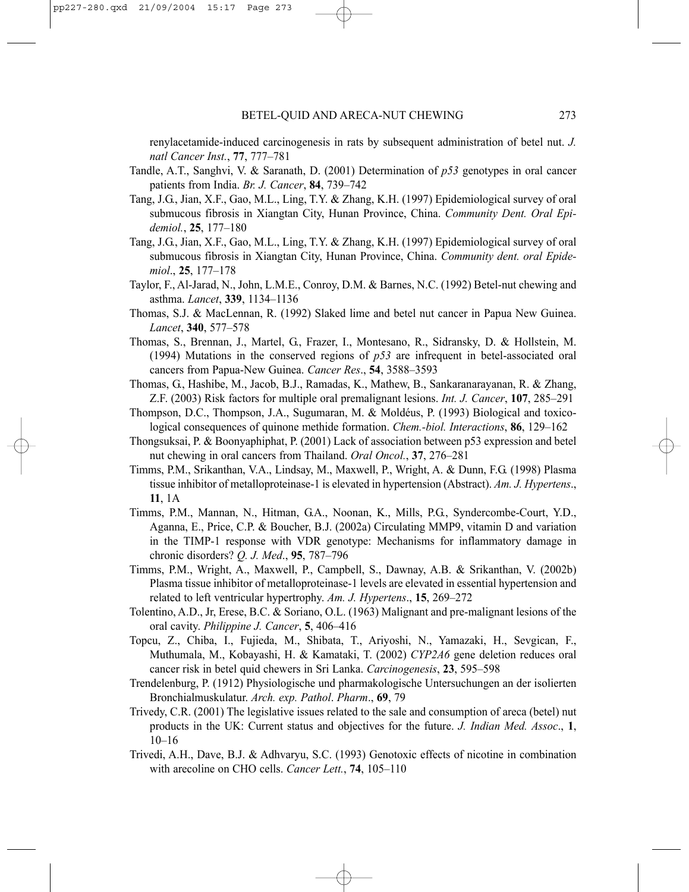renylacetamide-induced carcinogenesis in rats by subsequent administration of betel nut. *J. natl Cancer Inst.*, **77**, 777–781

Tandle, A.T., Sanghvi, V. & Saranath, D. (2001) Determination of *p53* genotypes in oral cancer patients from India. *Br. J. Cancer*, **84**, 739–742

Tang, J.G., Jian, X.F., Gao, M.L., Ling, T.Y. & Zhang, K.H. (1997) Epidemiological survey of oral submucous fibrosis in Xiangtan City, Hunan Province, China. *Community Dent. Oral Epidemiol.*, **25**, 177–180

Tang, J.G., Jian, X.F., Gao, M.L., Ling, T.Y. & Zhang, K.H. (1997) Epidemiological survey of oral submucous fibrosis in Xiangtan City, Hunan Province, China. *Community dent. oral Epidemiol*., **25**, 177–178

Taylor, F., Al-Jarad, N., John, L.M.E., Conroy, D.M. & Barnes, N.C. (1992) Betel-nut chewing and asthma. *Lancet*, **339**, 1134–1136

Thomas, S.J. & MacLennan, R. (1992) Slaked lime and betel nut cancer in Papua New Guinea. *Lancet*, **340**, 577–578

Thomas, S., Brennan, J., Martel, G., Frazer, I., Montesano, R., Sidransky, D. & Hollstein, M. (1994) Mutations in the conserved regions of *p53* are infrequent in betel-associated oral cancers from Papua-New Guinea. *Cancer Res*., **54**, 3588–3593

Thomas, G., Hashibe, M., Jacob, B.J., Ramadas, K., Mathew, B., Sankaranarayanan, R. & Zhang, Z.F. (2003) Risk factors for multiple oral premalignant lesions. *Int. J. Cancer*, **107**, 285–291

Thompson, D.C., Thompson, J.A., Sugumaran, M. & Moldéus, P. (1993) Biological and toxicological consequences of quinone methide formation. *Chem.-biol. Interactions*, **86**, 129–162

Thongsuksai, P. & Boonyaphiphat, P. (2001) Lack of association between p53 expression and betel nut chewing in oral cancers from Thailand. *Oral Oncol.*, **37**, 276–281

Timms, P.M., Srikanthan, V.A., Lindsay, M., Maxwell, P., Wright, A. & Dunn, F.G. (1998) Plasma tissue inhibitor of metalloproteinase-1 is elevated in hypertension (Abstract). *Am. J. Hypertens*., **11**, 1A

Timms, P.M., Mannan, N., Hitman, G.A., Noonan, K., Mills, P.G., Syndercombe-Court, Y.D., Aganna, E., Price, C.P. & Boucher, B.J. (2002a) Circulating MMP9, vitamin D and variation in the TIMP-1 response with VDR genotype: Mechanisms for inflammatory damage in chronic disorders? *Q. J. Med*., **95**, 787–796

Timms, P.M., Wright, A., Maxwell, P., Campbell, S., Dawnay, A.B. & Srikanthan, V. (2002b) Plasma tissue inhibitor of metalloproteinase-1 levels are elevated in essential hypertension and related to left ventricular hypertrophy. *Am. J. Hypertens*., **15**, 269–272

Tolentino, A.D., Jr, Erese, B.C. & Soriano, O.L. (1963) Malignant and pre-malignant lesions of the oral cavity. *Philippine J. Cancer*, **5**, 406–416

Topcu, Z., Chiba, I., Fujieda, M., Shibata, T., Ariyoshi, N., Yamazaki, H., Sevgican, F., Muthumala, M., Kobayashi, H. & Kamataki, T. (2002) *CYP2A6* gene deletion reduces oral cancer risk in betel quid chewers in Sri Lanka. *Carcinogenesis*, **23**, 595–598

Trendelenburg, P. (1912) Physiologische und pharmakologische Untersuchungen an der isolierten Bronchialmuskulatur. *Arch. exp. Pathol*. *Pharm*., **69**, 79

Trivedy, C.R. (2001) The legislative issues related to the sale and consumption of areca (betel) nut products in the UK: Current status and objectives for the future. *J. Indian Med. Assoc*., **1**, 10–16

Trivedi, A.H., Dave, B.J. & Adhvaryu, S.C. (1993) Genotoxic effects of nicotine in combination with arecoline on CHO cells. *Cancer Lett.*, **74**, 105–110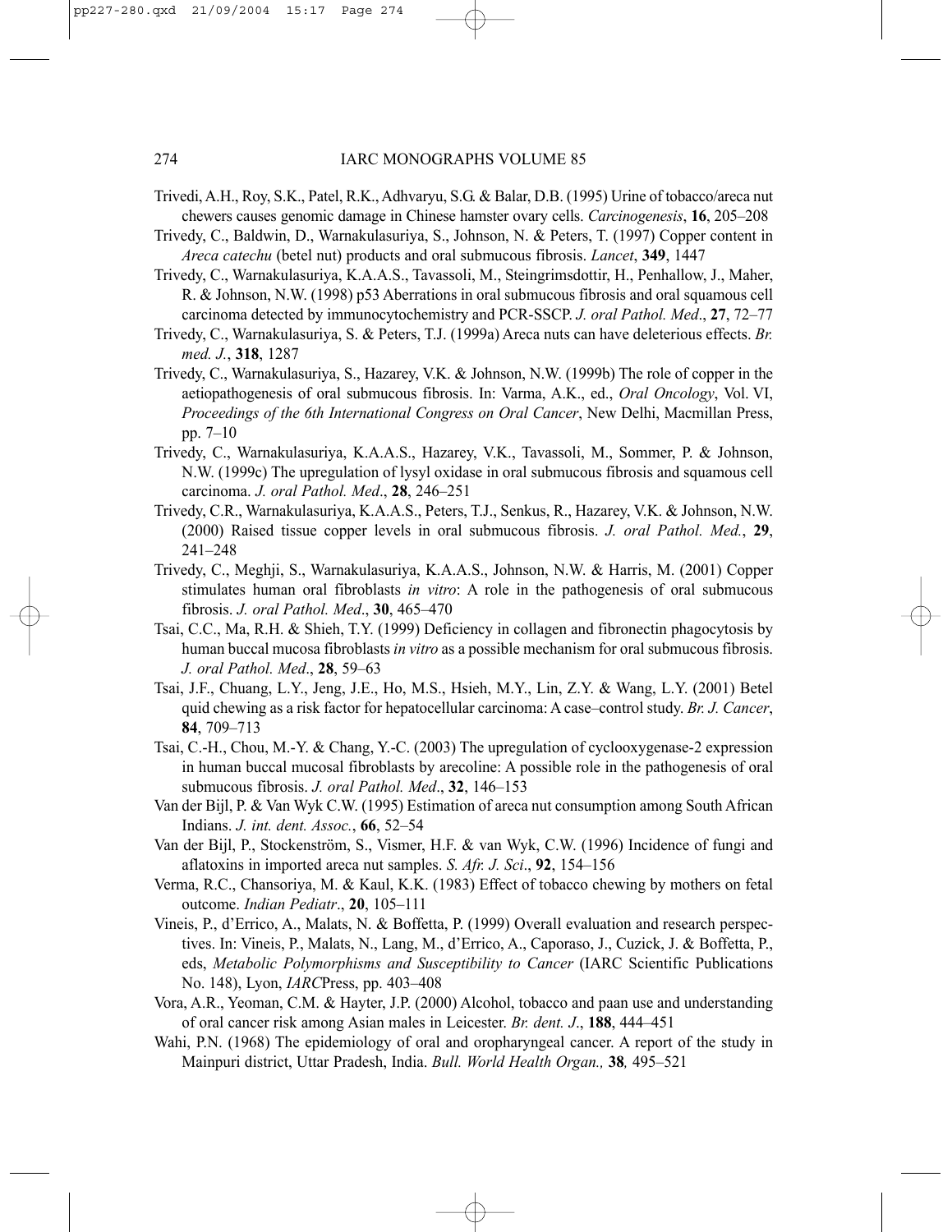Trivedi, A.H., Roy, S.K., Patel, R.K., Adhvaryu, S.G. & Balar, D.B. (1995) Urine of tobacco/areca nut chewers causes genomic damage in Chinese hamster ovary cells. *Carcinogenesis*, **16**, 205–208

Trivedy, C., Baldwin, D., Warnakulasuriya, S., Johnson, N. & Peters, T. (1997) Copper content in *Areca catechu* (betel nut) products and oral submucous fibrosis. *Lancet*, **349**, 1447

Trivedy, C., Warnakulasuriya, K.A.A.S., Tavassoli, M., Steingrimsdottir, H., Penhallow, J., Maher, R. & Johnson, N.W. (1998) p53 Aberrations in oral submucous fibrosis and oral squamous cell carcinoma detected by immunocytochemistry and PCR-SSCP. *J. oral Pathol. Med*., **27**, 72–77

Trivedy, C., Warnakulasuriya, S. & Peters, T.J. (1999a) Areca nuts can have deleterious effects. *Br. med. J.*, **318**, 1287

Trivedy, C., Warnakulasuriya, S., Hazarey, V.K. & Johnson, N.W. (1999b) The role of copper in the aetiopathogenesis of oral submucous fibrosis. In: Varma, A.K., ed., *Oral Oncology*, Vol. VI, *Proceedings of the 6th International Congress on Oral Cancer*, New Delhi, Macmillan Press, pp. 7–10

Trivedy, C., Warnakulasuriya, K.A.A.S., Hazarey, V.K., Tavassoli, M., Sommer, P. & Johnson, N.W. (1999c) The upregulation of lysyl oxidase in oral submucous fibrosis and squamous cell carcinoma. *J. oral Pathol. Med*., **28**, 246–251

Trivedy, C.R., Warnakulasuriya, K.A.A.S., Peters, T.J., Senkus, R., Hazarey, V.K. & Johnson, N.W. (2000) Raised tissue copper levels in oral submucous fibrosis. *J. oral Pathol. Med.*, **29**, 241–248

Trivedy, C., Meghji, S., Warnakulasuriya, K.A.A.S., Johnson, N.W. & Harris, M. (2001) Copper stimulates human oral fibroblasts *in vitro*: A role in the pathogenesis of oral submucous fibrosis. *J. oral Pathol. Med*., **30**, 465–470

Tsai, C.C., Ma, R.H. & Shieh, T.Y. (1999) Deficiency in collagen and fibronectin phagocytosis by human buccal mucosa fibroblasts *in vitro* as a possible mechanism for oral submucous fibrosis. *J. oral Pathol. Med*., **28**, 59–63

Tsai, J.F., Chuang, L.Y., Jeng, J.E., Ho, M.S., Hsieh, M.Y., Lin, Z.Y. & Wang, L.Y. (2001) Betel quid chewing as a risk factor for hepatocellular carcinoma: A case–control study. *Br. J. Cancer*, **84**, 709–713

Tsai, C.-H., Chou, M.-Y. & Chang, Y.-C. (2003) The upregulation of cyclooxygenase-2 expression in human buccal mucosal fibroblasts by arecoline: A possible role in the pathogenesis of oral submucous fibrosis. *J. oral Pathol. Med*., **32**, 146–153

Van der Bijl, P. & Van Wyk C.W. (1995) Estimation of areca nut consumption among South African Indians. *J. int. dent. Assoc.*, **66**, 52–54

Van der Bijl, P., Stockenström, S., Vismer, H.F. & van Wyk, C.W. (1996) Incidence of fungi and aflatoxins in imported areca nut samples. *S. Afr. J. Sci*., **92**, 154–156

Verma, R.C., Chansoriya, M. & Kaul, K.K. (1983) Effect of tobacco chewing by mothers on fetal outcome. *Indian Pediatr*., **20**, 105–111

Vineis, P., d'Errico, A., Malats, N. & Boffetta, P. (1999) Overall evaluation and research perspectives. In: Vineis, P., Malats, N., Lang, M., d'Errico, A., Caporaso, J., Cuzick, J. & Boffetta, P., eds, *Metabolic Polymorphisms and Susceptibility to Cancer* (IARC Scientific Publications No. 148), Lyon, *IARC*Press, pp. 403–408

Vora, A.R., Yeoman, C.M. & Hayter, J.P. (2000) Alcohol, tobacco and paan use and understanding of oral cancer risk among Asian males in Leicester. *Br. dent. J*., **188**, 444–451

Wahi, P.N. (1968) The epidemiology of oral and oropharyngeal cancer. A report of the study in Mainpuri district, Uttar Pradesh, India. *Bull. World Health Organ.,* **38***,* 495–521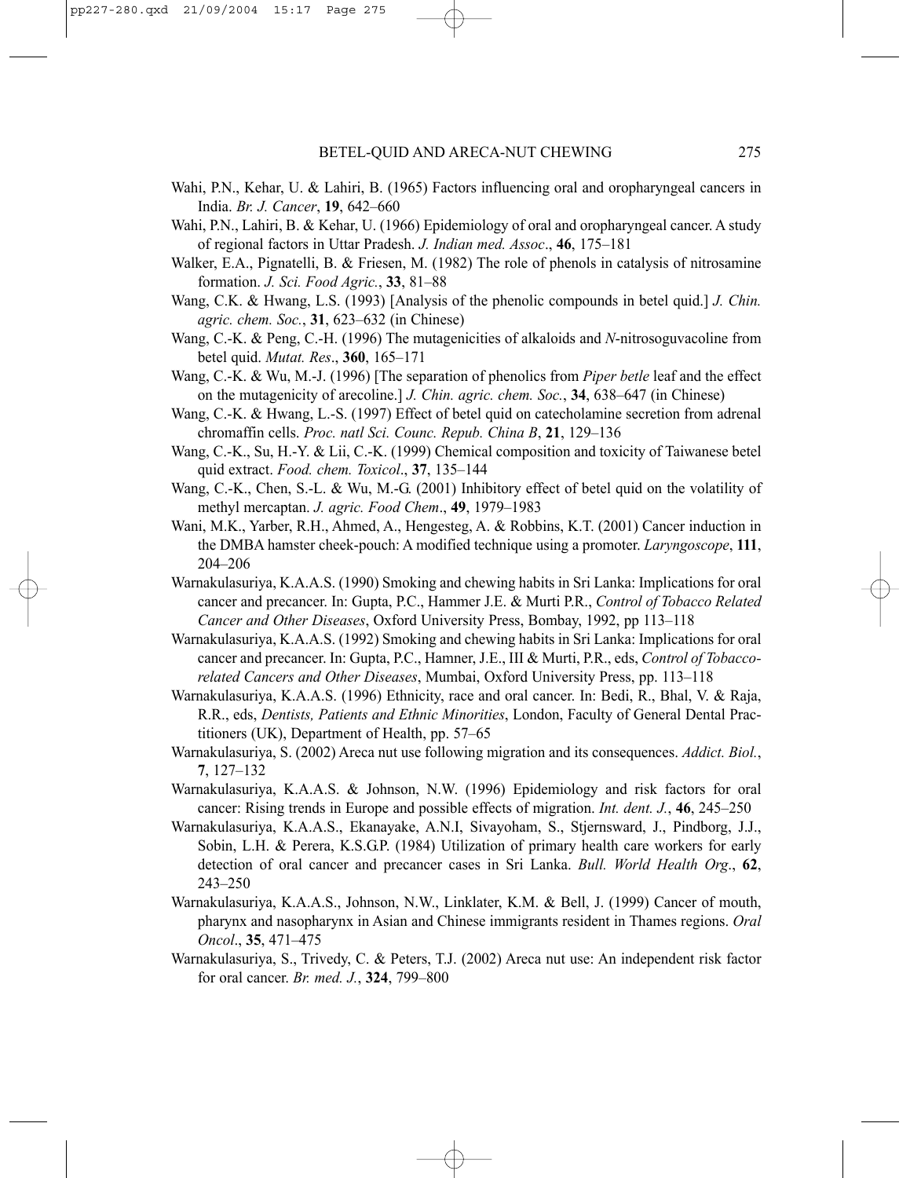Wahi, P.N., Kehar, U. & Lahiri, B. (1965) Factors influencing oral and oropharyngeal cancers in India. *Br. J. Cancer*, **19**, 642–660

Wahi, P.N., Lahiri, B. & Kehar, U. (1966) Epidemiology of oral and oropharyngeal cancer. A study of regional factors in Uttar Pradesh. *J. Indian med. Assoc*., **46**, 175–181

Walker, E.A., Pignatelli, B. & Friesen, M. (1982) The role of phenols in catalysis of nitrosamine formation. *J. Sci. Food Agric.*, **33**, 81–88

Wang, C.K. & Hwang, L.S. (1993) [Analysis of the phenolic compounds in betel quid.] *J. Chin. agric. chem. Soc.*, **31**, 623–632 (in Chinese)

Wang, C.-K. & Peng, C.-H. (1996) The mutagenicities of alkaloids and *N*-nitrosoguvacoline from betel quid. *Mutat. Res*., **360**, 165–171

Wang, C.-K. & Wu, M.-J. (1996) [The separation of phenolics from *Piper betle* leaf and the effect on the mutagenicity of arecoline.] *J. Chin. agric. chem. Soc.*, **34**, 638–647 (in Chinese)

Wang, C.-K. & Hwang, L.-S. (1997) Effect of betel quid on catecholamine secretion from adrenal chromaffin cells. *Proc. natl Sci. Counc. Repub. China B*, **21**, 129–136

Wang, C.-K., Su, H.-Y. & Lii, C.-K. (1999) Chemical composition and toxicity of Taiwanese betel quid extract. *Food. chem. Toxicol*., **37**, 135–144

Wang, C.-K., Chen, S.-L. & Wu, M.-G. (2001) Inhibitory effect of betel quid on the volatility of methyl mercaptan. *J. agric. Food Chem*., **49**, 1979–1983

Wani, M.K., Yarber, R.H., Ahmed, A., Hengesteg, A. & Robbins, K.T. (2001) Cancer induction in the DMBA hamster cheek-pouch: A modified technique using a promoter. *Laryngoscope*, **111**, 204–206

Warnakulasuriya, K.A.A.S. (1990) Smoking and chewing habits in Sri Lanka: Implications for oral cancer and precancer. In: Gupta, P.C., Hammer J.E. & Murti P.R., *Control of Tobacco Related Cancer and Other Diseases*, Oxford University Press, Bombay, 1992, pp 113–118

Warnakulasuriya, K.A.A.S. (1992) Smoking and chewing habits in Sri Lanka: Implications for oral cancer and precancer. In: Gupta, P.C., Hamner, J.E., III & Murti, P.R., eds, *Control of Tobacco-related Cancers and Other Diseases*, Mumbai, Oxford University Press, pp. 113–118

Warnakulasuriya, K.A.A.S. (1996) Ethnicity, race and oral cancer. In: Bedi, R., Bhal, V. & Raja, R.R., eds, *Dentists, Patients and Ethnic Minorities*, London, Faculty of General Dental Practitioners (UK), Department of Health, pp. 57–65

Warnakulasuriya, S. (2002) Areca nut use following migration and its consequences. *Addict. Biol.*, **7**, 127–132

Warnakulasuriya, K.A.A.S. & Johnson, N.W. (1996) Epidemiology and risk factors for oral cancer: Rising trends in Europe and possible effects of migration. *Int. dent. J.*, **46**, 245–250

Warnakulasuriya, K.A.A.S., Ekanayake, A.N.I, Sivayoham, S., Stjernsward, J., Pindborg, J.J., Sobin, L.H. & Perera, K.S.G.P. (1984) Utilization of primary health care workers for early detection of oral cancer and precancer cases in Sri Lanka. *Bull. World Health Org*., **62**, 243–250

Warnakulasuriya, K.A.A.S., Johnson, N.W., Linklater, K.M. & Bell, J. (1999) Cancer of mouth, pharynx and nasopharynx in Asian and Chinese immigrants resident in Thames regions. *Oral Oncol*., **35**, 471–475

Warnakulasuriya, S., Trivedy, C. & Peters, T.J. (2002) Areca nut use: An independent risk factor for oral cancer. *Br. med. J.*, **324**, 799–800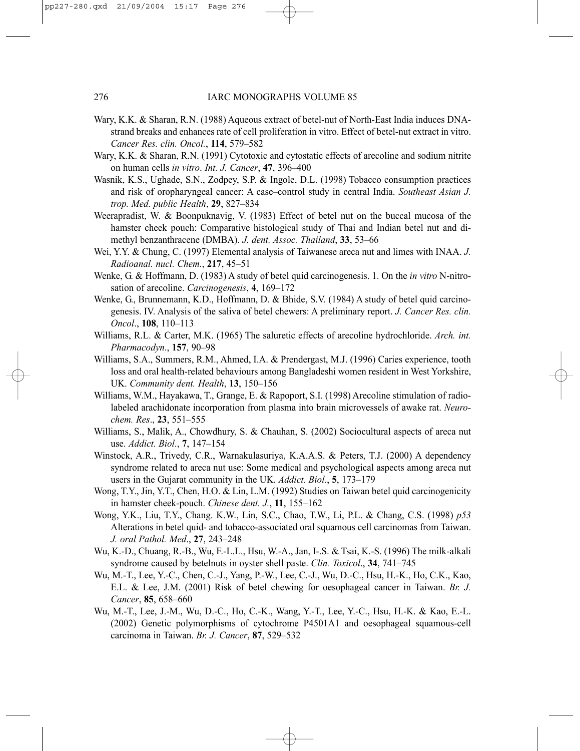Wary, K.K. & Sharan, R.N. (1988) Aqueous extract of betel-nut of North-East India induces DNA-strand breaks and enhances rate of cell proliferation in vitro. Effect of betel-nut extract in vitro. *Cancer Res. clin. Oncol.*, **114**, 579–582

Wary, K.K. & Sharan, R.N. (1991) Cytotoxic and cytostatic effects of arecoline and sodium nitrite on human cells *in vitro*. *Int. J. Cancer*, **47**, 396–400

Wasnik, K.S., Ughade, S.N., Zodpey, S.P. & Ingole, D.L. (1998) Tobacco consumption practices and risk of oropharyngeal cancer: A case–control study in central India. *Southeast Asian J. trop. Med. public Health*, **29**, 827–834

Weerapradist, W. & Boonpuknavig, V. (1983) Effect of betel nut on the buccal mucosa of the hamster cheek pouch: Comparative histological study of Thai and Indian betel nut and dimethyl benzanthracene (DMBA). *J. dent. Assoc. Thailand*, **33**, 53–66

Wei, Y.Y. & Chung, C. (1997) Elemental analysis of Taiwanese areca nut and limes with INAA. *J. Radioanal. nucl. Chem.*, **217**, 45–51

Wenke, G. & Hoffmann, D. (1983) A study of betel quid carcinogenesis. 1. On the *in vitro* N-nitrosation of arecoline. *Carcinogenesis*, **4**, 169–172

Wenke, G., Brunnemann, K.D., Hoffmann, D. & Bhide, S.V. (1984) A study of betel quid carcinogenesis. IV. Analysis of the saliva of betel chewers: A preliminary report. *J. Cancer Res. clin. Oncol*., **108**, 110–113

Williams, R.L. & Carter, M.K. (1965) The saluretic effects of arecoline hydrochloride. *Arch. int. Pharmacodyn*., **157**, 90–98

Williams, S.A., Summers, R.M., Ahmed, I.A. & Prendergast, M.J. (1996) Caries experience, tooth loss and oral health-related behaviours among Bangladeshi women resident in West Yorkshire, UK. *Community dent. Health*, **13**, 150–156

Williams, W.M., Hayakawa, T., Grange, E. & Rapoport, S.I. (1998) Arecoline stimulation of radiolabeled arachidonate incorporation from plasma into brain microvessels of awake rat. *Neurochem. Res*., **23**, 551–555

Williams, S., Malik, A., Chowdhury, S. & Chauhan, S. (2002) Sociocultural aspects of areca nut use. *Addict. Biol*., **7**, 147–154

Winstock, A.R., Trivedy, C.R., Warnakulasuriya, K.A.A.S. & Peters, T.J. (2000) A dependency syndrome related to areca nut use: Some medical and psychological aspects among areca nut users in the Gujarat community in the UK. *Addict. Biol*., **5**, 173–179

Wong, T.Y., Jin, Y.T., Chen, H.O. & Lin, L.M. (1992) Studies on Taiwan betel quid carcinogenicity in hamster cheek-pouch. *Chinese dent. J.*, **11**, 155–162

Wong, Y.K., Liu, T.Y., Chang. K.W., Lin, S.C., Chao, T.W., Li, P.L. & Chang, C.S. (1998) *p53* Alterations in betel quid- and tobacco-associated oral squamous cell carcinomas from Taiwan. *J. oral Pathol. Med*., **27**, 243–248

Wu, K.-D., Chuang, R.-B., Wu, F.-L.L., Hsu, W.-A., Jan, I-.S. & Tsai, K.-S. (1996) The milk-alkali syndrome caused by betelnuts in oyster shell paste. *Clin. Toxicol*., **34**, 741–745

Wu, M.-T., Lee, Y.-C., Chen, C.-J., Yang, P.-W., Lee, C.-J., Wu, D.-C., Hsu, H.-K., Ho, C.K., Kao, E.L. & Lee, J.M. (2001) Risk of betel chewing for oesophageal cancer in Taiwan. *Br. J. Cancer*, **85**, 658–660

Wu, M.-T., Lee, J.-M., Wu, D.-C., Ho, C.-K., Wang, Y.-T., Lee, Y.-C., Hsu, H.-K. & Kao, E.-L. (2002) Genetic polymorphisms of cytochrome P4501A1 and oesophageal squamous-cell carcinoma in Taiwan. *Br. J. Cancer*, **87**, 529–532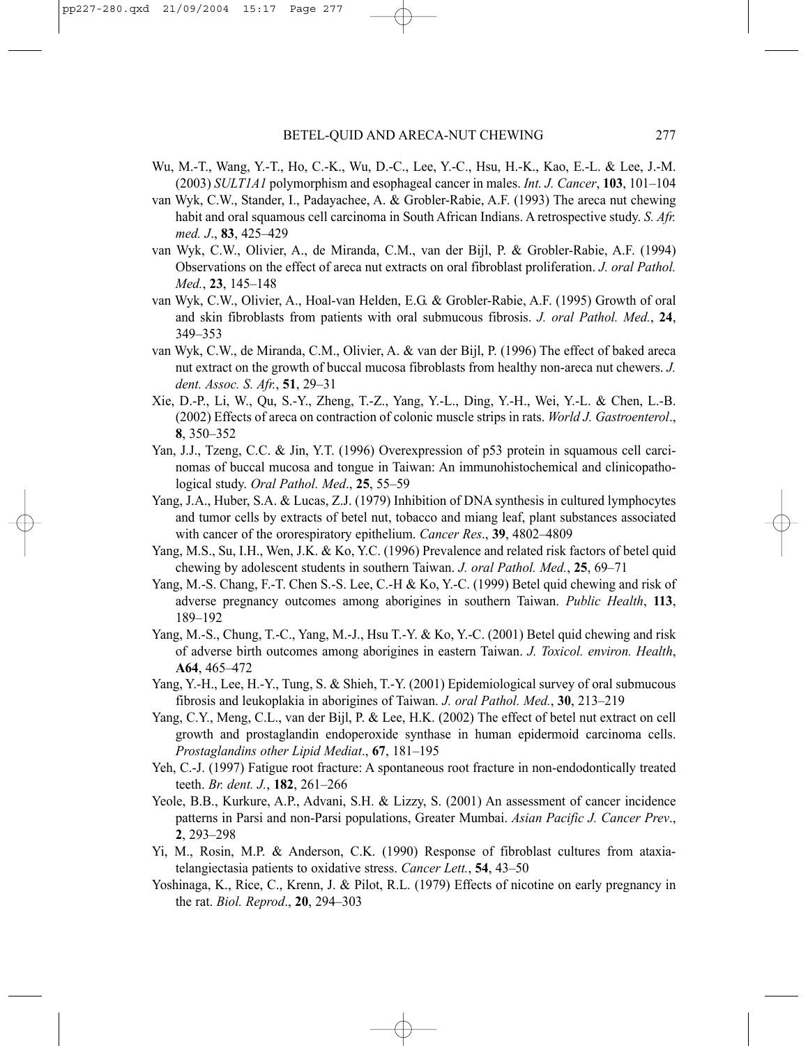Wu, M.-T., Wang, Y.-T., Ho, C.-K., Wu, D.-C., Lee, Y.-C., Hsu, H.-K., Kao, E.-L. & Lee, J.-M. (2003) *SULT1A1* polymorphism and esophageal cancer in males. *Int. J. Cancer*, **103**, 101–104

van Wyk, C.W., Stander, I., Padayachee, A. & Grobler-Rabie, A.F. (1993) The areca nut chewing habit and oral squamous cell carcinoma in South African Indians. A retrospective study. *S. Afr. med. J*., **83**, 425–429

van Wyk, C.W., Olivier, A., de Miranda, C.M., van der Bijl, P. & Grobler-Rabie, A.F. (1994) Observations on the effect of areca nut extracts on oral fibroblast proliferation. *J. oral Pathol. Med.*, **23**, 145–148

van Wyk, C.W., Olivier, A., Hoal-van Helden, E.G. & Grobler-Rabie, A.F. (1995) Growth of oral and skin fibroblasts from patients with oral submucous fibrosis. *J. oral Pathol. Med.*, **24**, 349–353

van Wyk, C.W., de Miranda, C.M., Olivier, A. & van der Bijl, P. (1996) The effect of baked areca nut extract on the growth of buccal mucosa fibroblasts from healthy non-areca nut chewers. *J. dent. Assoc. S. Afr.*, **51**, 29–31

Xie, D.-P., Li, W., Qu, S.-Y., Zheng, T.-Z., Yang, Y.-L., Ding, Y.-H., Wei, Y.-L. & Chen, L.-B. (2002) Effects of areca on contraction of colonic muscle strips in rats. *World J. Gastroenterol*., **8**, 350–352

Yan, J.J., Tzeng, C.C. & Jin, Y.T. (1996) Overexpression of p53 protein in squamous cell carcinomas of buccal mucosa and tongue in Taiwan: An immunohistochemical and clinicopathological study. *Oral Pathol. Med*., **25**, 55–59

Yang, J.A., Huber, S.A. & Lucas, Z.J. (1979) Inhibition of DNA synthesis in cultured lymphocytes and tumor cells by extracts of betel nut, tobacco and miang leaf, plant substances associated with cancer of the ororespiratory epithelium. *Cancer Res*., **39**, 4802–4809

Yang, M.S., Su, I.H., Wen, J.K. & Ko, Y.C. (1996) Prevalence and related risk factors of betel quid chewing by adolescent students in southern Taiwan. *J. oral Pathol. Med.*, **25**, 69–71

Yang, M.-S. Chang, F.-T. Chen S.-S. Lee, C.-H & Ko, Y.-C. (1999) Betel quid chewing and risk of adverse pregnancy outcomes among aborigines in southern Taiwan. *Public Health*, **113**, 189–192

Yang, M.-S., Chung, T.-C., Yang, M.-J., Hsu T.-Y. & Ko, Y.-C. (2001) Betel quid chewing and risk of adverse birth outcomes among aborigines in eastern Taiwan. *J. Toxicol. environ. Health*, **A64**, 465–472

Yang, Y.-H., Lee, H.-Y., Tung, S. & Shieh, T.-Y. (2001) Epidemiological survey of oral submucous fibrosis and leukoplakia in aborigines of Taiwan. *J. oral Pathol. Med.*, **30**, 213–219

Yang, C.Y., Meng, C.L., van der Bijl, P. & Lee, H.K. (2002) The effect of betel nut extract on cell growth and prostaglandin endoperoxide synthase in human epidermoid carcinoma cells. *Prostaglandins other Lipid Mediat*., **67**, 181–195

Yeh, C.-J. (1997) Fatigue root fracture: A spontaneous root fracture in non-endodontically treated teeth. *Br. dent. J.*, **182**, 261–266

Yeole, B.B., Kurkure, A.P., Advani, S.H. & Lizzy, S. (2001) An assessment of cancer incidence patterns in Parsi and non-Parsi populations, Greater Mumbai. *Asian Pacific J. Cancer Prev*., **2**, 293–298

Yi, M., Rosin, M.P. & Anderson, C.K. (1990) Response of fibroblast cultures from ataxia-telangiectasia patients to oxidative stress. *Cancer Lett.*, **54**, 43–50

Yoshinaga, K., Rice, C., Krenn, J. & Pilot, R.L. (1979) Effects of nicotine on early pregnancy in the rat. *Biol. Reprod*., **20**, 294–303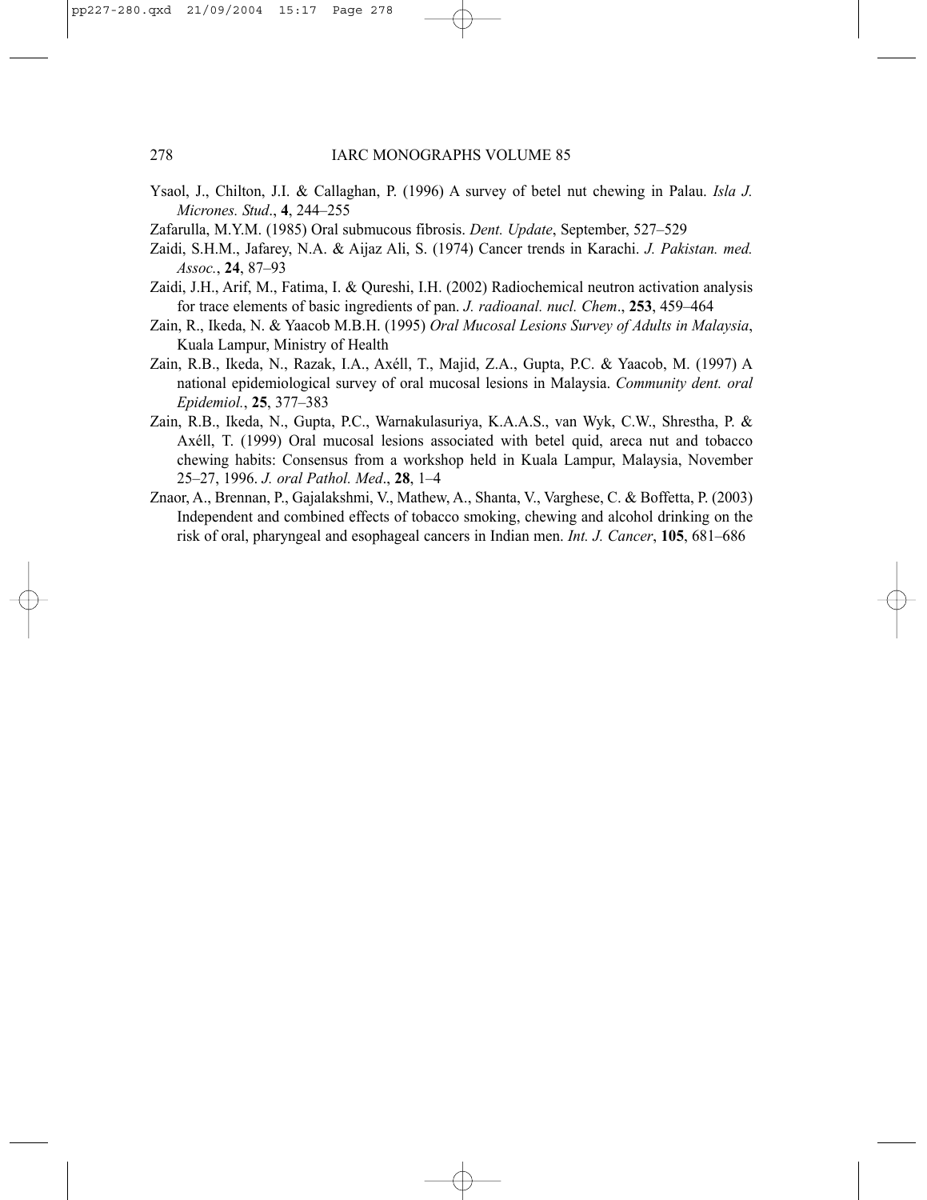Ysaol, J., Chilton, J.I. & Callaghan, P. (1996) A survey of betel nut chewing in Palau. *Isla J. Microns. Stud*., **4**, 244–255

Zafarulla, M.Y.M. (1985) Oral submucous fibrosis. *Dent. Update*, September, 527–529

Zaidi, S.H.M., Jafarey, N.A. & Aijaz Ali, S. (1974) Cancer trends in Karachi. *J. Pakistan. med. Assoc.*, **24**, 87–93

Zaidi, J.H., Arif, M., Fatima, I. & Qureshi, I.H. (2002) Radiochemical neutron activation analysis for trace elements of basic ingredients of pan. *J. radioanal. nucl. Chem*., **253**, 459–464

Zain, R., Ikeda, N. & Yaacob M.B.H. (1995) *Oral Mucosal Lesions Survey of Adults in Malaysia*, Kuala Lampur, Ministry of Health

Zain, R.B., Ikeda, N., Razak, I.A., Axéll, T., Majid, Z.A., Gupta, P.C. & Yaacob, M. (1997) A national epidemiological survey of oral mucosal lesions in Malaysia. *Community dent. oral Epidemiol.*, **25**, 377–383

Zain, R.B., Ikeda, N., Gupta, P.C., Warnakulasuriya, K.A.A.S., van Wyk, C.W., Shrestha, P. & Axéll, T. (1999) Oral mucosal lesions associated with betel quid, areca nut and tobacco chewing habits: Consensus from a workshop held in Kuala Lampur, Malaysia, November 25–27, 1996. *J. oral Pathol. Med*., **28**, 1–4

Znaor, A., Brennan, P., Gajalakshmi, V., Mathew, A., Shanta, V., Varghese, C. & Boffetta, P. (2003) Independent and combined effects of tobacco smoking, chewing and alcohol drinking on the risk of oral, pharyngeal and esophageal cancers in Indian men. *Int. J. Cancer*, **105**, 681–686